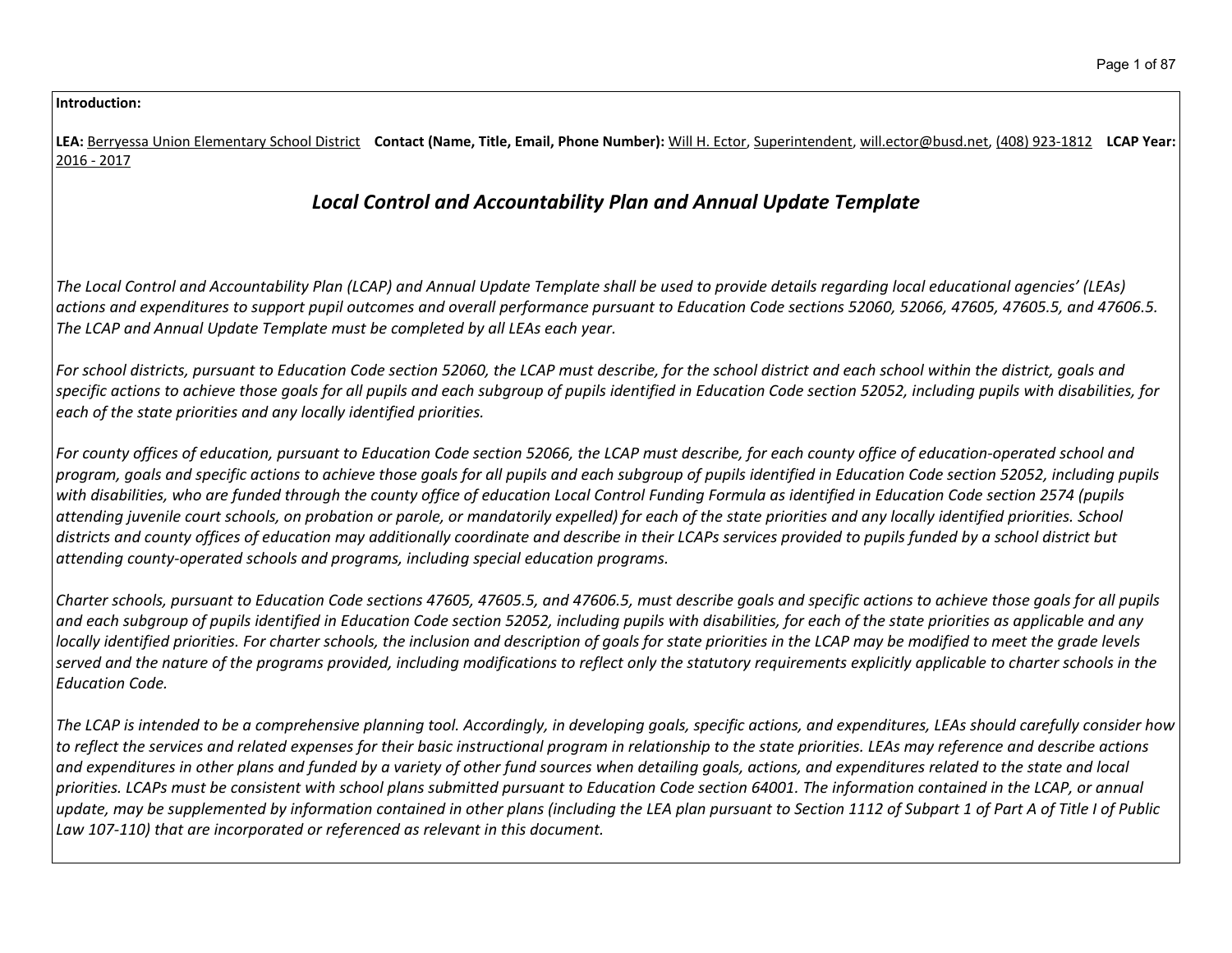**Introduction:**

**LEA:** Berryessa Union Elementary School District **Contact (Name, Title, Email, Phone Number):** Will H. Ector, Superintendent, will.ector@busd.net, (408) 923-1812 **LCAP Year:** 2016 - 2017

## *Local Control and Accountability Plan and Annual Update Template*

*The Local Control and Accountability Plan (LCAP) and Annual Update Template shall be used to provide details regarding local educational agencies' (LEAs) actions and expenditures to support pupil outcomes and overall performance pursuant to Education Code sections 52060, 52066, 47605, 47605.5, and 47606.5. The LCAP and Annual Update Template must be completed by all LEAs each year.*

*For school districts, pursuant to Education Code section 52060, the LCAP must describe, for the school district and each school within the district, goals and specific actions to achieve those goals for all pupils and each subgroup of pupils identified in Education Code section 52052, including pupils with disabilities, for each of the state priorities and any locally identified priorities.*

*For county offices of education, pursuant to Education Code section 52066, the LCAP must describe, for each county office of education-operated school and program, goals and specific actions to achieve those goals for all pupils and each subgroup of pupils identified in Education Code section 52052, including pupils with disabilities, who are funded through the county office of education Local Control Funding Formula as identified in Education Code section 2574 (pupils attending juvenile court schools, on probation or parole, or mandatorily expelled) for each of the state priorities and any locally identified priorities. School districts and county offices of education may additionally coordinate and describe in their LCAPs services provided to pupils funded by a school district but attending county-operated schools and programs, including special education programs.*

*Charter schools, pursuant to Education Code sections 47605, 47605.5, and 47606.5, must describe goals and specific actions to achieve those goals for all pupils and each subgroup of pupils identified in Education Code section 52052, including pupils with disabilities, for each of the state priorities as applicable and any locally identified priorities. For charter schools, the inclusion and description of goals for state priorities in the LCAP may be modified to meet the grade levels served and the nature of the programs provided, including modifications to reflect only the statutory requirements explicitly applicable to charter schools in the Education Code.*

*The LCAP is intended to be a comprehensive planning tool. Accordingly, in developing goals, specific actions, and expenditures, LEAs should carefully consider how to reflect the services and related expenses for their basic instructional program in relationship to the state priorities. LEAs may reference and describe actions and expenditures in other plans and funded by a variety of other fund sources when detailing goals, actions, and expenditures related to the state and local priorities. LCAPs must be consistent with school plans submitted pursuant to Education Code section 64001. The information contained in the LCAP, or annual update, may be supplemented by information contained in other plans (including the LEA plan pursuant to Section 1112 of Subpart 1 of Part A of Title I of Public Law 107-110) that are incorporated or referenced as relevant in this document.*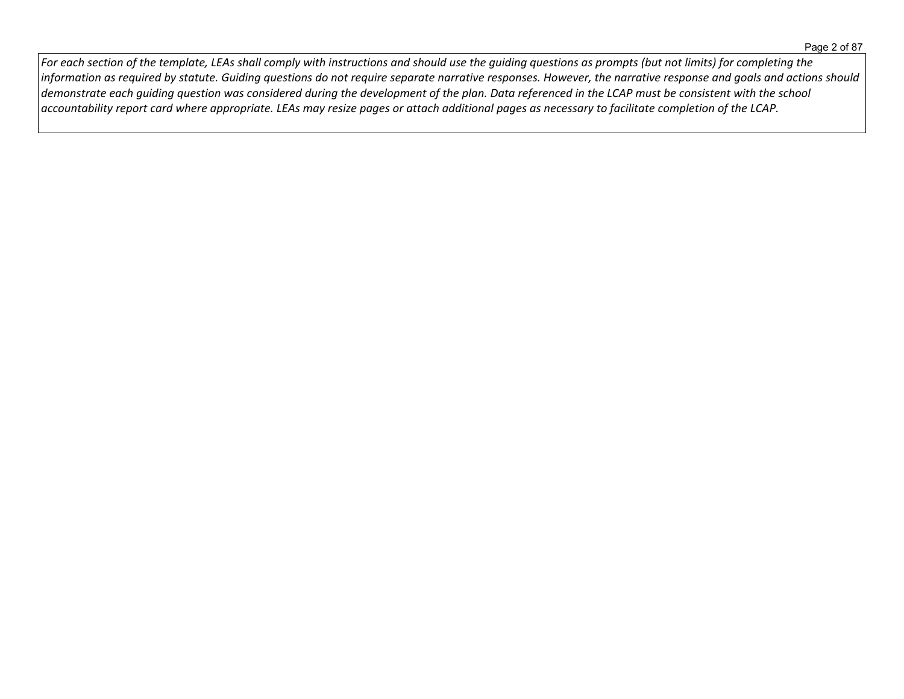*For each section of the template, LEAs shall comply with instructions and should use the guiding questions as prompts (but not limits) for completing the information as required by statute. Guiding questions do not require separate narrative responses. However, the narrative response and goals and actions should demonstrate each guiding question was considered during the development of the plan. Data referenced in the LCAP must be consistent with the school accountability report card where appropriate. LEAs may resize pages or attach additional pages as necessary to facilitate completion of the LCAP.*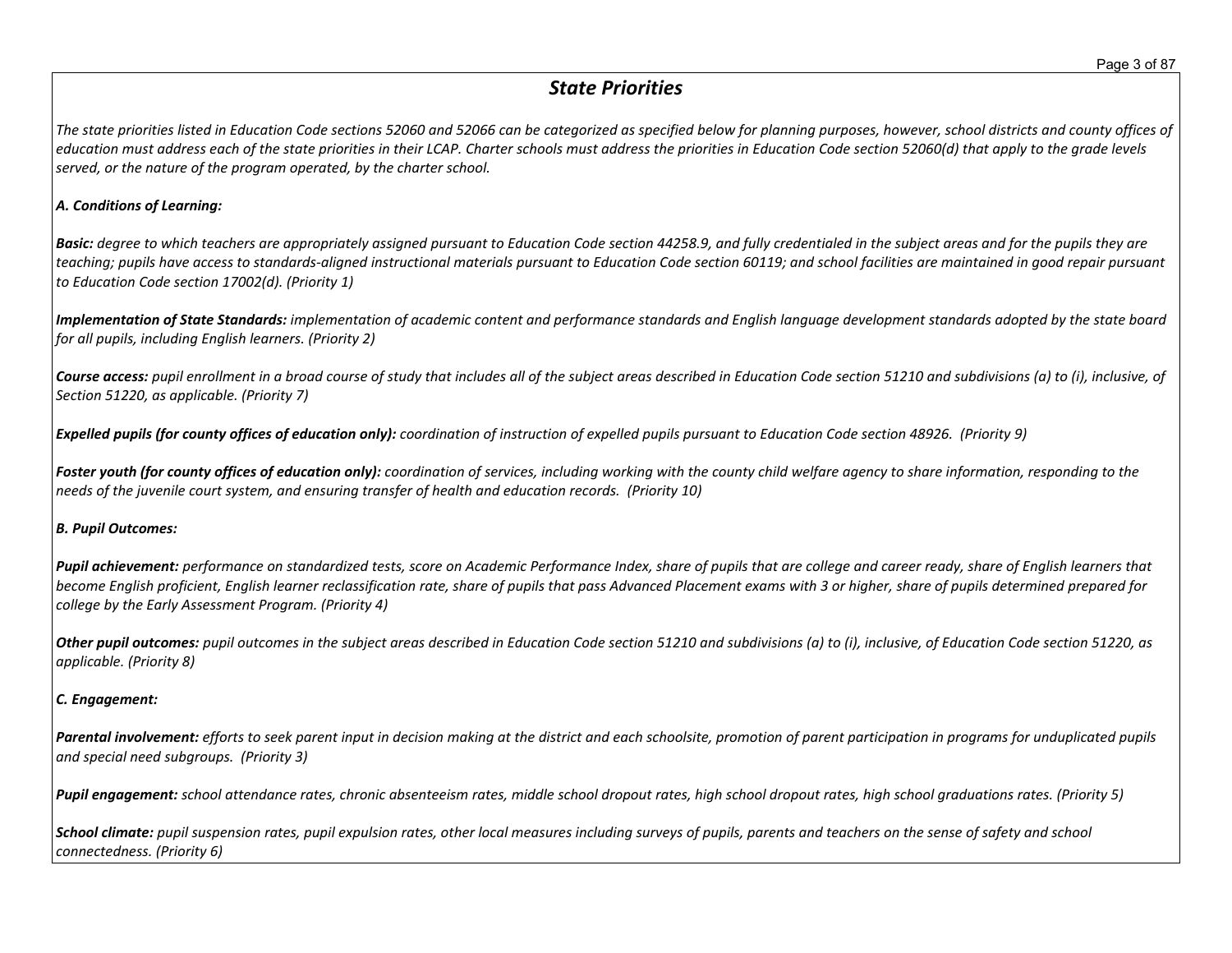## *State Priorities*

*The state priorities listed in Education Code sections 52060 and 52066 can be categorized as specified below for planning purposes, however, school districts and county offices of education must address each of the state priorities in their LCAP. Charter schools must address the priorities in Education Code section 52060(d) that apply to the grade levels served, or the nature of the program operated, by the charter school.*

***A. Conditions of Learning:***

***Basic:*** *degree to which teachers are appropriately assigned pursuant to Education Code section 44258.9, and fully credentialed in the subject areas and for the pupils they are teaching; pupils have access to standards-aligned instructional materials pursuant to Education Code section 60119; and school facilities are maintained in good repair pursuant to Education Code section 17002(d). (Priority 1)*

***Implementation of State Standards:*** *implementation of academic content and performance standards and English language development standards adopted by the state board for all pupils, including English learners. (Priority 2)*

***Course access:*** *pupil enrollment in a broad course of study that includes all of the subject areas described in Education Code section 51210 and subdivisions (a) to (i), inclusive, of Section 51220, as applicable. (Priority 7)*

***Expelled pupils (for county offices of education only):*** *coordination of instruction of expelled pupils pursuant to Education Code section 48926. (Priority 9)*

***Foster youth (for county offices of education only):*** *coordination of services, including working with the county child welfare agency to share information, responding to the needs of the juvenile court system, and ensuring transfer of health and education records. (Priority 10)*

***B. Pupil Outcomes:***

***Pupil achievement:*** *performance on standardized tests, score on Academic Performance Index, share of pupils that are college and career ready, share of English learners that become English proficient, English learner reclassification rate, share of pupils that pass Advanced Placement exams with 3 or higher, share of pupils determined prepared for college by the Early Assessment Program. (Priority 4)*

***Other pupil outcomes:*** *pupil outcomes in the subject areas described in Education Code section 51210 and subdivisions (a) to (i), inclusive, of Education Code section 51220, as applicable. (Priority 8)*

***C. Engagement:***

***Parental involvement:*** *efforts to seek parent input in decision making at the district and each schoolsite, promotion of parent participation in programs for unduplicated pupils and special need subgroups. (Priority 3)*

***Pupil engagement:*** *school attendance rates, chronic absenteeism rates, middle school dropout rates, high school dropout rates, high school graduations rates. (Priority 5)*

***School climate:*** *pupil suspension rates, pupil expulsion rates, other local measures including surveys of pupils, parents and teachers on the sense of safety and school connectedness. (Priority 6)*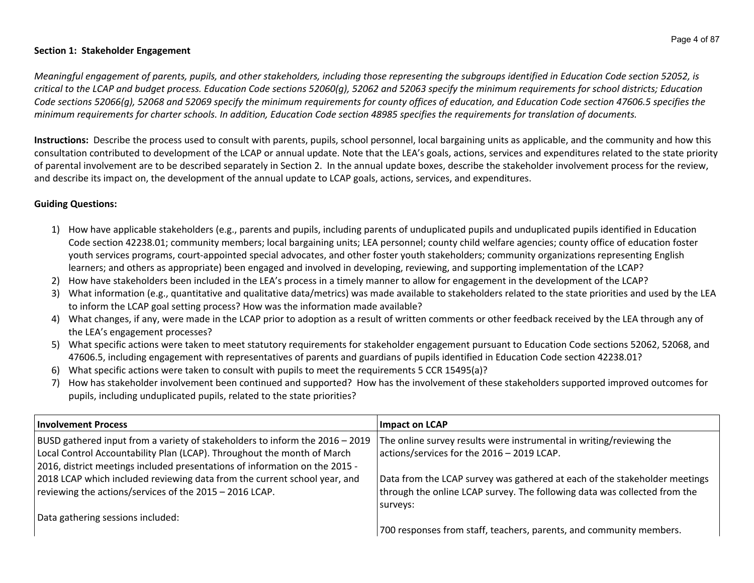**Section 1: Stakeholder Engagement**

*Meaningful engagement of parents, pupils, and other stakeholders, including those representing the subgroups identified in Education Code section 52052, is critical to the LCAP and budget process. Education Code sections 52060(g), 52062 and 52063 specify the minimum requirements for school districts; Education Code sections 52066(g), 52068 and 52069 specify the minimum requirements for county offices of education, and Education Code section 47606.5 specifies the minimum requirements for charter schools. In addition, Education Code section 48985 specifies the requirements for translation of documents.*

**Instructions:** Describe the process used to consult with parents, pupils, school personnel, local bargaining units as applicable, and the community and how this consultation contributed to development of the LCAP or annual update. Note that the LEA's goals, actions, services and expenditures related to the state priority of parental involvement are to be described separately in Section 2. In the annual update boxes, describe the stakeholder involvement process for the review, and describe its impact on, the development of the annual update to LCAP goals, actions, services, and expenditures.

**Guiding Questions:**

1) How have applicable stakeholders (e.g., parents and pupils, including parents of unduplicated pupils and unduplicated pupils identified in Education Code section 42238.01; community members; local bargaining units; LEA personnel; county child welfare agencies; county office of education foster youth services programs, court-appointed special advocates, and other foster youth stakeholders; community organizations representing English learners; and others as appropriate) been engaged and involved in developing, reviewing, and supporting implementation of the LCAP?
2) How have stakeholders been included in the LEA's process in a timely manner to allow for engagement in the development of the LCAP?
3) What information (e.g., quantitative and qualitative data/metrics) was made available to stakeholders related to the state priorities and used by the LEA to inform the LCAP goal setting process? How was the information made available?
4) What changes, if any, were made in the LCAP prior to adoption as a result of written comments or other feedback received by the LEA through any of the LEA's engagement processes?
5) What specific actions were taken to meet statutory requirements for stakeholder engagement pursuant to Education Code sections 52062, 52068, and 47606.5, including engagement with representatives of parents and guardians of pupils identified in Education Code section 42238.01?
6) What specific actions were taken to consult with pupils to meet the requirements 5 CCR 15495(a)?
7) How has stakeholder involvement been continued and supported? How has the involvement of these stakeholders supported improved outcomes for pupils, including unduplicated pupils, related to the state priorities?

| **Involvement Process** | **Impact on LCAP** |
| --- | --- |
| BUSD gathered input from a variety of stakeholders to inform the 2016 – 2019 Local Control Accountability Plan (LCAP). Throughout the month of March 2016, district meetings included presentations of information on the 2015 - 2018 LCAP which included reviewing data from the current school year, and reviewing the actions/services of the 2015 – 2016 LCAP.<br><br>Data gathering sessions included: | The online survey results were instrumental in writing/reviewing the actions/services for the 2016 – 2019 LCAP.<br><br>Data from the LCAP survey was gathered at each of the stakeholder meetings through the online LCAP survey. The following data was collected from the surveys:<br><br>700 responses from staff, teachers, parents, and community members. |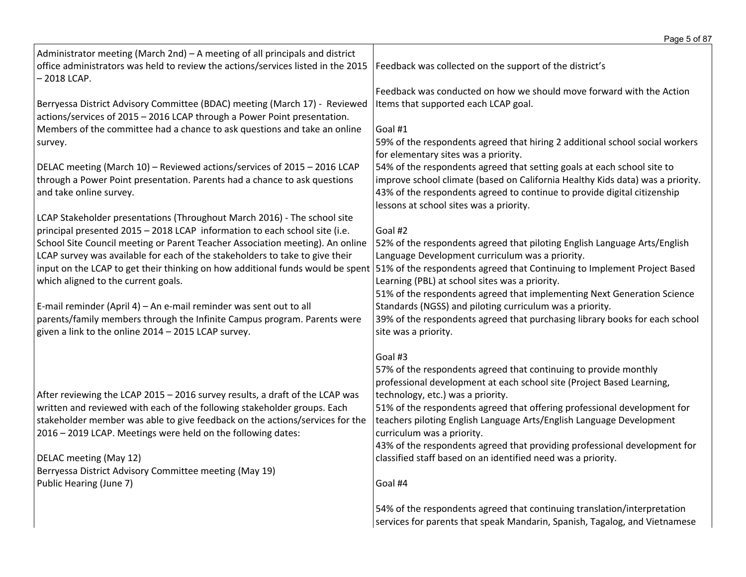| | |
|---|---|
| Administrator meeting (March 2nd) – A meeting of all principals and district office administrators was held to review the actions/services listed in the 2015 – 2018 LCAP.<br><br>Berryessa District Advisory Committee (BDAC) meeting (March 17) - Reviewed actions/services of 2015 – 2016 LCAP through a Power Point presentation. Members of the committee had a chance to ask questions and take an online survey.<br><br>DELAC meeting (March 10) – Reviewed actions/services of 2015 – 2016 LCAP through a Power Point presentation. Parents had a chance to ask questions and take online survey.<br><br>LCAP Stakeholder presentations (Throughout March 2016) - The school site principal presented 2015 – 2018 LCAP information to each school site (i.e. School Site Council meeting or Parent Teacher Association meeting). An online LCAP survey was available for each of the stakeholders to take to give their input on the LCAP to get their thinking on how additional funds would be spent which aligned to the current goals.<br><br>E-mail reminder (April 4) – An e-mail reminder was sent out to all parents/family members through the Infinite Campus program. Parents were given a link to the online 2014 – 2015 LCAP survey.<br><br>After reviewing the LCAP 2015 – 2016 survey results, a draft of the LCAP was written and reviewed with each of the following stakeholder groups. Each stakeholder member was able to give feedback on the actions/services for the 2016 – 2019 LCAP. Meetings were held on the following dates:<br><br>DELAC meeting (May 12)<br>Berryessa District Advisory Committee meeting (May 19)<br>Public Hearing (June 7) | Feedback was collected on the support of the district's<br><br>Feedback was conducted on how we should move forward with the Action Items that supported each LCAP goal.<br><br>Goal #1<br>59% of the respondents agreed that hiring 2 additional school social workers for elementary sites was a priority.<br>54% of the respondents agreed that setting goals at each school site to improve school climate (based on California Healthy Kids data) was a priority.<br>43% of the respondents agreed to continue to provide digital citizenship lessons at school sites was a priority.<br><br>Goal #2<br>52% of the respondents agreed that piloting English Language Arts/English Language Development curriculum was a priority.<br>51% of the respondents agreed that Continuing to Implement Project Based Learning (PBL) at school sites was a priority.<br>51% of the respondents agreed that implementing Next Generation Science Standards (NGSS) and piloting curriculum was a priority.<br>39% of the respondents agreed that purchasing library books for each school site was a priority.<br><br>Goal #3<br>57% of the respondents agreed that continuing to provide monthly professional development at each school site (Project Based Learning, technology, etc.) was a priority.<br>51% of the respondents agreed that offering professional development for teachers piloting English Language Arts/English Language Development curriculum was a priority.<br>43% of the respondents agreed that providing professional development for classified staff based on an identified need was a priority.<br><br>Goal #4<br><br>54% of the respondents agreed that continuing translation/interpretation services for parents that speak Mandarin, Spanish, Tagalog, and Vietnamese |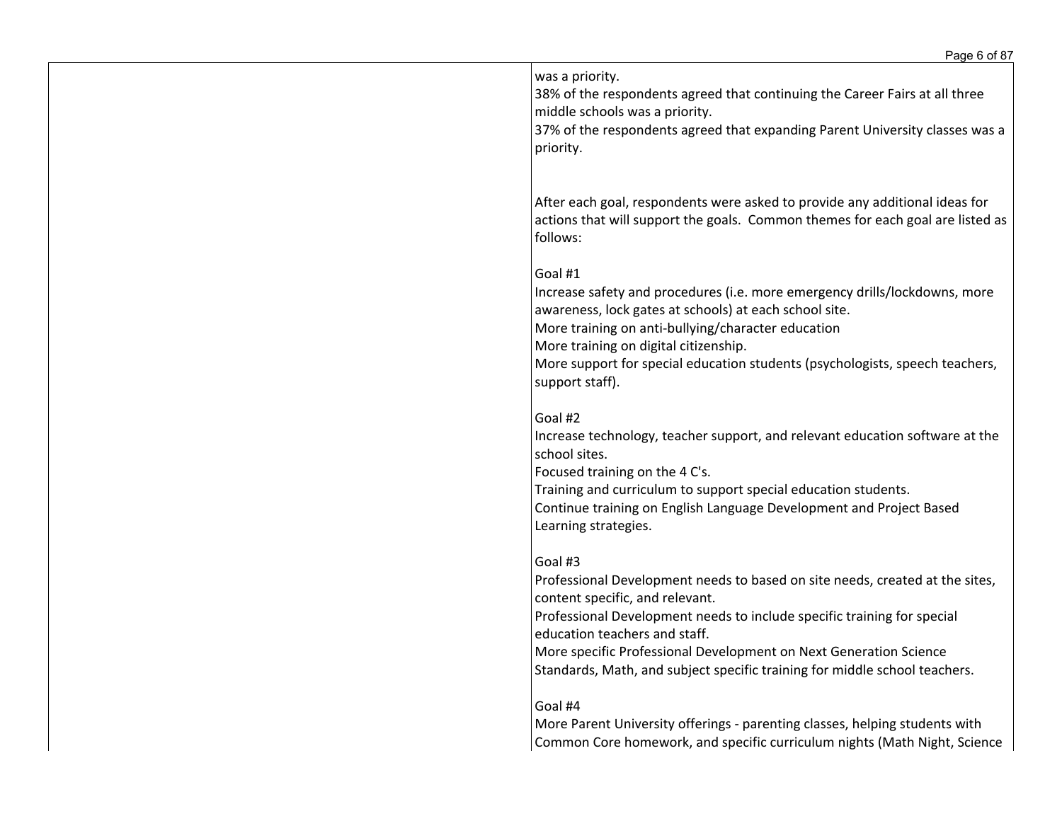was a priority.
38% of the respondents agreed that continuing the Career Fairs at all three middle schools was a priority.
37% of the respondents agreed that expanding Parent University classes was a priority.

After each goal, respondents were asked to provide any additional ideas for actions that will support the goals. Common themes for each goal are listed as follows:

Goal #1
Increase safety and procedures (i.e. more emergency drills/lockdowns, more awareness, lock gates at schools) at each school site.
More training on anti-bullying/character education
More training on digital citizenship.
More support for special education students (psychologists, speech teachers, support staff).

Goal #2
Increase technology, teacher support, and relevant education software at the school sites.
Focused training on the 4 C's.
Training and curriculum to support special education students.
Continue training on English Language Development and Project Based Learning strategies.

Goal #3
Professional Development needs to based on site needs, created at the sites, content specific, and relevant.
Professional Development needs to include specific training for special education teachers and staff.
More specific Professional Development on Next Generation Science Standards, Math, and subject specific training for middle school teachers.

Goal #4
More Parent University offerings - parenting classes, helping students with Common Core homework, and specific curriculum nights (Math Night, Science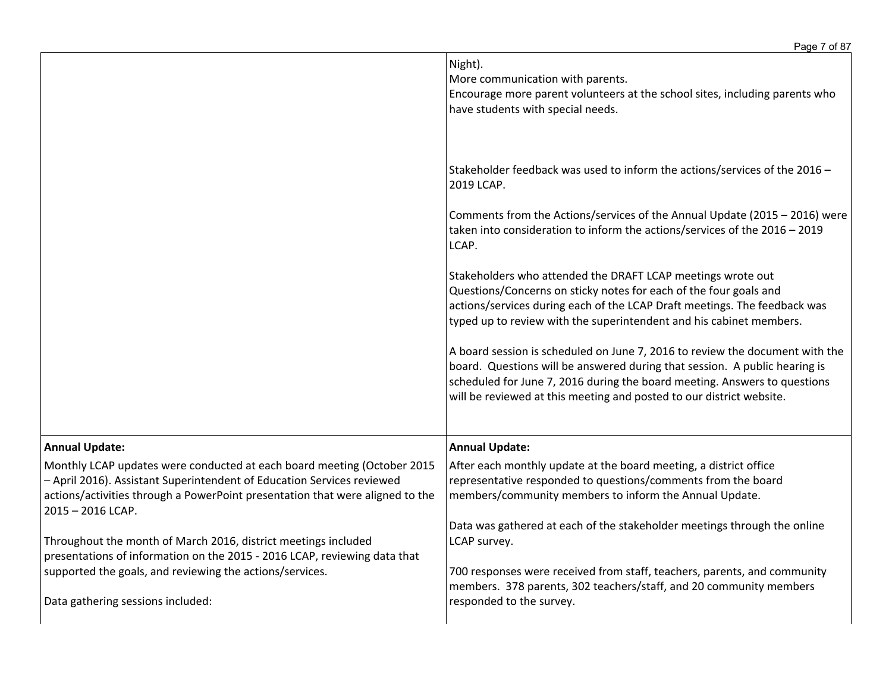| | |
|---|---|
| | Night).<br>More communication with parents.<br>Encourage more parent volunteers at the school sites, including parents who have students with special needs.<br><br>Stakeholder feedback was used to inform the actions/services of the 2016 – 2019 LCAP.<br><br>Comments from the Actions/services of the Annual Update (2015 – 2016) were taken into consideration to inform the actions/services of the 2016 – 2019 LCAP.<br><br>Stakeholders who attended the DRAFT LCAP meetings wrote out Questions/Concerns on sticky notes for each of the four goals and actions/services during each of the LCAP Draft meetings. The feedback was typed up to review with the superintendent and his cabinet members.<br><br>A board session is scheduled on June 7, 2016 to review the document with the board. Questions will be answered during that session. A public hearing is scheduled for June 7, 2016 during the board meeting. Answers to questions will be reviewed at this meeting and posted to our district website. |
| **Annual Update:**<br>Monthly LCAP updates were conducted at each board meeting (October 2015 – April 2016). Assistant Superintendent of Education Services reviewed actions/activities through a PowerPoint presentation that were aligned to the 2015 – 2016 LCAP.<br><br>Throughout the month of March 2016, district meetings included presentations of information on the 2015 - 2016 LCAP, reviewing data that supported the goals, and reviewing the actions/services.<br><br>Data gathering sessions included: | **Annual Update:**<br>After each monthly update at the board meeting, a district office representative responded to questions/comments from the board members/community members to inform the Annual Update.<br><br>Data was gathered at each of the stakeholder meetings through the online LCAP survey.<br><br>700 responses were received from staff, teachers, parents, and community members. 378 parents, 302 teachers/staff, and 20 community members responded to the survey. |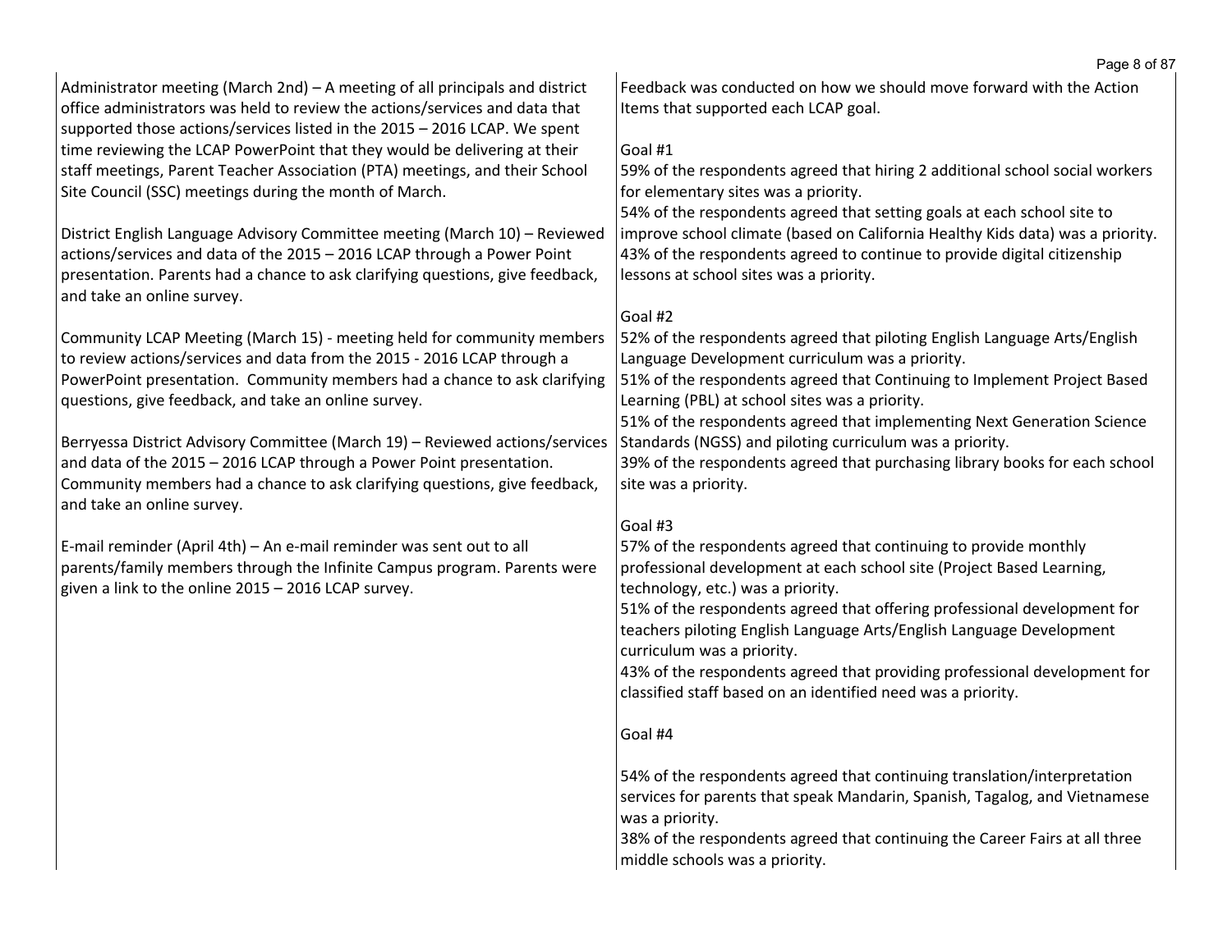Administrator meeting (March 2nd) – A meeting of all principals and district office administrators was held to review the actions/services and data that supported those actions/services listed in the 2015 – 2016 LCAP. We spent time reviewing the LCAP PowerPoint that they would be delivering at their staff meetings, Parent Teacher Association (PTA) meetings, and their School Site Council (SSC) meetings during the month of March.

District English Language Advisory Committee meeting (March 10) – Reviewed actions/services and data of the 2015 – 2016 LCAP through a Power Point presentation. Parents had a chance to ask clarifying questions, give feedback, and take an online survey.

Community LCAP Meeting (March 15) - meeting held for community members to review actions/services and data from the 2015 - 2016 LCAP through a PowerPoint presentation. Community members had a chance to ask clarifying questions, give feedback, and take an online survey.

Berryessa District Advisory Committee (March 19) – Reviewed actions/services and data of the 2015 – 2016 LCAP through a Power Point presentation. Community members had a chance to ask clarifying questions, give feedback, and take an online survey.

E-mail reminder (April 4th) – An e-mail reminder was sent out to all parents/family members through the Infinite Campus program. Parents were given a link to the online 2015 – 2016 LCAP survey.

Feedback was conducted on how we should move forward with the Action Items that supported each LCAP goal.

Goal #1
59% of the respondents agreed that hiring 2 additional school social workers for elementary sites was a priority.
54% of the respondents agreed that setting goals at each school site to improve school climate (based on California Healthy Kids data) was a priority.
43% of the respondents agreed to continue to provide digital citizenship lessons at school sites was a priority.

Goal #2
52% of the respondents agreed that piloting English Language Arts/English Language Development curriculum was a priority.
51% of the respondents agreed that Continuing to Implement Project Based Learning (PBL) at school sites was a priority.
51% of the respondents agreed that implementing Next Generation Science Standards (NGSS) and piloting curriculum was a priority.
39% of the respondents agreed that purchasing library books for each school site was a priority.

Goal #3
57% of the respondents agreed that continuing to provide monthly professional development at each school site (Project Based Learning, technology, etc.) was a priority.
51% of the respondents agreed that offering professional development for teachers piloting English Language Arts/English Language Development curriculum was a priority.
43% of the respondents agreed that providing professional development for classified staff based on an identified need was a priority.

Goal #4

54% of the respondents agreed that continuing translation/interpretation services for parents that speak Mandarin, Spanish, Tagalog, and Vietnamese was a priority.
38% of the respondents agreed that continuing the Career Fairs at all three middle schools was a priority.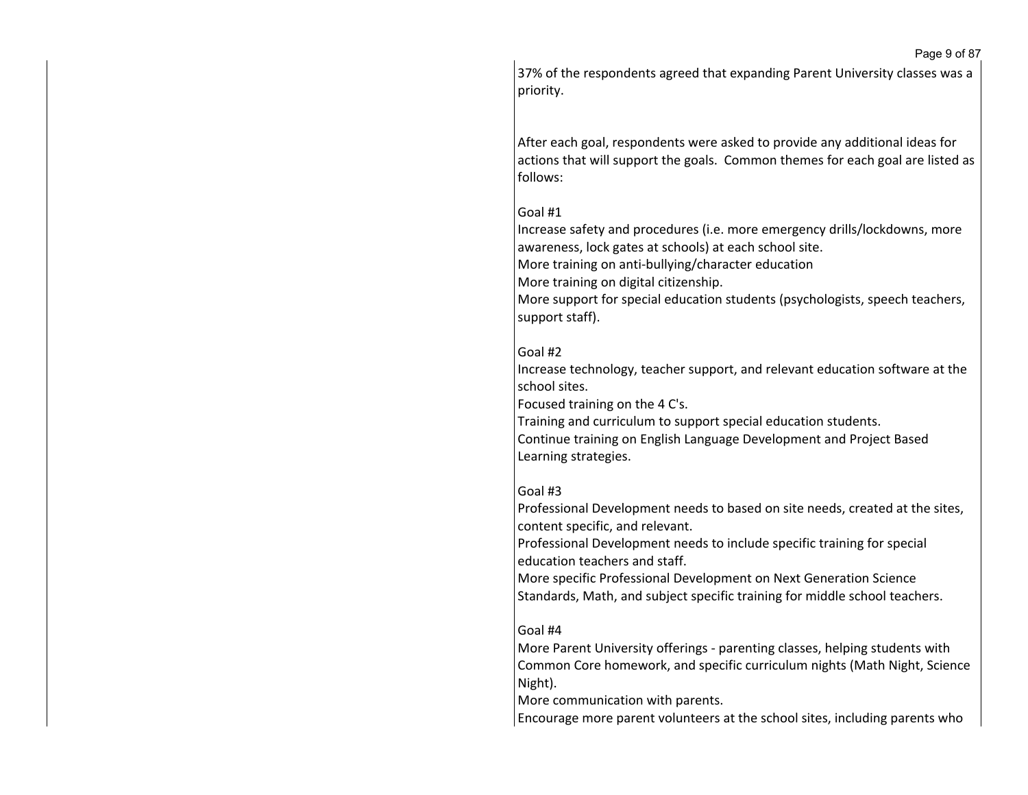37% of the respondents agreed that expanding Parent University classes was a priority.

After each goal, respondents were asked to provide any additional ideas for actions that will support the goals. Common themes for each goal are listed as follows:

Goal #1

Increase safety and procedures (i.e. more emergency drills/lockdowns, more awareness, lock gates at schools) at each school site.

More training on anti-bullying/character education

More training on digital citizenship.

More support for special education students (psychologists, speech teachers, support staff).

Goal #2

Increase technology, teacher support, and relevant education software at the school sites.

Focused training on the 4 C's.

Training and curriculum to support special education students.

Continue training on English Language Development and Project Based Learning strategies.

Goal #3

Professional Development needs to based on site needs, created at the sites, content specific, and relevant.

Professional Development needs to include specific training for special education teachers and staff.

More specific Professional Development on Next Generation Science Standards, Math, and subject specific training for middle school teachers.

Goal #4

More Parent University offerings - parenting classes, helping students with Common Core homework, and specific curriculum nights (Math Night, Science Night).

More communication with parents.

Encourage more parent volunteers at the school sites, including parents who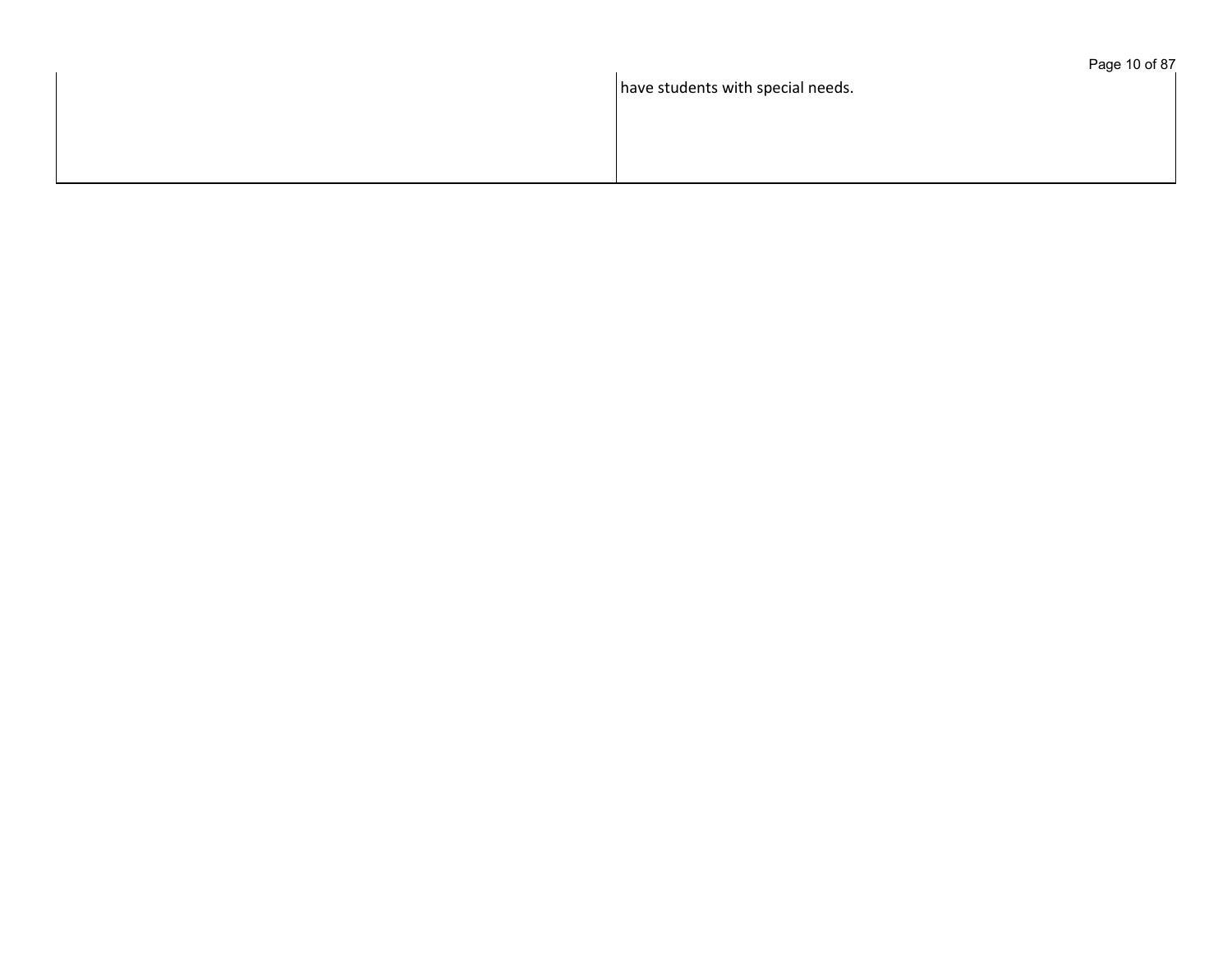|  |  |
|---|---|
|  | have students with special needs. |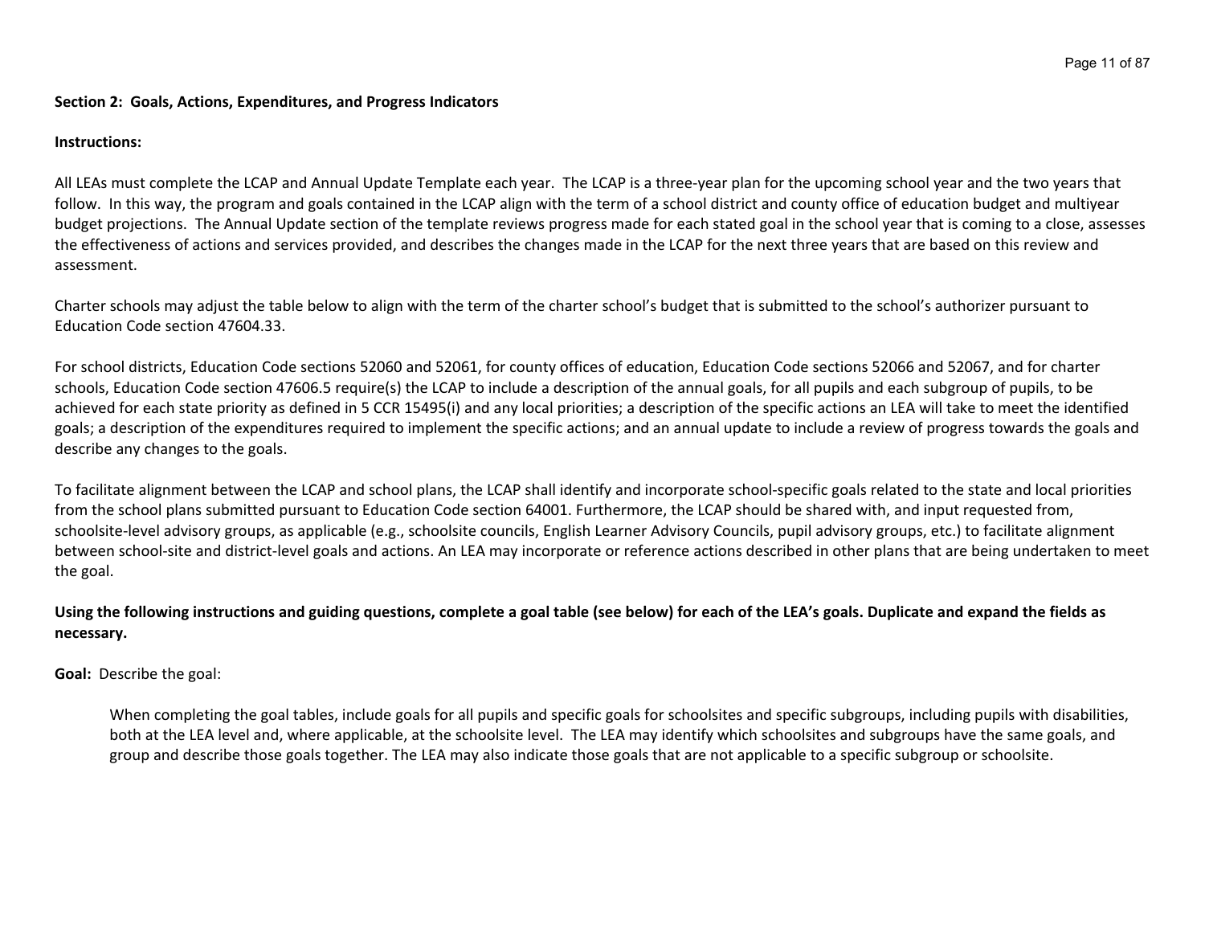**Section 2: Goals, Actions, Expenditures, and Progress Indicators**

**Instructions:**

All LEAs must complete the LCAP and Annual Update Template each year. The LCAP is a three-year plan for the upcoming school year and the two years that follow. In this way, the program and goals contained in the LCAP align with the term of a school district and county office of education budget and multiyear budget projections. The Annual Update section of the template reviews progress made for each stated goal in the school year that is coming to a close, assesses the effectiveness of actions and services provided, and describes the changes made in the LCAP for the next three years that are based on this review and assessment.

Charter schools may adjust the table below to align with the term of the charter school's budget that is submitted to the school's authorizer pursuant to Education Code section 47604.33.

For school districts, Education Code sections 52060 and 52061, for county offices of education, Education Code sections 52066 and 52067, and for charter schools, Education Code section 47606.5 require(s) the LCAP to include a description of the annual goals, for all pupils and each subgroup of pupils, to be achieved for each state priority as defined in 5 CCR 15495(i) and any local priorities; a description of the specific actions an LEA will take to meet the identified goals; a description of the expenditures required to implement the specific actions; and an annual update to include a review of progress towards the goals and describe any changes to the goals.

To facilitate alignment between the LCAP and school plans, the LCAP shall identify and incorporate school-specific goals related to the state and local priorities from the school plans submitted pursuant to Education Code section 64001. Furthermore, the LCAP should be shared with, and input requested from, schoolsite-level advisory groups, as applicable (e.g., schoolsite councils, English Learner Advisory Councils, pupil advisory groups, etc.) to facilitate alignment between school-site and district-level goals and actions. An LEA may incorporate or reference actions described in other plans that are being undertaken to meet the goal.

**Using the following instructions and guiding questions, complete a goal table (see below) for each of the LEA's goals. Duplicate and expand the fields as necessary.**

**Goal:** Describe the goal:

> When completing the goal tables, include goals for all pupils and specific goals for schoolsites and specific subgroups, including pupils with disabilities, both at the LEA level and, where applicable, at the schoolsite level. The LEA may identify which schoolsites and subgroups have the same goals, and group and describe those goals together. The LEA may also indicate those goals that are not applicable to a specific subgroup or schoolsite.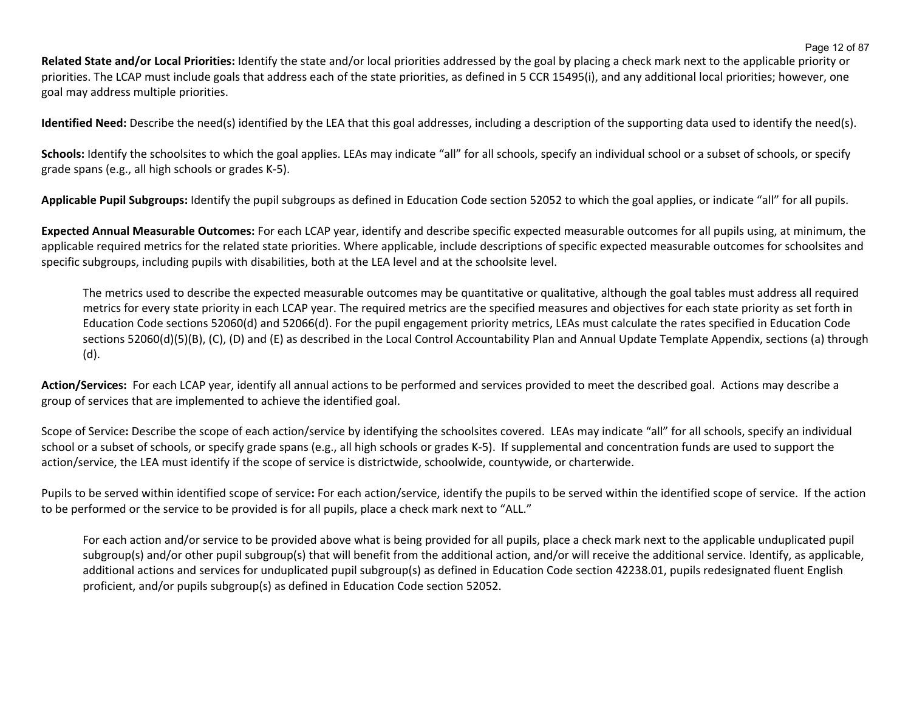**Related State and/or Local Priorities:** Identify the state and/or local priorities addressed by the goal by placing a check mark next to the applicable priority or priorities. The LCAP must include goals that address each of the state priorities, as defined in 5 CCR 15495(i), and any additional local priorities; however, one goal may address multiple priorities.

**Identified Need:** Describe the need(s) identified by the LEA that this goal addresses, including a description of the supporting data used to identify the need(s).

**Schools:** Identify the schoolsites to which the goal applies. LEAs may indicate "all" for all schools, specify an individual school or a subset of schools, or specify grade spans (e.g., all high schools or grades K-5).

**Applicable Pupil Subgroups:** Identify the pupil subgroups as defined in Education Code section 52052 to which the goal applies, or indicate "all" for all pupils.

**Expected Annual Measurable Outcomes:** For each LCAP year, identify and describe specific expected measurable outcomes for all pupils using, at minimum, the applicable required metrics for the related state priorities. Where applicable, include descriptions of specific expected measurable outcomes for schoolsites and specific subgroups, including pupils with disabilities, both at the LEA level and at the schoolsite level.

> The metrics used to describe the expected measurable outcomes may be quantitative or qualitative, although the goal tables must address all required metrics for every state priority in each LCAP year. The required metrics are the specified measures and objectives for each state priority as set forth in Education Code sections 52060(d) and 52066(d). For the pupil engagement priority metrics, LEAs must calculate the rates specified in Education Code sections 52060(d)(5)(B), (C), (D) and (E) as described in the Local Control Accountability Plan and Annual Update Template Appendix, sections (a) through (d).

**Action/Services:** For each LCAP year, identify all annual actions to be performed and services provided to meet the described goal. Actions may describe a group of services that are implemented to achieve the identified goal.

Scope of Service**:** Describe the scope of each action/service by identifying the schoolsites covered. LEAs may indicate "all" for all schools, specify an individual school or a subset of schools, or specify grade spans (e.g., all high schools or grades K-5). If supplemental and concentration funds are used to support the action/service, the LEA must identify if the scope of service is districtwide, schoolwide, countywide, or charterwide.

Pupils to be served within identified scope of service**:** For each action/service, identify the pupils to be served within the identified scope of service. If the action to be performed or the service to be provided is for all pupils, place a check mark next to "ALL."

> For each action and/or service to be provided above what is being provided for all pupils, place a check mark next to the applicable unduplicated pupil subgroup(s) and/or other pupil subgroup(s) that will benefit from the additional action, and/or will receive the additional service. Identify, as applicable, additional actions and services for unduplicated pupil subgroup(s) as defined in Education Code section 42238.01, pupils redesignated fluent English proficient, and/or pupils subgroup(s) as defined in Education Code section 52052.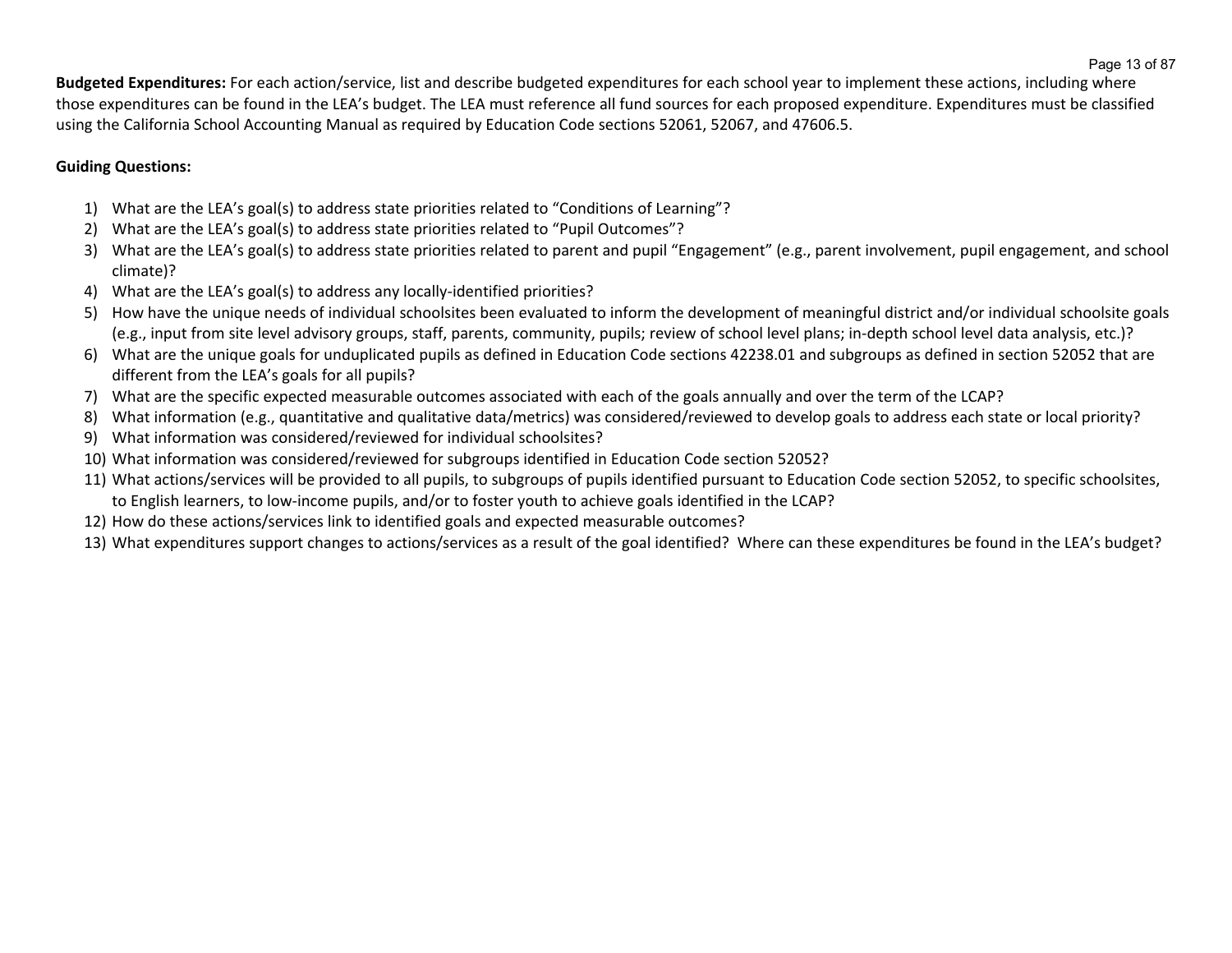**Budgeted Expenditures:** For each action/service, list and describe budgeted expenditures for each school year to implement these actions, including where those expenditures can be found in the LEA's budget. The LEA must reference all fund sources for each proposed expenditure. Expenditures must be classified using the California School Accounting Manual as required by Education Code sections 52061, 52067, and 47606.5.

**Guiding Questions:**

1) What are the LEA's goal(s) to address state priorities related to "Conditions of Learning"?
2) What are the LEA's goal(s) to address state priorities related to "Pupil Outcomes"?
3) What are the LEA's goal(s) to address state priorities related to parent and pupil "Engagement" (e.g., parent involvement, pupil engagement, and school climate)?
4) What are the LEA's goal(s) to address any locally-identified priorities?
5) How have the unique needs of individual schoolsites been evaluated to inform the development of meaningful district and/or individual schoolsite goals (e.g., input from site level advisory groups, staff, parents, community, pupils; review of school level plans; in-depth school level data analysis, etc.)?
6) What are the unique goals for unduplicated pupils as defined in Education Code sections 42238.01 and subgroups as defined in section 52052 that are different from the LEA's goals for all pupils?
7) What are the specific expected measurable outcomes associated with each of the goals annually and over the term of the LCAP?
8) What information (e.g., quantitative and qualitative data/metrics) was considered/reviewed to develop goals to address each state or local priority?
9) What information was considered/reviewed for individual schoolsites?
10) What information was considered/reviewed for subgroups identified in Education Code section 52052?
11) What actions/services will be provided to all pupils, to subgroups of pupils identified pursuant to Education Code section 52052, to specific schoolsites, to English learners, to low-income pupils, and/or to foster youth to achieve goals identified in the LCAP?
12) How do these actions/services link to identified goals and expected measurable outcomes?
13) What expenditures support changes to actions/services as a result of the goal identified? Where can these expenditures be found in the LEA's budget?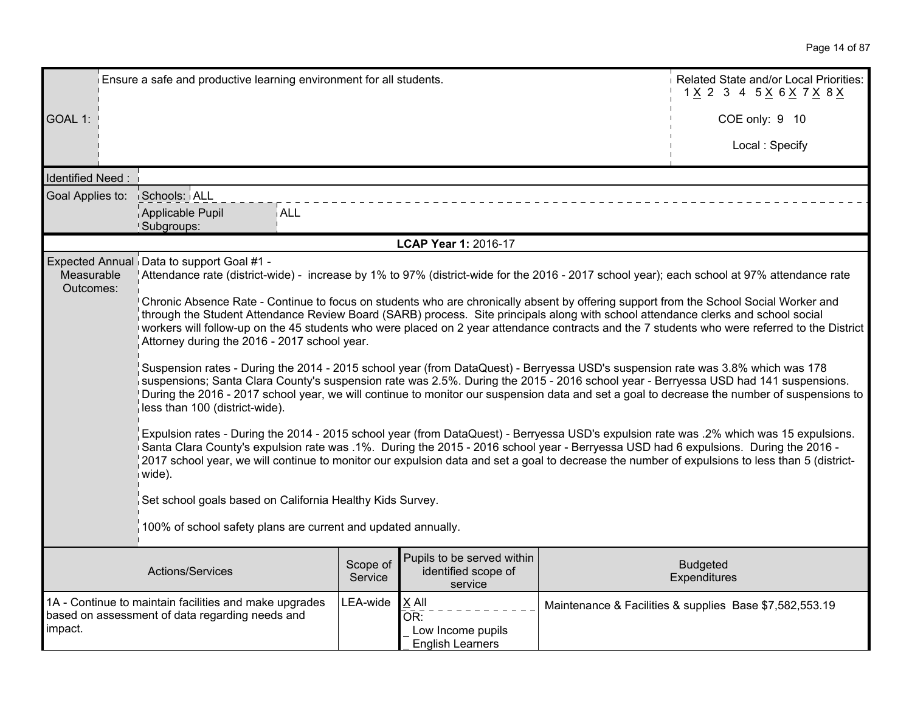| GOAL 1: | Ensure a safe and productive learning environment for all students. | Related State and/or Local Priorities: 1 X 2 3 4 5 X 6 X 7 X 8 X<br><br>COE only: 9 10<br><br>Local : Specify |
|---|---|---|

| Identified Need : | | |
|---|---|---|
| Goal Applies to: | Schools: | ALL |
| | Applicable Pupil Subgroups: | ALL |

**LCAP Year 1:** 2016-17

| Expected Annual Measurable Outcomes: | Data to support Goal #1 -<br>Attendance rate (district-wide) - increase by 1% to 97% (district-wide for the 2016 - 2017 school year); each school at 97% attendance rate<br><br>Chronic Absence Rate - Continue to focus on students who are chronically absent by offering support from the School Social Worker and through the Student Attendance Review Board (SARB) process. Site principals along with school attendance clerks and school social workers will follow-up on the 45 students who were placed on 2 year attendance contracts and the 7 students who were referred to the District Attorney during the 2016 - 2017 school year.<br><br>Suspension rates - During the 2014 - 2015 school year (from DataQuest) - Berryessa USD's suspension rate was 3.8% which was 178 suspensions; Santa Clara County's suspension rate was 2.5%. During the 2015 - 2016 school year - Berryessa USD had 141 suspensions. During the 2016 - 2017 school year, we will continue to monitor our suspension data and set a goal to decrease the number of suspensions to less than 100 (district-wide).<br><br>Expulsion rates - During the 2014 - 2015 school year (from DataQuest) - Berryessa USD's expulsion rate was .2% which was 15 expulsions. Santa Clara County's expulsion rate was .1%. During the 2015 - 2016 school year - Berryessa USD had 6 expulsions. During the 2016 - 2017 school year, we will continue to monitor our expulsion data and set a goal to decrease the number of expulsions to less than 5 (district-wide).<br><br>Set school goals based on California Healthy Kids Survey.<br><br>100% of school safety plans are current and updated annually. |
|---|---|

| Actions/Services | Scope of Service | Pupils to be served within identified scope of service | Budgeted Expenditures |
|---|---|---|---|
| 1A - Continue to maintain facilities and make upgrades based on assessment of data regarding needs and impact. | LEA-wide | X All<br>OR:<br>_ Low Income pupils<br>_ English Learners | Maintenance & Facilities & supplies Base $7,582,553.19 |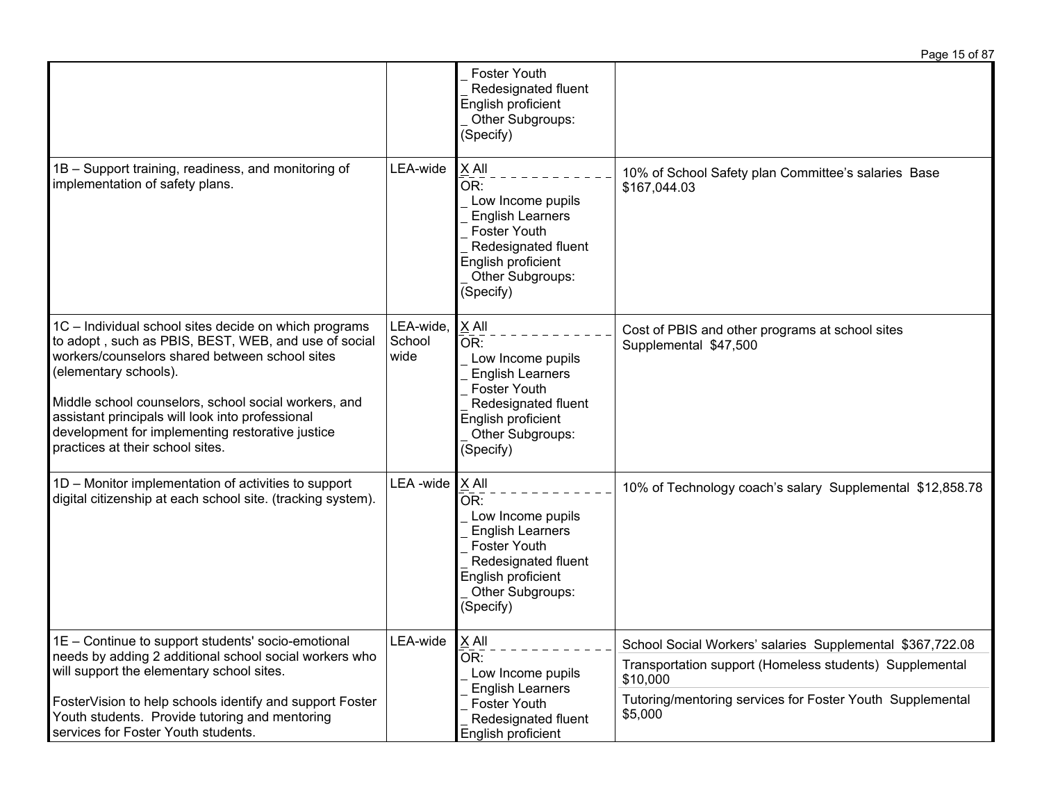| | | | |
|---|---|---|---|
| | | _ Foster Youth<br>_ Redesignated fluent English proficient<br>_ Other Subgroups: (Specify) | |
| 1B – Support training, readiness, and monitoring of implementation of safety plans. | LEA-wide | X All<br>OR:<br>_ Low Income pupils<br>_ English Learners<br>_ Foster Youth<br>_ Redesignated fluent English proficient<br>_ Other Subgroups: (Specify) | 10% of School Safety plan Committee's salaries Base $167,044.03 |
| 1C – Individual school sites decide on which programs to adopt , such as PBIS, BEST, WEB, and use of social workers/counselors shared between school sites (elementary schools).<br><br>Middle school counselors, school social workers, and assistant principals will look into professional development for implementing restorative justice practices at their school sites. | LEA-wide, School wide | X All<br>OR:<br>_ Low Income pupils<br>_ English Learners<br>_ Foster Youth<br>_ Redesignated fluent English proficient<br>_ Other Subgroups: (Specify) | Cost of PBIS and other programs at school sites Supplemental $47,500 |
| 1D – Monitor implementation of activities to support digital citizenship at each school site. (tracking system). | LEA -wide | X All<br>OR:<br>_ Low Income pupils<br>_ English Learners<br>_ Foster Youth<br>_ Redesignated fluent English proficient<br>_ Other Subgroups: (Specify) | 10% of Technology coach's salary Supplemental $12,858.78 |
| 1E – Continue to support students' socio-emotional needs by adding 2 additional school social workers who will support the elementary school sites.<br><br>FosterVision to help schools identify and support Foster Youth students. Provide tutoring and mentoring services for Foster Youth students. | LEA-wide | X All<br>OR:<br>_ Low Income pupils<br>_ English Learners<br>_ Foster Youth<br>_ Redesignated fluent English proficient | School Social Workers' salaries Supplemental $367,722.08<br><br>Transportation support (Homeless students) Supplemental $10,000<br><br>Tutoring/mentoring services for Foster Youth Supplemental $5,000 |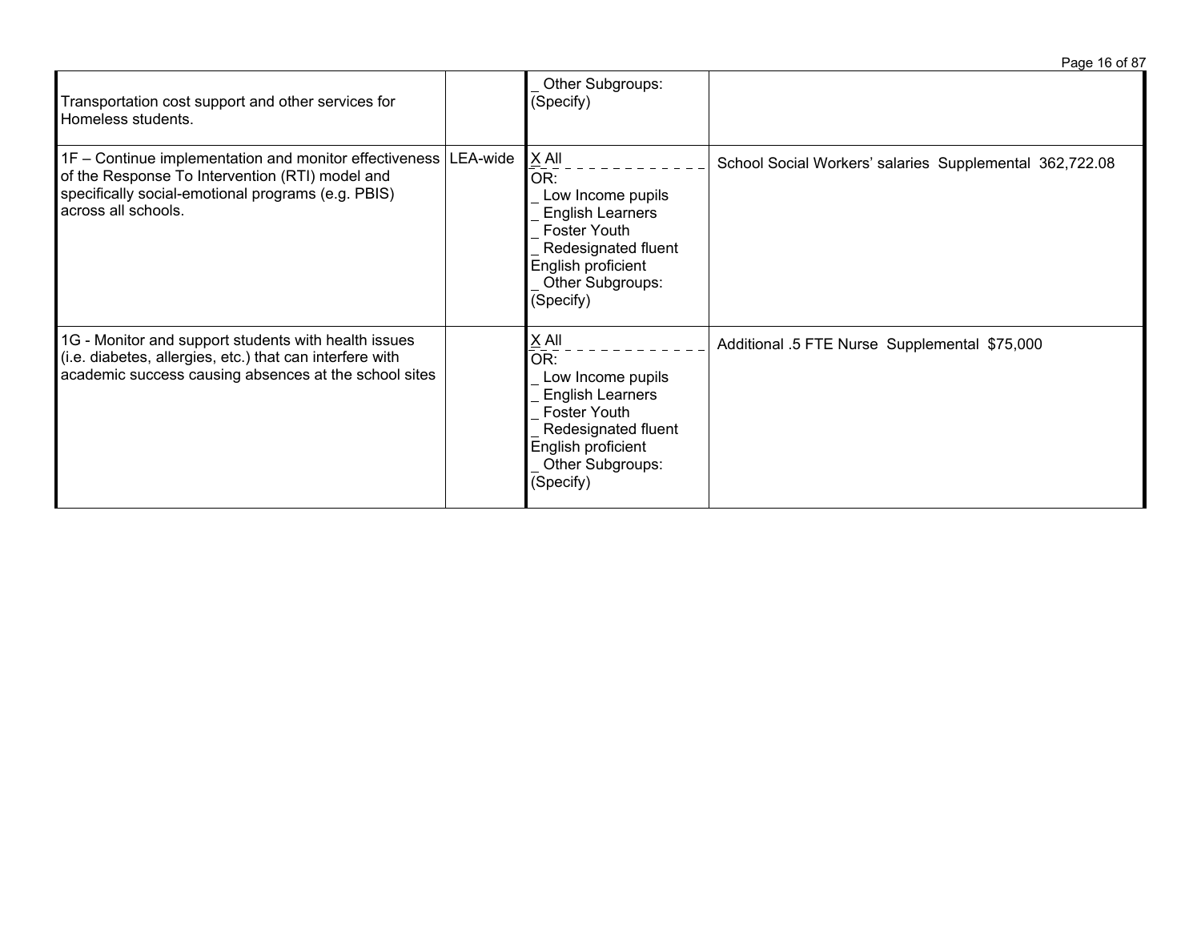| | | | |
|---|---|---|---|
| Transportation cost support and other services for Homeless students. | | _ Other Subgroups: (Specify) | |
| 1F – Continue implementation and monitor effectiveness of the Response To Intervention (RTI) model and specifically social-emotional programs (e.g. PBIS) across all schools. | LEA-wide | X All<br>OR:<br>_ Low Income pupils<br>_ English Learners<br>_ Foster Youth<br>_ Redesignated fluent English proficient<br>_ Other Subgroups: (Specify) | School Social Workers' salaries Supplemental 362,722.08 |
| 1G - Monitor and support students with health issues (i.e. diabetes, allergies, etc.) that can interfere with academic success causing absences at the school sites | | X All<br>OR:<br>_ Low Income pupils<br>_ English Learners<br>_ Foster Youth<br>_ Redesignated fluent English proficient<br>_ Other Subgroups: (Specify) | Additional .5 FTE Nurse Supplemental $75,000 |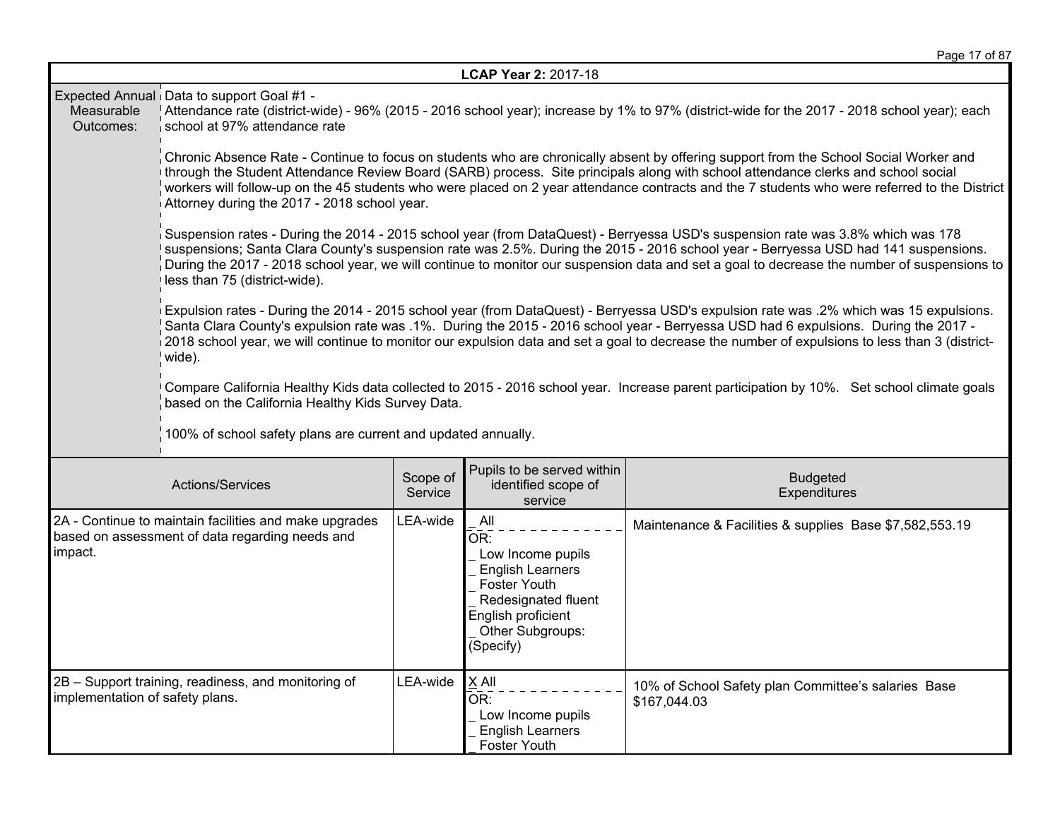| LCAP Year 2: 2017-18 | | | |
|---|---|---|---|
| Expected Annual Measurable Outcomes: | Data to support Goal #1 -<br>Attendance rate (district-wide) - 96% (2015 - 2016 school year); increase by 1% to 97% (district-wide for the 2017 - 2018 school year); each school at 97% attendance rate<br><br>Chronic Absence Rate - Continue to focus on students who are chronically absent by offering support from the School Social Worker and through the Student Attendance Review Board (SARB) process. Site principals along with school attendance clerks and school social workers will follow-up on the 45 students who were placed on 2 year attendance contracts and the 7 students who were referred to the District Attorney during the 2017 - 2018 school year.<br><br>Suspension rates - During the 2014 - 2015 school year (from DataQuest) - Berryessa USD's suspension rate was 3.8% which was 178 suspensions; Santa Clara County's suspension rate was 2.5%. During the 2015 - 2016 school year - Berryessa USD had 141 suspensions. During the 2017 - 2018 school year, we will continue to monitor our suspension data and set a goal to decrease the number of suspensions to less than 75 (district-wide).<br><br>Expulsion rates - During the 2014 - 2015 school year (from DataQuest) - Berryessa USD's expulsion rate was .2% which was 15 expulsions. Santa Clara County's expulsion rate was .1%. During the 2015 - 2016 school year - Berryessa USD had 6 expulsions. During the 2017 - 2018 school year, we will continue to monitor our expulsion data and set a goal to decrease the number of expulsions to less than 3 (district-wide).<br><br>Compare California Healthy Kids data collected to 2015 - 2016 school year. Increase parent participation by 10%. Set school climate goals based on the California Healthy Kids Survey Data.<br><br>100% of school safety plans are current and updated annually. | | |

| Actions/Services | Scope of Service | Pupils to be served within identified scope of service | Budgeted Expenditures |
|---|---|---|---|
| 2A - Continue to maintain facilities and make upgrades based on assessment of data regarding needs and impact. | LEA-wide | _ All<br>OR:<br>_ Low Income pupils<br>_ English Learners<br>_ Foster Youth<br>_ Redesignated fluent English proficient<br>_ Other Subgroups: (Specify) | Maintenance & Facilities & supplies Base $7,582,553.19 |
| 2B – Support training, readiness, and monitoring of implementation of safety plans. | LEA-wide | X All<br>OR:<br>_ Low Income pupils<br>_ English Learners<br>_ Foster Youth | 10% of School Safety plan Committee's salaries Base $167,044.03 |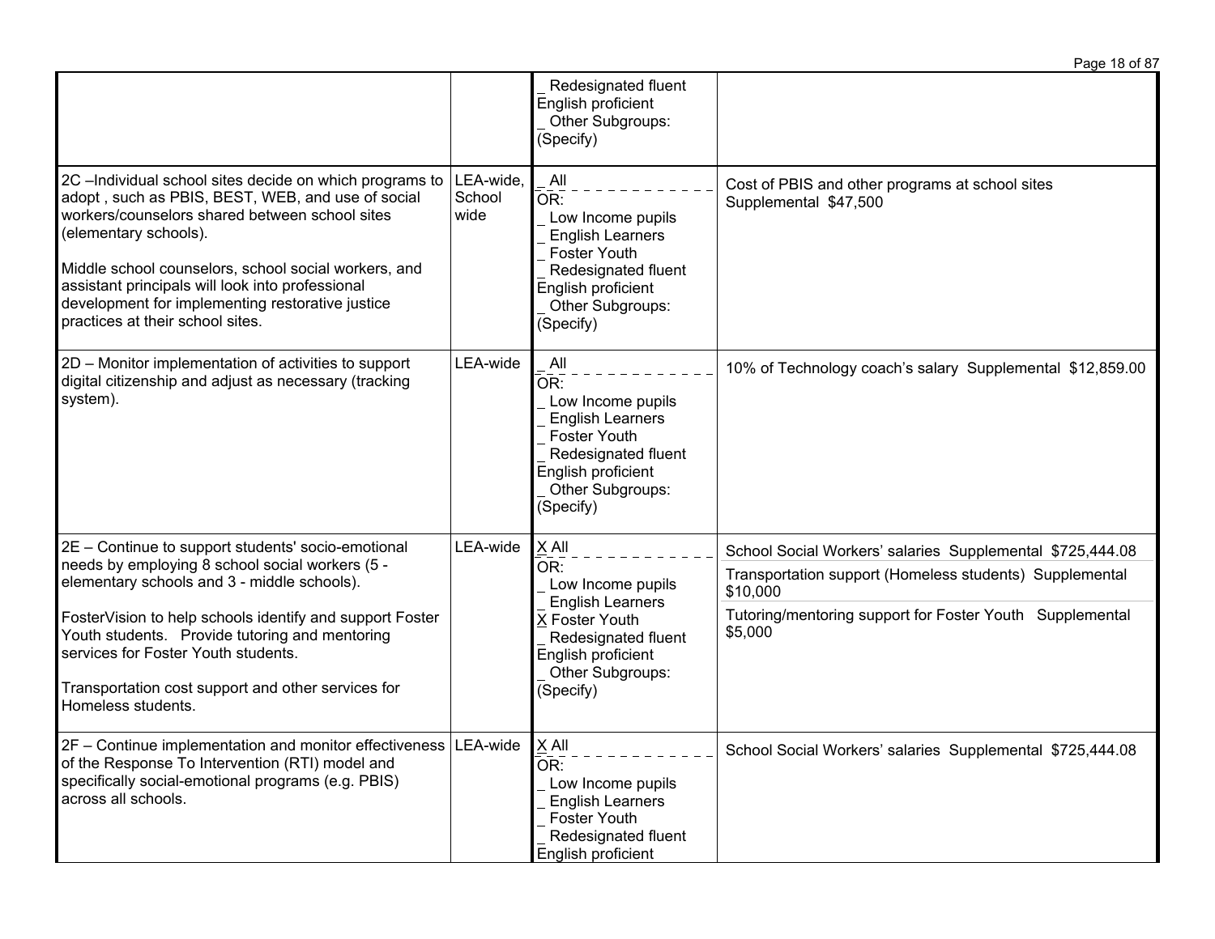| | | | |
|---|---|---|---|
| | | _ Redesignated fluent English proficient<br>_ Other Subgroups: (Specify) | |
| 2C –Individual school sites decide on which programs to adopt , such as PBIS, BEST, WEB, and use of social workers/counselors shared between school sites (elementary schools).<br><br>Middle school counselors, school social workers, and assistant principals will look into professional development for implementing restorative justice practices at their school sites. | LEA-wide, School wide | _ All<br>OR:<br>_ Low Income pupils<br>_ English Learners<br>_ Foster Youth<br>_ Redesignated fluent English proficient<br>_ Other Subgroups: (Specify) | Cost of PBIS and other programs at school sites Supplemental $47,500 |
| 2D – Monitor implementation of activities to support digital citizenship and adjust as necessary (tracking system). | LEA-wide | _ All<br>OR:<br>_ Low Income pupils<br>_ English Learners<br>_ Foster Youth<br>_ Redesignated fluent English proficient<br>_ Other Subgroups: (Specify) | 10% of Technology coach's salary Supplemental $12,859.00 |
| 2E – Continue to support students' socio-emotional needs by employing 8 school social workers (5 - elementary schools and 3 - middle schools).<br><br>FosterVision to help schools identify and support Foster Youth students. Provide tutoring and mentoring services for Foster Youth students.<br><br>Transportation cost support and other services for Homeless students. | LEA-wide | X All<br>OR:<br>_ Low Income pupils<br>_ English Learners<br>X Foster Youth<br>_ Redesignated fluent English proficient<br>_ Other Subgroups: (Specify) | School Social Workers' salaries Supplemental $725,444.08<br><br>Transportation support (Homeless students) Supplemental $10,000<br><br>Tutoring/mentoring support for Foster Youth Supplemental $5,000 |
| 2F – Continue implementation and monitor effectiveness of the Response To Intervention (RTI) model and specifically social-emotional programs (e.g. PBIS) across all schools. | LEA-wide | X All<br>OR:<br>_ Low Income pupils<br>_ English Learners<br>_ Foster Youth<br>_ Redesignated fluent English proficient | School Social Workers' salaries Supplemental $725,444.08 |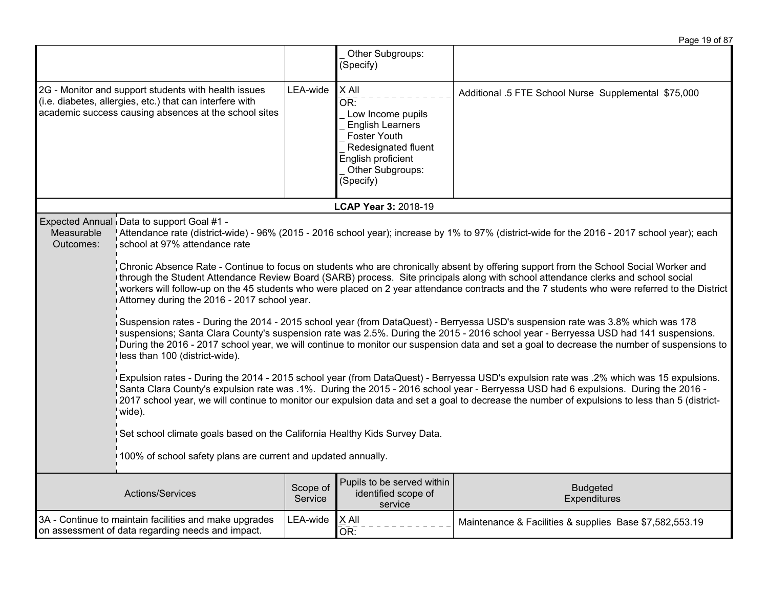| | | | |
|---|---|---|---|
| | | _ Other Subgroups: (Specify) | |
| 2G - Monitor and support students with health issues (i.e. diabetes, allergies, etc.) that can interfere with academic success causing absences at the school sites | LEA-wide | X All<br>OR:<br>_ Low Income pupils<br>_ English Learners<br>_ Foster Youth<br>_ Redesignated fluent English proficient<br>_ Other Subgroups: (Specify) | Additional .5 FTE School Nurse Supplemental $75,000 |

**LCAP Year 3:** 2018-19

**Expected Annual Measurable Outcomes:**

Data to support Goal #1 -
Attendance rate (district-wide) - 96% (2015 - 2016 school year); increase by 1% to 97% (district-wide for the 2016 - 2017 school year); each school at 97% attendance rate

Chronic Absence Rate - Continue to focus on students who are chronically absent by offering support from the School Social Worker and through the Student Attendance Review Board (SARB) process. Site principals along with school attendance clerks and school social workers will follow-up on the 45 students who were placed on 2 year attendance contracts and the 7 students who were referred to the District Attorney during the 2016 - 2017 school year.

Suspension rates - During the 2014 - 2015 school year (from DataQuest) - Berryessa USD's suspension rate was 3.8% which was 178 suspensions; Santa Clara County's suspension rate was 2.5%. During the 2015 - 2016 school year - Berryessa USD had 141 suspensions. During the 2016 - 2017 school year, we will continue to monitor our suspension data and set a goal to decrease the number of suspensions to less than 100 (district-wide).

Expulsion rates - During the 2014 - 2015 school year (from DataQuest) - Berryessa USD's expulsion rate was .2% which was 15 expulsions. Santa Clara County's expulsion rate was .1%. During the 2015 - 2016 school year - Berryessa USD had 6 expulsions. During the 2016 - 2017 school year, we will continue to monitor our expulsion data and set a goal to decrease the number of expulsions to less than 5 (district-wide).

Set school climate goals based on the California Healthy Kids Survey Data.

100% of school safety plans are current and updated annually.

| Actions/Services | Scope of Service | Pupils to be served within identified scope of service | Budgeted Expenditures |
|---|---|---|---|
| 3A - Continue to maintain facilities and make upgrades on assessment of data regarding needs and impact. | LEA-wide | X All<br>OR: | Maintenance & Facilities & supplies Base $7,582,553.19 |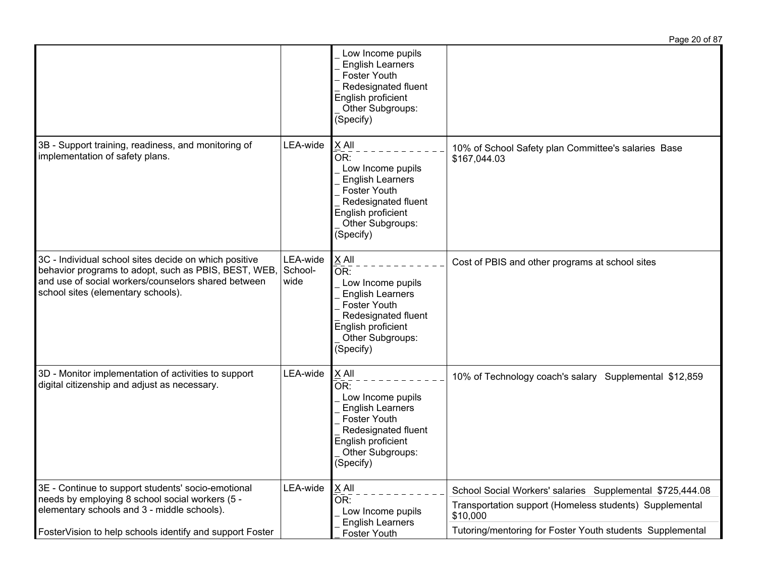| | | | |
|---|---|---|---|
| | | _ Low Income pupils<br>_ English Learners<br>_ Foster Youth<br>_ Redesignated fluent English proficient<br>_ Other Subgroups: (Specify) | |
| 3B - Support training, readiness, and monitoring of implementation of safety plans. | LEA-wide | X All<br>OR:<br>_ Low Income pupils<br>_ English Learners<br>_ Foster Youth<br>_ Redesignated fluent English proficient<br>_ Other Subgroups: (Specify) | 10% of School Safety plan Committee's salaries Base $167,044.03 |
| 3C - Individual school sites decide on which positive behavior programs to adopt, such as PBIS, BEST, WEB, and use of social workers/counselors shared between school sites (elementary schools). | LEA-wide School-wide | X All<br>OR:<br>_ Low Income pupils<br>_ English Learners<br>_ Foster Youth<br>_ Redesignated fluent English proficient<br>_ Other Subgroups: (Specify) | Cost of PBIS and other programs at school sites |
| 3D - Monitor implementation of activities to support digital citizenship and adjust as necessary. | LEA-wide | X All<br>OR:<br>_ Low Income pupils<br>_ English Learners<br>_ Foster Youth<br>_ Redesignated fluent English proficient<br>_ Other Subgroups: (Specify) | 10% of Technology coach's salary Supplemental $12,859 |
| 3E - Continue to support students' socio-emotional needs by employing 8 school social workers (5 - elementary schools and 3 - middle schools).<br><br>FosterVision to help schools identify and support Foster | LEA-wide | X All<br>OR:<br>_ Low Income pupils<br>_ English Learners<br>_ Foster Youth | School Social Workers' salaries Supplemental $725,444.08<br>Transportation support (Homeless students) Supplemental $10,000<br>Tutoring/mentoring for Foster Youth students Supplemental |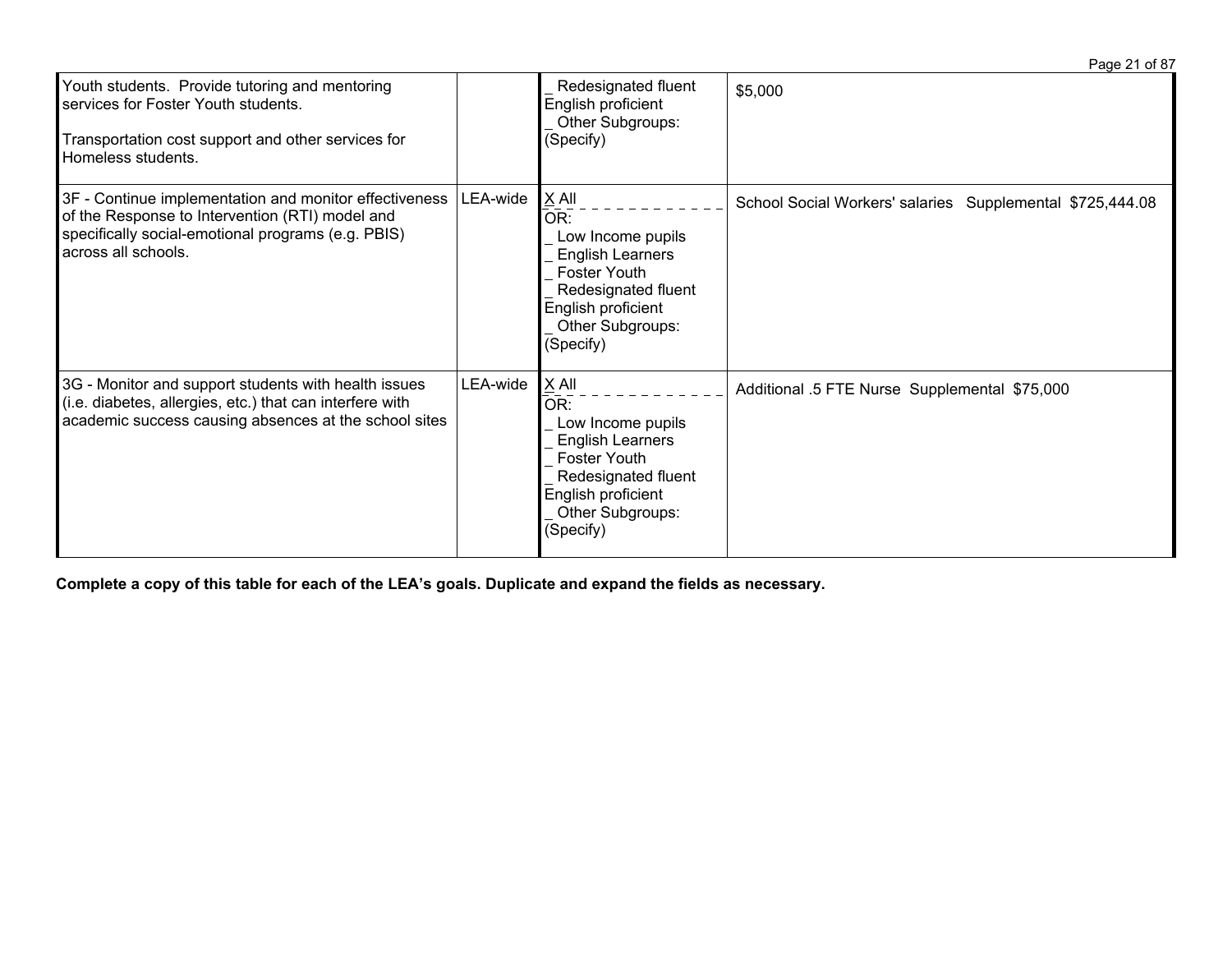| | | | |
|---|---|---|---|
| Youth students. Provide tutoring and mentoring services for Foster Youth students.<br><br>Transportation cost support and other services for Homeless students. | | _ Redesignated fluent English proficient<br>_ Other Subgroups: (Specify) | $5,000 |
| 3F - Continue implementation and monitor effectiveness of the Response to Intervention (RTI) model and specifically social-emotional programs (e.g. PBIS) across all schools. | LEA-wide | X All<br>OR:<br>_ Low Income pupils<br>_ English Learners<br>_ Foster Youth<br>_ Redesignated fluent English proficient<br>_ Other Subgroups: (Specify) | School Social Workers' salaries Supplemental $725,444.08 |
| 3G - Monitor and support students with health issues (i.e. diabetes, allergies, etc.) that can interfere with academic success causing absences at the school sites | LEA-wide | X All<br>OR:<br>_ Low Income pupils<br>_ English Learners<br>_ Foster Youth<br>_ Redesignated fluent English proficient<br>_ Other Subgroups: (Specify) | Additional .5 FTE Nurse Supplemental $75,000 |

**Complete a copy of this table for each of the LEA's goals. Duplicate and expand the fields as necessary.**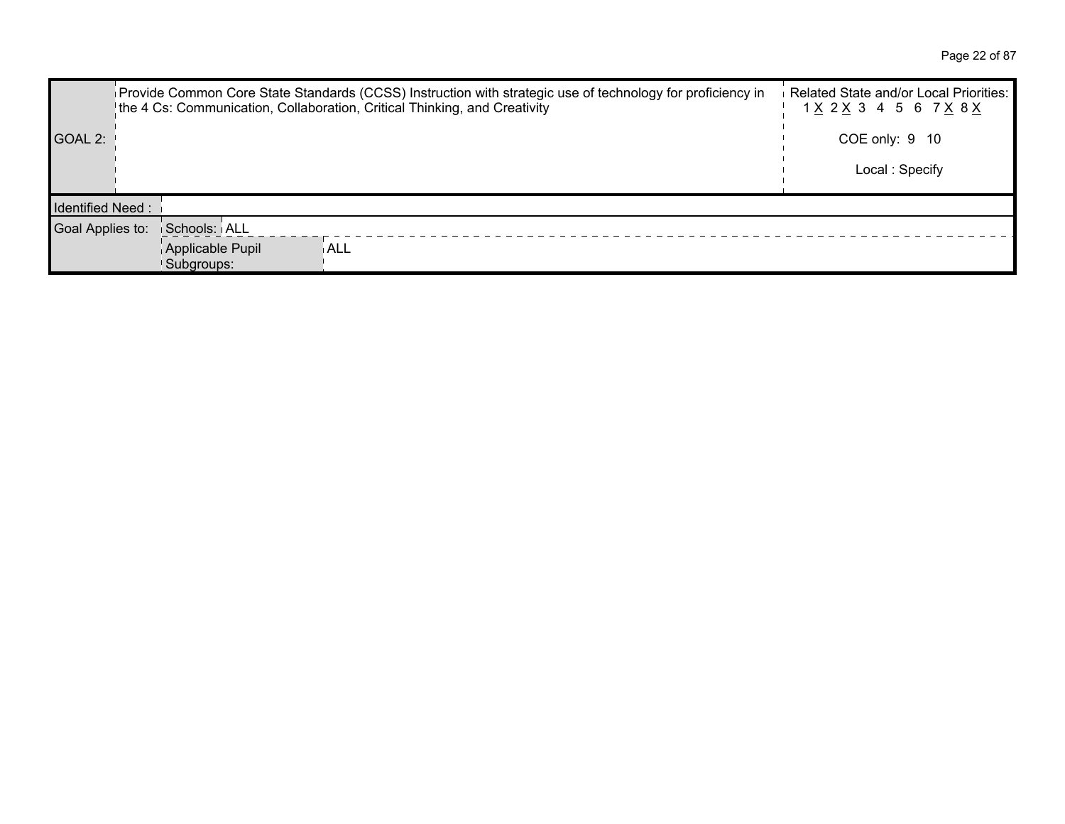| GOAL 2: | Provide Common Core State Standards (CCSS) Instruction with strategic use of technology for proficiency in the 4 Cs: Communication, Collaboration, Critical Thinking, and Creativity | | Related State and/or Local Priorities: 1 X 2 X 3 4 5 6 7 X 8 X<br><br>COE only: 9 10<br><br>Local : Specify |
|---|---|---|---|
| Identified Need : | | | |
| Goal Applies to: | Schools: | ALL | |
| | Applicable Pupil Subgroups: | ALL | |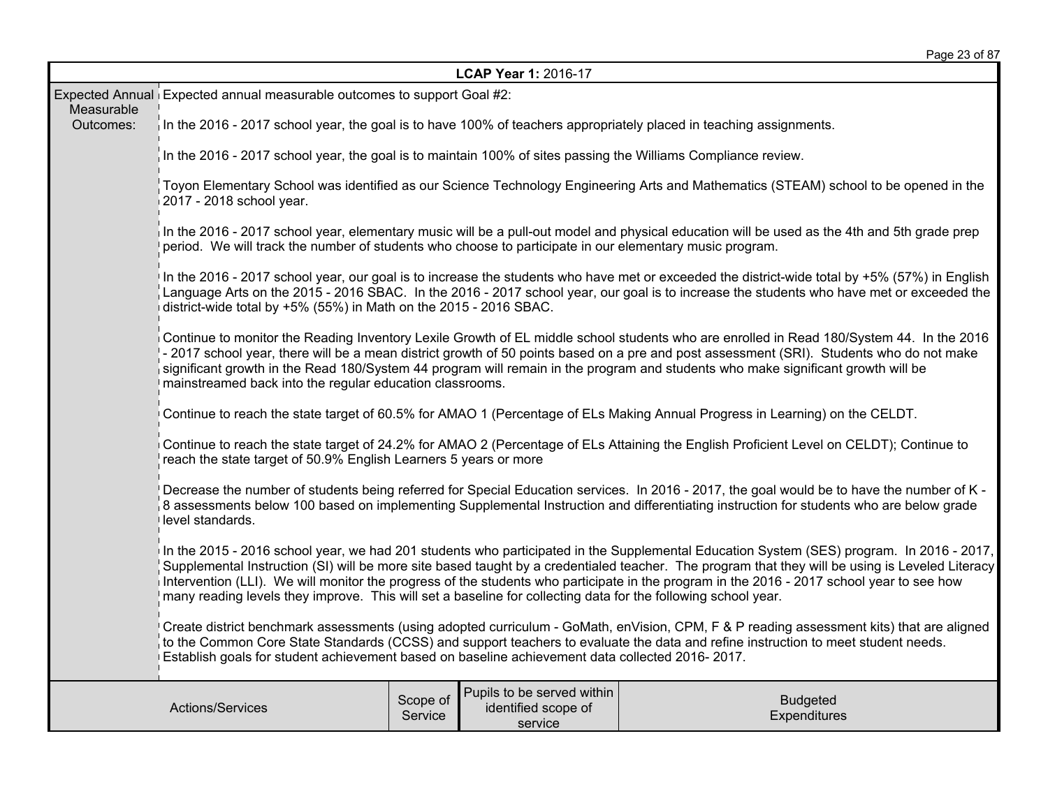| LCAP Year 1: 2016-17 | | | |
|---|---|---|---|
| Expected Annual Measurable Outcomes: | Expected annual measurable outcomes to support Goal #2:<br><br>In the 2016 - 2017 school year, the goal is to have 100% of teachers appropriately placed in teaching assignments.<br><br>In the 2016 - 2017 school year, the goal is to maintain 100% of sites passing the Williams Compliance review.<br><br>Toyon Elementary School was identified as our Science Technology Engineering Arts and Mathematics (STEAM) school to be opened in the 2017 - 2018 school year.<br><br>In the 2016 - 2017 school year, elementary music will be a pull-out model and physical education will be used as the 4th and 5th grade prep period. We will track the number of students who choose to participate in our elementary music program.<br><br>In the 2016 - 2017 school year, our goal is to increase the students who have met or exceeded the district-wide total by +5% (57%) in English Language Arts on the 2015 - 2016 SBAC. In the 2016 - 2017 school year, our goal is to increase the students who have met or exceeded the district-wide total by +5% (55%) in Math on the 2015 - 2016 SBAC.<br><br>Continue to monitor the Reading Inventory Lexile Growth of EL middle school students who are enrolled in Read 180/System 44. In the 2016 - 2017 school year, there will be a mean district growth of 50 points based on a pre and post assessment (SRI). Students who do not make significant growth in the Read 180/System 44 program will remain in the program and students who make significant growth will be mainstreamed back into the regular education classrooms.<br><br>Continue to reach the state target of 60.5% for AMAO 1 (Percentage of ELs Making Annual Progress in Learning) on the CELDT.<br><br>Continue to reach the state target of 24.2% for AMAO 2 (Percentage of ELs Attaining the English Proficient Level on CELDT); Continue to reach the state target of 50.9% English Learners 5 years or more<br><br>Decrease the number of students being referred for Special Education services. In 2016 - 2017, the goal would be to have the number of K - 8 assessments below 100 based on implementing Supplemental Instruction and differentiating instruction for students who are below grade level standards.<br><br>In the 2015 - 2016 school year, we had 201 students who participated in the Supplemental Education System (SES) program. In 2016 - 2017, Supplemental Instruction (SI) will be more site based taught by a credentialed teacher. The program that they will be using is Leveled Literacy Intervention (LLI). We will monitor the progress of the students who participate in the program in the 2016 - 2017 school year to see how many reading levels they improve. This will set a baseline for collecting data for the following school year.<br><br>Create district benchmark assessments (using adopted curriculum - GoMath, enVision, CPM, F & P reading assessment kits) that are aligned to the Common Core State Standards (CCSS) and support teachers to evaluate the data and refine instruction to meet student needs. Establish goals for student achievement based on baseline achievement data collected 2016- 2017. | | |
| Actions/Services | Scope of Service | Pupils to be served within identified scope of service | Budgeted Expenditures |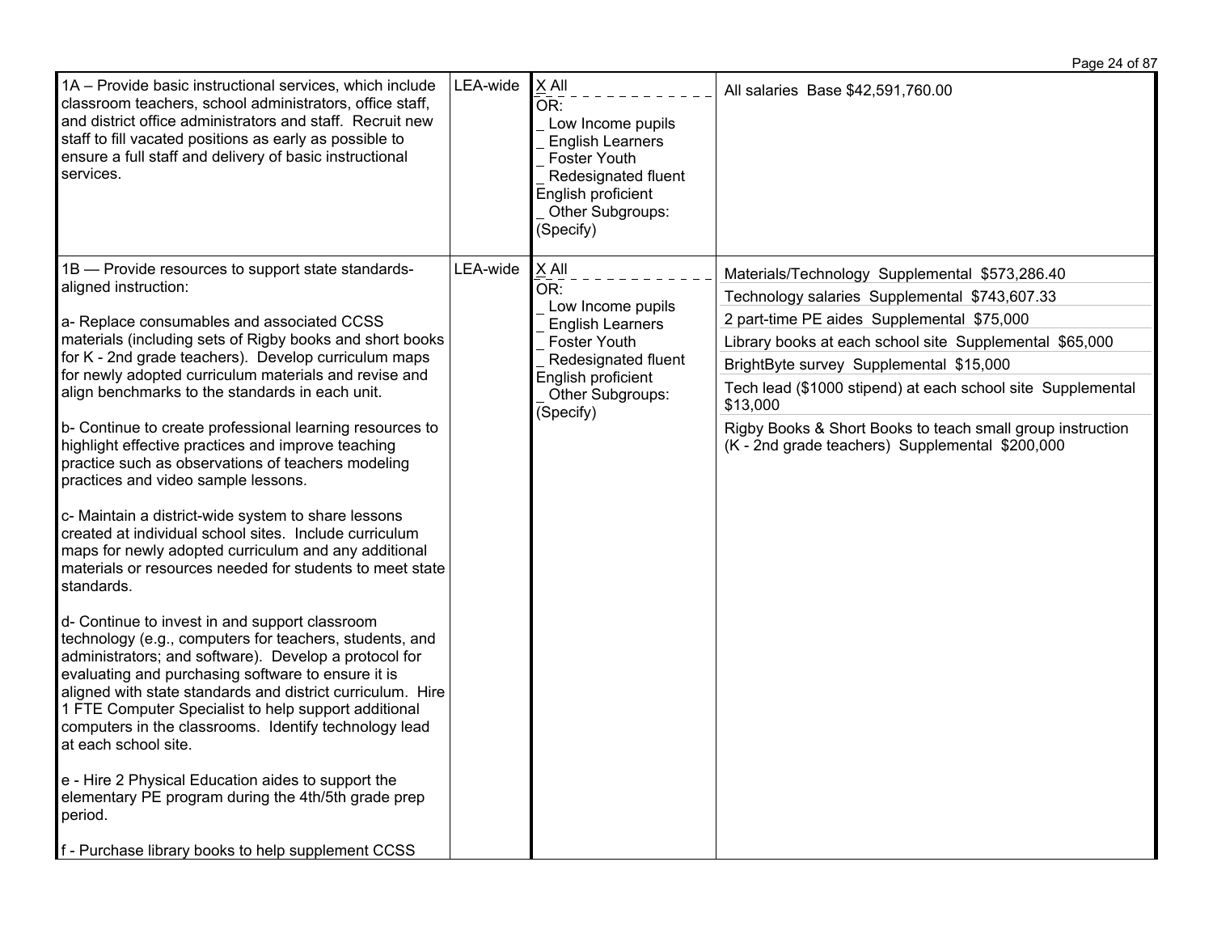| | | | |
|---|---|---|---|
| 1A – Provide basic instructional services, which include classroom teachers, school administrators, office staff, and district office administrators and staff. Recruit new staff to fill vacated positions as early as possible to ensure a full staff and delivery of basic instructional services. | LEA-wide | X All<br>OR:<br>_ Low Income pupils<br>_ English Learners<br>_ Foster Youth<br>_ Redesignated fluent English proficient<br>_ Other Subgroups: (Specify) | All salaries Base $42,591,760.00 |
| 1B — Provide resources to support state standards-aligned instruction:<br><br>a- Replace consumables and associated CCSS materials (including sets of Rigby books and short books for K - 2nd grade teachers). Develop curriculum maps for newly adopted curriculum materials and revise and align benchmarks to the standards in each unit.<br><br>b- Continue to create professional learning resources to highlight effective practices and improve teaching practice such as observations of teachers modeling practices and video sample lessons.<br><br>c- Maintain a district-wide system to share lessons created at individual school sites. Include curriculum maps for newly adopted curriculum and any additional materials or resources needed for students to meet state standards.<br><br>d- Continue to invest in and support classroom technology (e.g., computers for teachers, students, and administrators; and software). Develop a protocol for evaluating and purchasing software to ensure it is aligned with state standards and district curriculum. Hire 1 FTE Computer Specialist to help support additional computers in the classrooms. Identify technology lead at each school site.<br><br>e - Hire 2 Physical Education aides to support the elementary PE program during the 4th/5th grade prep period.<br><br>f - Purchase library books to help supplement CCSS | LEA-wide | X All<br>OR:<br>_ Low Income pupils<br>_ English Learners<br>_ Foster Youth<br>_ Redesignated fluent English proficient<br>_ Other Subgroups: (Specify) | Materials/Technology Supplemental $573,286.40<br><br>Technology salaries Supplemental $743,607.33<br><br>2 part-time PE aides Supplemental $75,000<br><br>Library books at each school site Supplemental $65,000<br><br>BrightByte survey Supplemental $15,000<br><br>Tech lead ($1000 stipend) at each school site Supplemental $13,000<br><br>Rigby Books & Short Books to teach small group instruction (K - 2nd grade teachers) Supplemental $200,000 |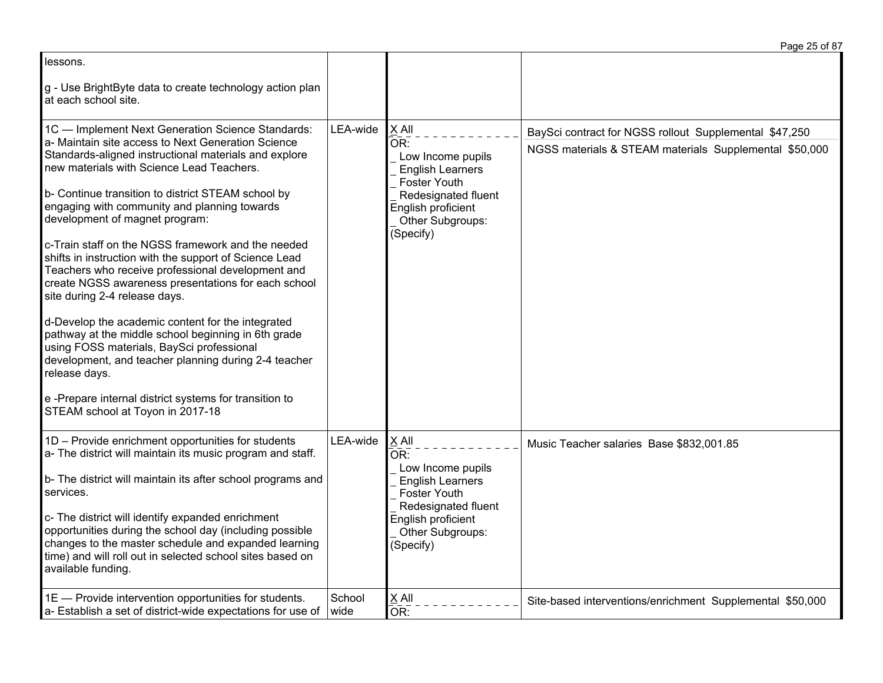| | | | |
|---|---|---|---|
| lessons.<br><br>g - Use BrightByte data to create technology action plan at each school site. | | | |
| 1C — Implement Next Generation Science Standards:<br>a- Maintain site access to Next Generation Science Standards-aligned instructional materials and explore new materials with Science Lead Teachers.<br><br>b- Continue transition to district STEAM school by engaging with community and planning towards development of magnet program:<br><br>c-Train staff on the NGSS framework and the needed shifts in instruction with the support of Science Lead Teachers who receive professional development and create NGSS awareness presentations for each school site during 2-4 release days.<br><br>d-Develop the academic content for the integrated pathway at the middle school beginning in 6th grade using FOSS materials, BaySci professional development, and teacher planning during 2-4 teacher release days.<br><br>e -Prepare internal district systems for transition to STEAM school at Toyon in 2017-18 | LEA-wide | X All<br>OR:<br>_ Low Income pupils<br>_ English Learners<br>_ Foster Youth<br>_ Redesignated fluent English proficient<br>_ Other Subgroups: (Specify) | BaySci contract for NGSS rollout Supplemental $47,250<br>NGSS materials & STEAM materials Supplemental $50,000 |
| 1D – Provide enrichment opportunities for students<br>a- The district will maintain its music program and staff.<br><br>b- The district will maintain its after school programs and services.<br><br>c- The district will identify expanded enrichment opportunities during the school day (including possible changes to the master schedule and expanded learning time) and will roll out in selected school sites based on available funding. | LEA-wide | X All<br>OR:<br>_ Low Income pupils<br>_ English Learners<br>_ Foster Youth<br>_ Redesignated fluent English proficient<br>_ Other Subgroups: (Specify) | Music Teacher salaries Base $832,001.85 |
| 1E — Provide intervention opportunities for students.<br>a- Establish a set of district-wide expectations for use of | School wide | X All<br>OR: | Site-based interventions/enrichment Supplemental $50,000 |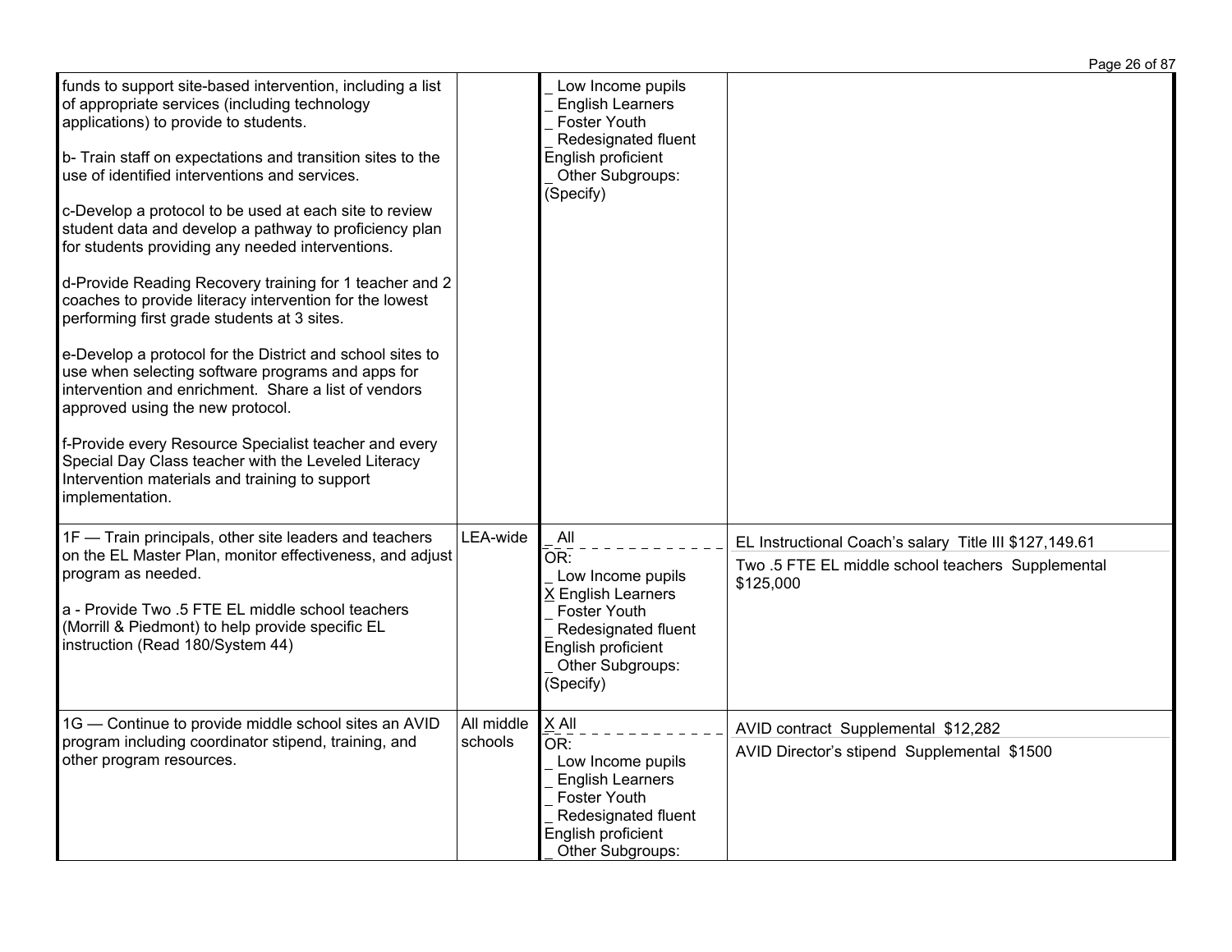| | | | |
|---|---|---|---|
| funds to support site-based intervention, including a list of appropriate services (including technology applications) to provide to students.<br><br>b- Train staff on expectations and transition sites to the use of identified interventions and services.<br><br>c-Develop a protocol to be used at each site to review student data and develop a pathway to proficiency plan for students providing any needed interventions.<br><br>d-Provide Reading Recovery training for 1 teacher and 2 coaches to provide literacy intervention for the lowest performing first grade students at 3 sites.<br><br>e-Develop a protocol for the District and school sites to use when selecting software programs and apps for intervention and enrichment. Share a list of vendors approved using the new protocol.<br><br>f-Provide every Resource Specialist teacher and every Special Day Class teacher with the Leveled Literacy Intervention materials and training to support implementation. | | _ Low Income pupils<br>_ English Learners<br>_ Foster Youth<br>_ Redesignated fluent English proficient<br>_ Other Subgroups: (Specify) | |
| 1F — Train principals, other site leaders and teachers on the EL Master Plan, monitor effectiveness, and adjust program as needed.<br><br>a - Provide Two .5 FTE EL middle school teachers (Morrill & Piedmont) to help provide specific EL instruction (Read 180/System 44) | LEA-wide | _ All<br>OR:<br>_ Low Income pupils<br>X English Learners<br>_ Foster Youth<br>_ Redesignated fluent English proficient<br>_ Other Subgroups: (Specify) | EL Instructional Coach's salary Title III $127,149.61<br><br>Two .5 FTE EL middle school teachers Supplemental $125,000 |
| 1G — Continue to provide middle school sites an AVID program including coordinator stipend, training, and other program resources. | All middle schools | X All<br>OR:<br>_ Low Income pupils<br>_ English Learners<br>_ Foster Youth<br>_ Redesignated fluent English proficient<br>_ Other Subgroups: | AVID contract Supplemental $12,282<br><br>AVID Director's stipend Supplemental $1500 |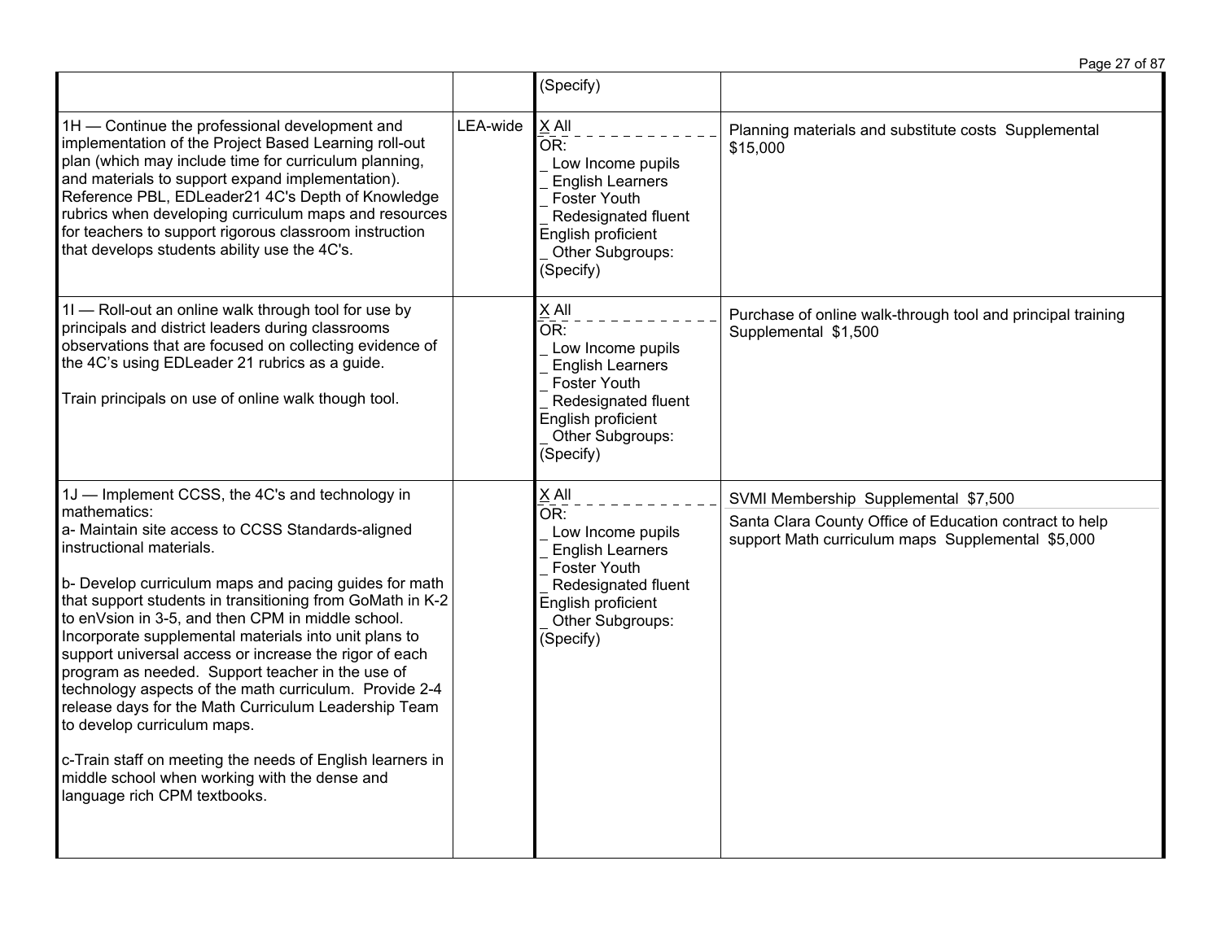| | | | |
|---|---|---|---|
| | | (Specify) | |
| 1H — Continue the professional development and implementation of the Project Based Learning roll-out plan (which may include time for curriculum planning, and materials to support expand implementation). Reference PBL, EDLeader21 4C's Depth of Knowledge rubrics when developing curriculum maps and resources for teachers to support rigorous classroom instruction that develops students ability use the 4C's. | LEA-wide | X All<br>OR:<br>_ Low Income pupils<br>_ English Learners<br>_ Foster Youth<br>_ Redesignated fluent English proficient<br>_ Other Subgroups: (Specify) | Planning materials and substitute costs Supplemental $15,000 |
| 1I — Roll-out an online walk through tool for use by principals and district leaders during classrooms observations that are focused on collecting evidence of the 4C's using EDLeader 21 rubrics as a guide.<br><br>Train principals on use of online walk though tool. | | X All<br>OR:<br>_ Low Income pupils<br>_ English Learners<br>_ Foster Youth<br>_ Redesignated fluent English proficient<br>_ Other Subgroups: (Specify) | Purchase of online walk-through tool and principal training Supplemental $1,500 |
| 1J — Implement CCSS, the 4C's and technology in mathematics:<br>a- Maintain site access to CCSS Standards-aligned instructional materials.<br><br>b- Develop curriculum maps and pacing guides for math that support students in transitioning from GoMath in K-2 to enVsion in 3-5, and then CPM in middle school. Incorporate supplemental materials into unit plans to support universal access or increase the rigor of each program as needed. Support teacher in the use of technology aspects of the math curriculum. Provide 2-4 release days for the Math Curriculum Leadership Team to develop curriculum maps.<br><br>c-Train staff on meeting the needs of English learners in middle school when working with the dense and language rich CPM textbooks. | | X All<br>OR:<br>_ Low Income pupils<br>_ English Learners<br>_ Foster Youth<br>_ Redesignated fluent English proficient<br>_ Other Subgroups: (Specify) | SVMI Membership Supplemental $7,500<br><br>Santa Clara County Office of Education contract to help support Math curriculum maps Supplemental $5,000 |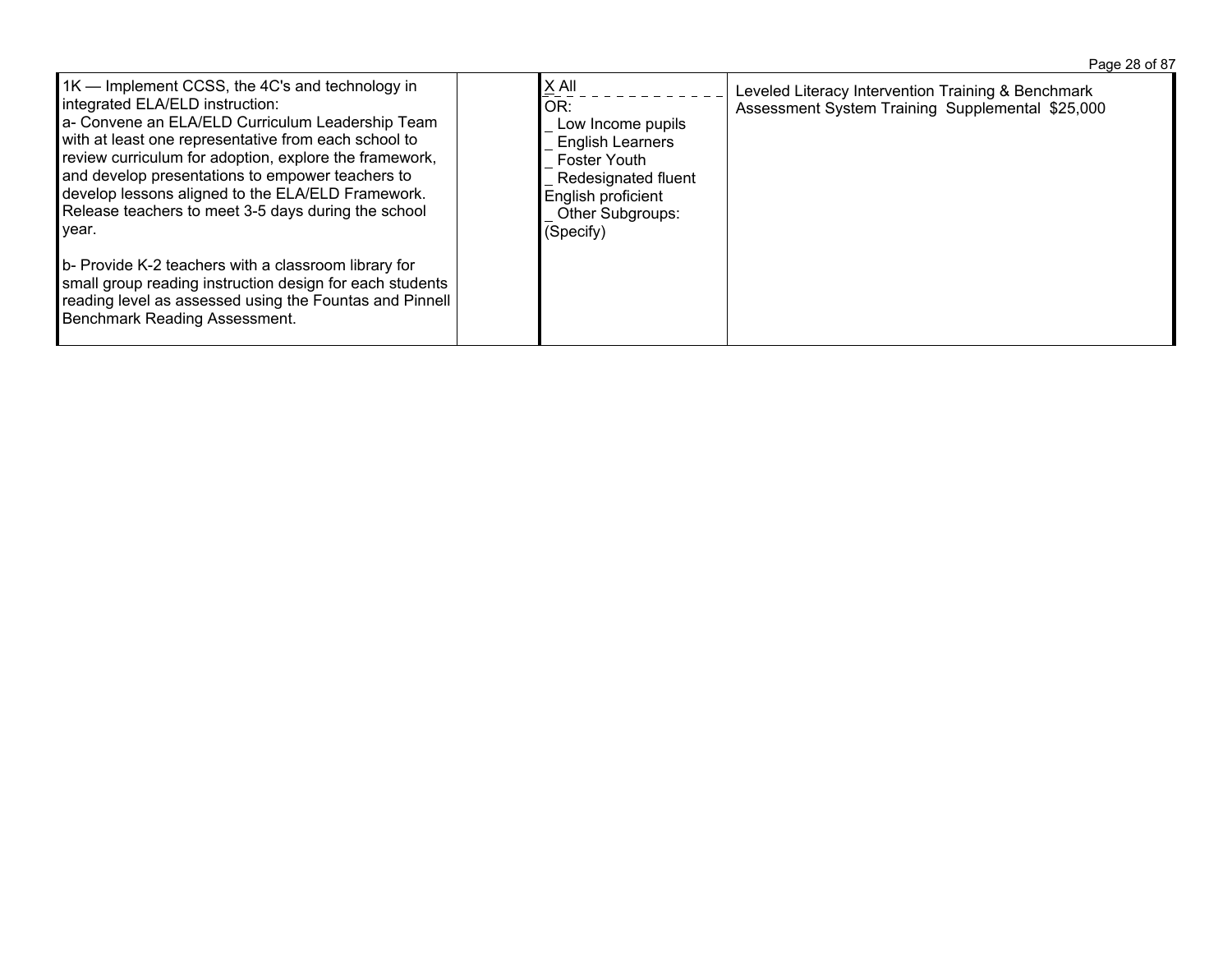| | | | |
|---|---|---|---|
| 1K — Implement CCSS, the 4C's and technology in integrated ELA/ELD instruction:<br>a- Convene an ELA/ELD Curriculum Leadership Team with at least one representative from each school to review curriculum for adoption, explore the framework, and develop presentations to empower teachers to develop lessons aligned to the ELA/ELD Framework. Release teachers to meet 3-5 days during the school year.<br><br>b- Provide K-2 teachers with a classroom library for small group reading instruction design for each students reading level as assessed using the Fountas and Pinnell Benchmark Reading Assessment. | | X All<br>OR:<br>_ Low Income pupils<br>_ English Learners<br>_ Foster Youth<br>_ Redesignated fluent English proficient<br>_ Other Subgroups: (Specify) | Leveled Literacy Intervention Training & Benchmark Assessment System Training Supplemental $25,000 |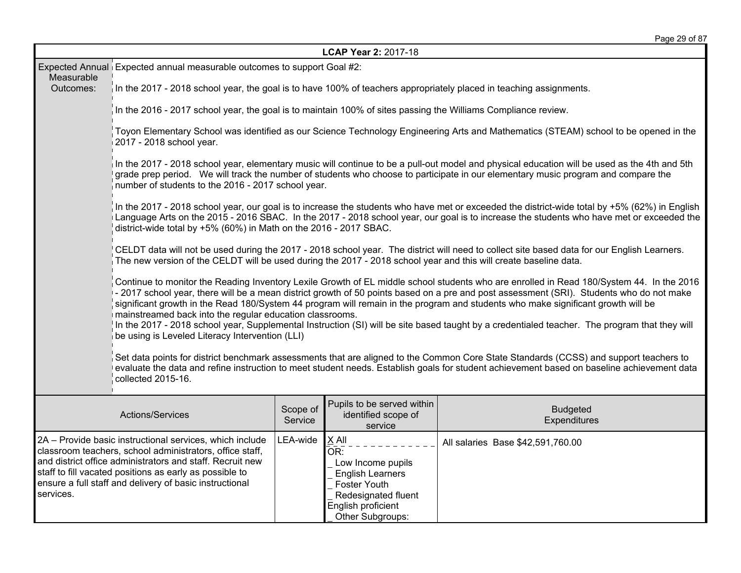**LCAP Year 2:** 2017-18

| Expected Annual Measurable Outcomes: | Expected annual measurable outcomes to support Goal #2:<br><br>In the 2017 - 2018 school year, the goal is to have 100% of teachers appropriately placed in teaching assignments.<br><br>In the 2016 - 2017 school year, the goal is to maintain 100% of sites passing the Williams Compliance review.<br><br>Toyon Elementary School was identified as our Science Technology Engineering Arts and Mathematics (STEAM) school to be opened in the 2017 - 2018 school year.<br><br>In the 2017 - 2018 school year, elementary music will continue to be a pull-out model and physical education will be used as the 4th and 5th grade prep period. We will track the number of students who choose to participate in our elementary music program and compare the number of students to the 2016 - 2017 school year.<br><br>In the 2017 - 2018 school year, our goal is to increase the students who have met or exceeded the district-wide total by +5% (62%) in English Language Arts on the 2015 - 2016 SBAC. In the 2017 - 2018 school year, our goal is to increase the students who have met or exceeded the district-wide total by +5% (60%) in Math on the 2016 - 2017 SBAC.<br><br>CELDT data will not be used during the 2017 - 2018 school year. The district will need to collect site based data for our English Learners. The new version of the CELDT will be used during the 2017 - 2018 school year and this will create baseline data.<br><br>Continue to monitor the Reading Inventory Lexile Growth of EL middle school students who are enrolled in Read 180/System 44. In the 2016 - 2017 school year, there will be a mean district growth of 50 points based on a pre and post assessment (SRI). Students who do not make significant growth in the Read 180/System 44 program will remain in the program and students who make significant growth will be mainstreamed back into the regular education classrooms.<br>In the 2017 - 2018 school year, Supplemental Instruction (SI) will be site based taught by a credentialed teacher. The program that they will be using is Leveled Literacy Intervention (LLI)<br><br>Set data points for district benchmark assessments that are aligned to the Common Core State Standards (CCSS) and support teachers to evaluate the data and refine instruction to meet student needs. Establish goals for student achievement based on baseline achievement data collected 2015-16. |
|---|---|

| Actions/Services | Scope of Service | Pupils to be served within identified scope of service | Budgeted Expenditures |
|---|---|---|---|
| 2A – Provide basic instructional services, which include classroom teachers, school administrators, office staff, and district office administrators and staff. Recruit new staff to fill vacated positions as early as possible to ensure a full staff and delivery of basic instructional services. | LEA-wide | X All<br>OR:<br>_ Low Income pupils<br>_ English Learners<br>_ Foster Youth<br>_ Redesignated fluent English proficient<br>_ Other Subgroups: | All salaries Base $42,591,760.00 |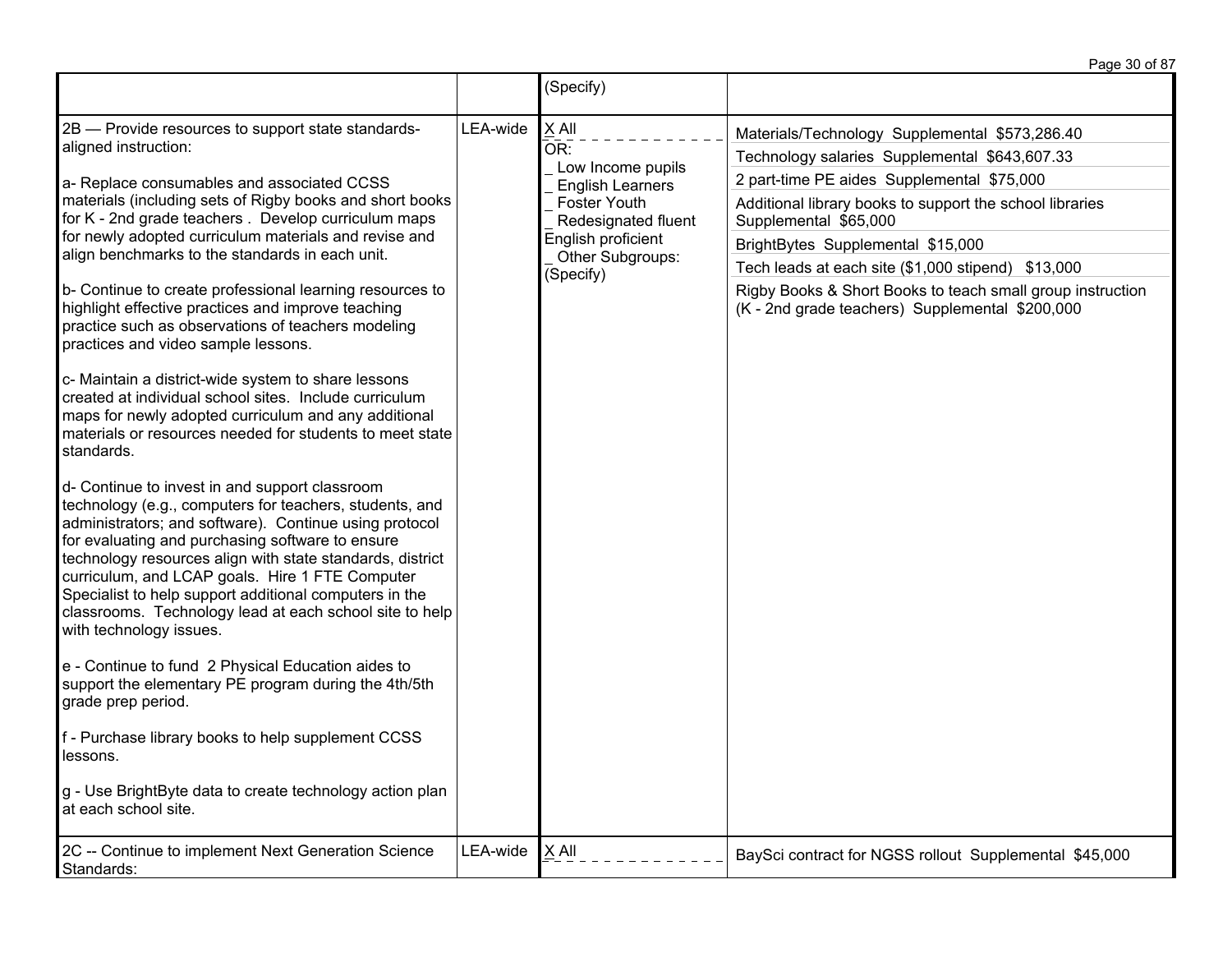| | | | |
|---|---|---|---|
| | | (Specify) | |
| 2B — Provide resources to support state standards-aligned instruction:<br><br>a- Replace consumables and associated CCSS materials (including sets of Rigby books and short books for K - 2nd grade teachers . Develop curriculum maps for newly adopted curriculum materials and revise and align benchmarks to the standards in each unit.<br><br>b- Continue to create professional learning resources to highlight effective practices and improve teaching practice such as observations of teachers modeling practices and video sample lessons.<br><br>c- Maintain a district-wide system to share lessons created at individual school sites. Include curriculum maps for newly adopted curriculum and any additional materials or resources needed for students to meet state standards.<br><br>d- Continue to invest in and support classroom technology (e.g., computers for teachers, students, and administrators; and software). Continue using protocol for evaluating and purchasing software to ensure technology resources align with state standards, district curriculum, and LCAP goals. Hire 1 FTE Computer Specialist to help support additional computers in the classrooms. Technology lead at each school site to help with technology issues.<br><br>e - Continue to fund 2 Physical Education aides to support the elementary PE program during the 4th/5th grade prep period.<br><br>f - Purchase library books to help supplement CCSS lessons.<br><br>g - Use BrightByte data to create technology action plan at each school site. | LEA-wide | X All<br>OR:<br>_ Low Income pupils<br>_ English Learners<br>_ Foster Youth<br>_ Redesignated fluent English proficient<br>_ Other Subgroups: (Specify) | Materials/Technology Supplemental $573,286.40<br>Technology salaries Supplemental $643,607.33<br>2 part-time PE aides Supplemental $75,000<br>Additional library books to support the school libraries Supplemental $65,000<br>BrightBytes Supplemental $15,000<br>Tech leads at each site ($1,000 stipend) $13,000<br>Rigby Books & Short Books to teach small group instruction (K - 2nd grade teachers) Supplemental $200,000 |
| 2C -- Continue to implement Next Generation Science Standards: | LEA-wide | X All | BaySci contract for NGSS rollout Supplemental $45,000 |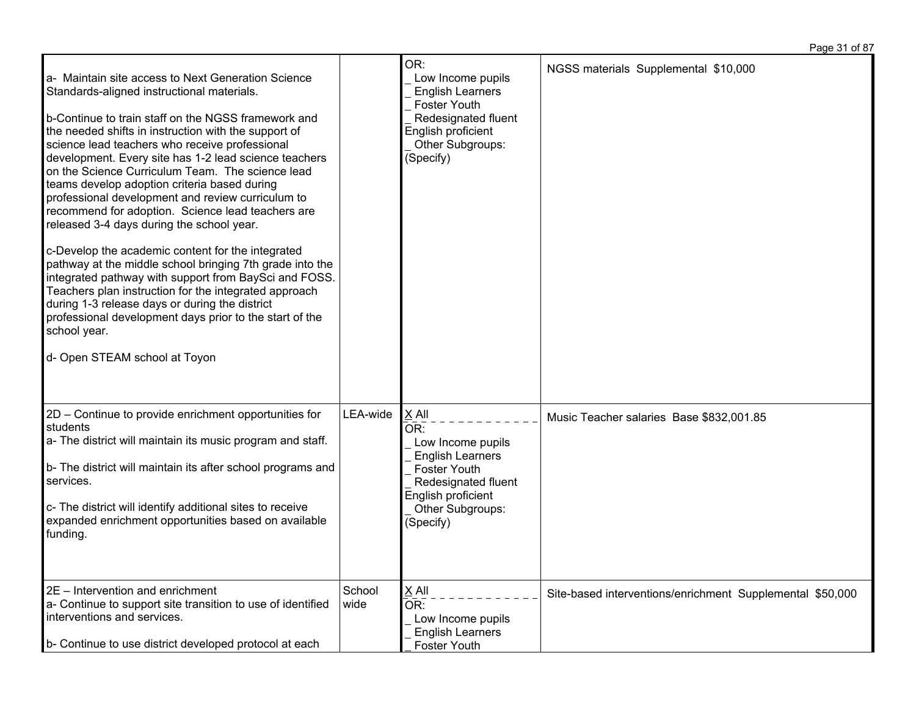| | | | |
|---|---|---|---|
| a- Maintain site access to Next Generation Science Standards-aligned instructional materials.<br><br>b-Continue to train staff on the NGSS framework and the needed shifts in instruction with the support of science lead teachers who receive professional development. Every site has 1-2 lead science teachers on the Science Curriculum Team. The science lead teams develop adoption criteria based during professional development and review curriculum to recommend for adoption. Science lead teachers are released 3-4 days during the school year.<br><br>c-Develop the academic content for the integrated pathway at the middle school bringing 7th grade into the integrated pathway with support from BaySci and FOSS. Teachers plan instruction for the integrated approach during 1-3 release days or during the district professional development days prior to the start of the school year.<br><br>d- Open STEAM school at Toyon | | OR:<br>_ Low Income pupils<br>_ English Learners<br>_ Foster Youth<br>_ Redesignated fluent English proficient<br>_ Other Subgroups: (Specify) | NGSS materials Supplemental $10,000 |
| 2D – Continue to provide enrichment opportunities for students<br>a- The district will maintain its music program and staff.<br><br>b- The district will maintain its after school programs and services.<br><br>c- The district will identify additional sites to receive expanded enrichment opportunities based on available funding. | LEA-wide | X All<br>OR:<br>_ Low Income pupils<br>_ English Learners<br>_ Foster Youth<br>_ Redesignated fluent English proficient<br>_ Other Subgroups: (Specify) | Music Teacher salaries Base $832,001.85 |
| 2E – Intervention and enrichment<br>a- Continue to support site transition to use of identified interventions and services.<br><br>b- Continue to use district developed protocol at each | School wide | X All<br>OR:<br>_ Low Income pupils<br>_ English Learners<br>_ Foster Youth | Site-based interventions/enrichment Supplemental $50,000 |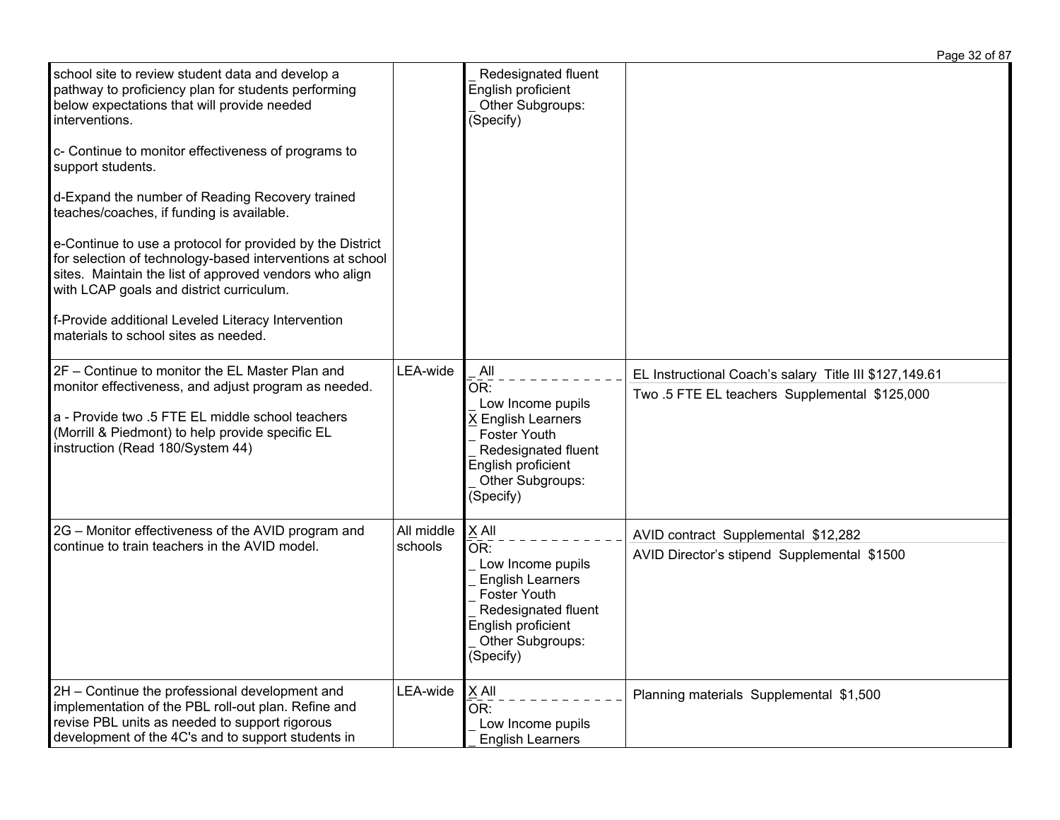| | | | |
|---|---|---|---|
| school site to review student data and develop a pathway to proficiency plan for students performing below expectations that will provide needed interventions.<br><br>c- Continue to monitor effectiveness of programs to support students.<br><br>d-Expand the number of Reading Recovery trained teaches/coaches, if funding is available.<br><br>e-Continue to use a protocol for provided by the District for selection of technology-based interventions at school sites. Maintain the list of approved vendors who align with LCAP goals and district curriculum.<br><br>f-Provide additional Leveled Literacy Intervention materials to school sites as needed. | | _ Redesignated fluent English proficient<br>_ Other Subgroups: (Specify) | |
| 2F – Continue to monitor the EL Master Plan and monitor effectiveness, and adjust program as needed.<br><br>a - Provide two .5 FTE EL middle school teachers (Morrill & Piedmont) to help provide specific EL instruction (Read 180/System 44) | LEA-wide | _ All<br>OR:<br>_ Low Income pupils<br>X English Learners<br>_ Foster Youth<br>_ Redesignated fluent English proficient<br>_ Other Subgroups: (Specify) | EL Instructional Coach's salary Title III $127,149.61<br><br>Two .5 FTE EL teachers Supplemental $125,000 |
| 2G – Monitor effectiveness of the AVID program and continue to train teachers in the AVID model. | All middle schools | X All<br>OR:<br>_ Low Income pupils<br>_ English Learners<br>_ Foster Youth<br>_ Redesignated fluent English proficient<br>_ Other Subgroups: (Specify) | AVID contract Supplemental $12,282<br><br>AVID Director's stipend Supplemental $1500 |
| 2H – Continue the professional development and implementation of the PBL roll-out plan. Refine and revise PBL units as needed to support rigorous development of the 4C's and to support students in | LEA-wide | X All<br>OR:<br>_ Low Income pupils<br>_ English Learners | Planning materials Supplemental $1,500 |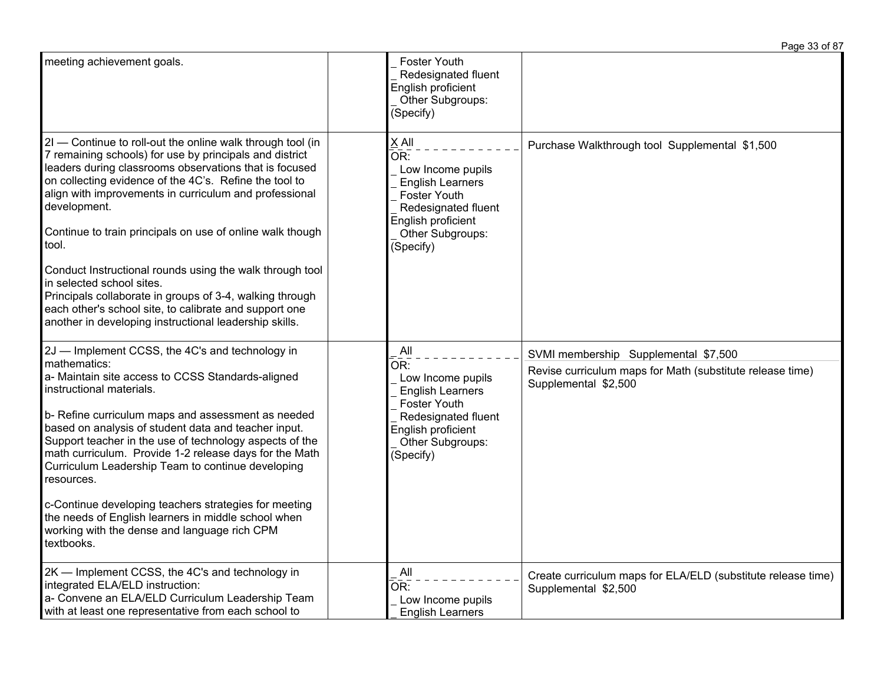| | | | |
|---|---|---|---|
| meeting achievement goals. | | _ Foster Youth<br>_ Redesignated fluent English proficient<br>_ Other Subgroups: (Specify) | |
| 2I — Continue to roll-out the online walk through tool (in 7 remaining schools) for use by principals and district leaders during classrooms observations that is focused on collecting evidence of the 4C's. Refine the tool to align with improvements in curriculum and professional development.<br><br>Continue to train principals on use of online walk though tool.<br><br>Conduct Instructional rounds using the walk through tool in selected school sites.<br>Principals collaborate in groups of 3-4, walking through each other's school site, to calibrate and support one another in developing instructional leadership skills. | | X All<br>OR:<br>_ Low Income pupils<br>_ English Learners<br>_ Foster Youth<br>_ Redesignated fluent English proficient<br>_ Other Subgroups: (Specify) | Purchase Walkthrough tool Supplemental $1,500 |
| 2J — Implement CCSS, the 4C's and technology in mathematics:<br>a- Maintain site access to CCSS Standards-aligned instructional materials.<br><br>b- Refine curriculum maps and assessment as needed based on analysis of student data and teacher input. Support teacher in the use of technology aspects of the math curriculum. Provide 1-2 release days for the Math Curriculum Leadership Team to continue developing resources.<br><br>c-Continue developing teachers strategies for meeting the needs of English learners in middle school when working with the dense and language rich CPM textbooks. | | _ All<br>OR:<br>_ Low Income pupils<br>_ English Learners<br>_ Foster Youth<br>_ Redesignated fluent English proficient<br>_ Other Subgroups: (Specify) | SVMI membership Supplemental $7,500<br><br>Revise curriculum maps for Math (substitute release time) Supplemental $2,500 |
| 2K — Implement CCSS, the 4C's and technology in integrated ELA/ELD instruction:<br>a- Convene an ELA/ELD Curriculum Leadership Team with at least one representative from each school to | | _ All<br>OR:<br>_ Low Income pupils<br>_ English Learners | Create curriculum maps for ELA/ELD (substitute release time) Supplemental $2,500 |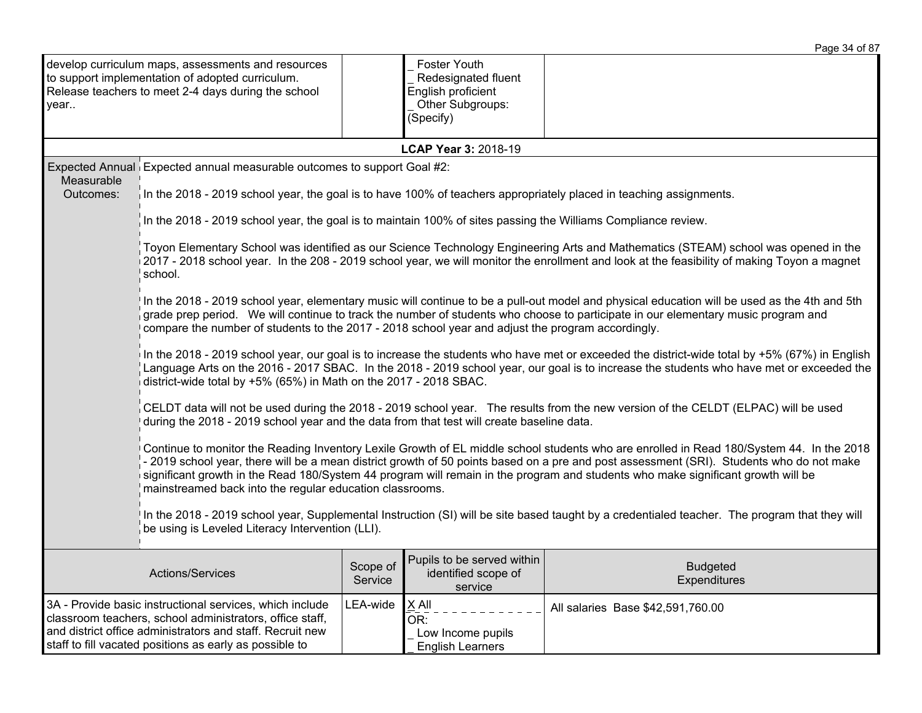| | | | |
|---|---|---|---|
| develop curriculum maps, assessments and resources to support implementation of adopted curriculum. Release teachers to meet 2-4 days during the school year.. | | _ Foster Youth<br>_ Redesignated fluent English proficient<br>_ Other Subgroups: (Specify) | |

**LCAP Year 3:** 2018-19

| | |
|---|---|
| Expected Annual Measurable Outcomes: | Expected annual measurable outcomes to support Goal #2:<br><br>In the 2018 - 2019 school year, the goal is to have 100% of teachers appropriately placed in teaching assignments.<br><br>In the 2018 - 2019 school year, the goal is to maintain 100% of sites passing the Williams Compliance review.<br><br>Toyon Elementary School was identified as our Science Technology Engineering Arts and Mathematics (STEAM) school was opened in the 2017 - 2018 school year. In the 208 - 2019 school year, we will monitor the enrollment and look at the feasibility of making Toyon a magnet school.<br><br>In the 2018 - 2019 school year, elementary music will continue to be a pull-out model and physical education will be used as the 4th and 5th grade prep period. We will continue to track the number of students who choose to participate in our elementary music program and compare the number of students to the 2017 - 2018 school year and adjust the program accordingly.<br><br>In the 2018 - 2019 school year, our goal is to increase the students who have met or exceeded the district-wide total by +5% (67%) in English Language Arts on the 2016 - 2017 SBAC. In the 2018 - 2019 school year, our goal is to increase the students who have met or exceeded the district-wide total by +5% (65%) in Math on the 2017 - 2018 SBAC.<br><br>CELDT data will not be used during the 2018 - 2019 school year. The results from the new version of the CELDT (ELPAC) will be used during the 2018 - 2019 school year and the data from that test will create baseline data.<br><br>Continue to monitor the Reading Inventory Lexile Growth of EL middle school students who are enrolled in Read 180/System 44. In the 2018 - 2019 school year, there will be a mean district growth of 50 points based on a pre and post assessment (SRI). Students who do not make significant growth in the Read 180/System 44 program will remain in the program and students who make significant growth will be mainstreamed back into the regular education classrooms.<br><br>In the 2018 - 2019 school year, Supplemental Instruction (SI) will be site based taught by a credentialed teacher. The program that they will be using is Leveled Literacy Intervention (LLI). |

| Actions/Services | Scope of Service | Pupils to be served within identified scope of service | Budgeted Expenditures |
|---|---|---|---|
| 3A - Provide basic instructional services, which include classroom teachers, school administrators, office staff, and district office administrators and staff. Recruit new staff to fill vacated positions as early as possible to | LEA-wide | X All<br>OR:<br>_ Low Income pupils<br>_ English Learners | All salaries Base $42,591,760.00 |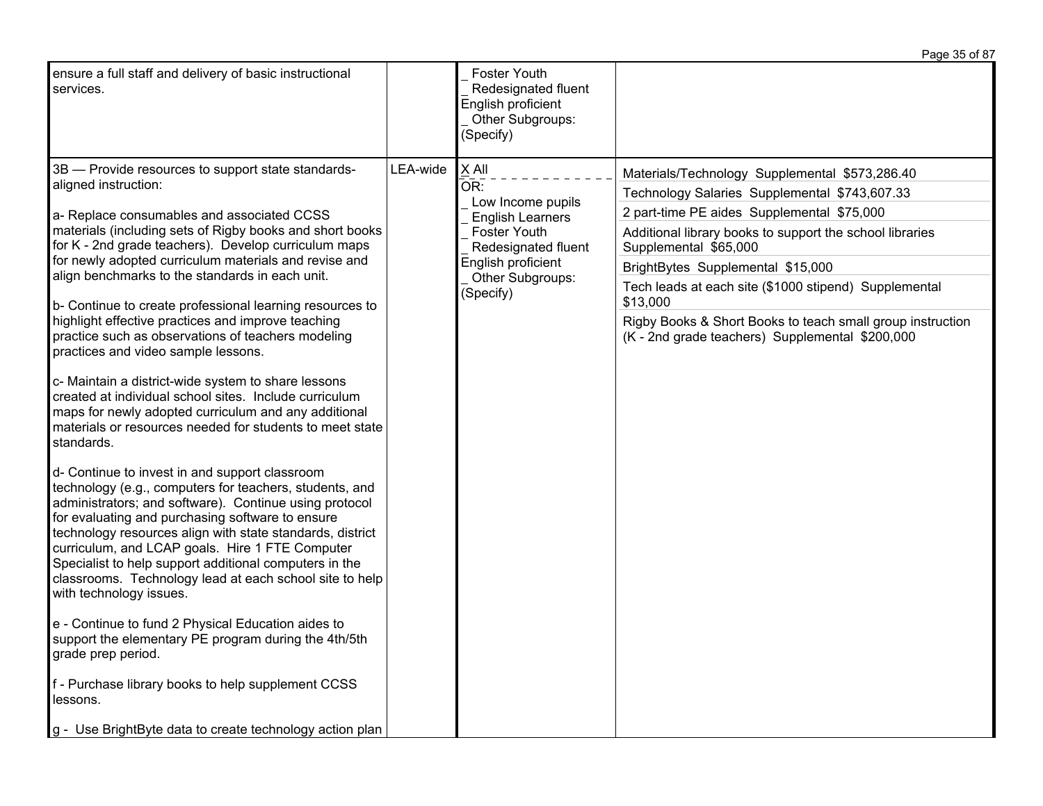| | | | |
|---|---|---|---|
| ensure a full staff and delivery of basic instructional services. | | _ Foster Youth<br>_ Redesignated fluent English proficient<br>_ Other Subgroups: (Specify) | |
| 3B — Provide resources to support state standards-aligned instruction:<br><br>a- Replace consumables and associated CCSS materials (including sets of Rigby books and short books for K - 2nd grade teachers). Develop curriculum maps for newly adopted curriculum materials and revise and align benchmarks to the standards in each unit.<br><br>b- Continue to create professional learning resources to highlight effective practices and improve teaching practice such as observations of teachers modeling practices and video sample lessons.<br><br>c- Maintain a district-wide system to share lessons created at individual school sites. Include curriculum maps for newly adopted curriculum and any additional materials or resources needed for students to meet state standards.<br><br>d- Continue to invest in and support classroom technology (e.g., computers for teachers, students, and administrators; and software). Continue using protocol for evaluating and purchasing software to ensure technology resources align with state standards, district curriculum, and LCAP goals. Hire 1 FTE Computer Specialist to help support additional computers in the classrooms. Technology lead at each school site to help with technology issues.<br><br>e - Continue to fund 2 Physical Education aides to support the elementary PE program during the 4th/5th grade prep period.<br><br>f - Purchase library books to help supplement CCSS lessons.<br><br>g - Use BrightByte data to create technology action plan | LEA-wide | X All<br>OR:<br>_ Low Income pupils<br>_ English Learners<br>_ Foster Youth<br>_ Redesignated fluent English proficient<br>_ Other Subgroups: (Specify) | Materials/Technology Supplemental $573,286.40<br><br>Technology Salaries Supplemental $743,607.33<br><br>2 part-time PE aides Supplemental $75,000<br><br>Additional library books to support the school libraries Supplemental $65,000<br><br>BrightBytes Supplemental $15,000<br><br>Tech leads at each site ($1000 stipend) Supplemental $13,000<br><br>Rigby Books & Short Books to teach small group instruction (K - 2nd grade teachers) Supplemental $200,000 |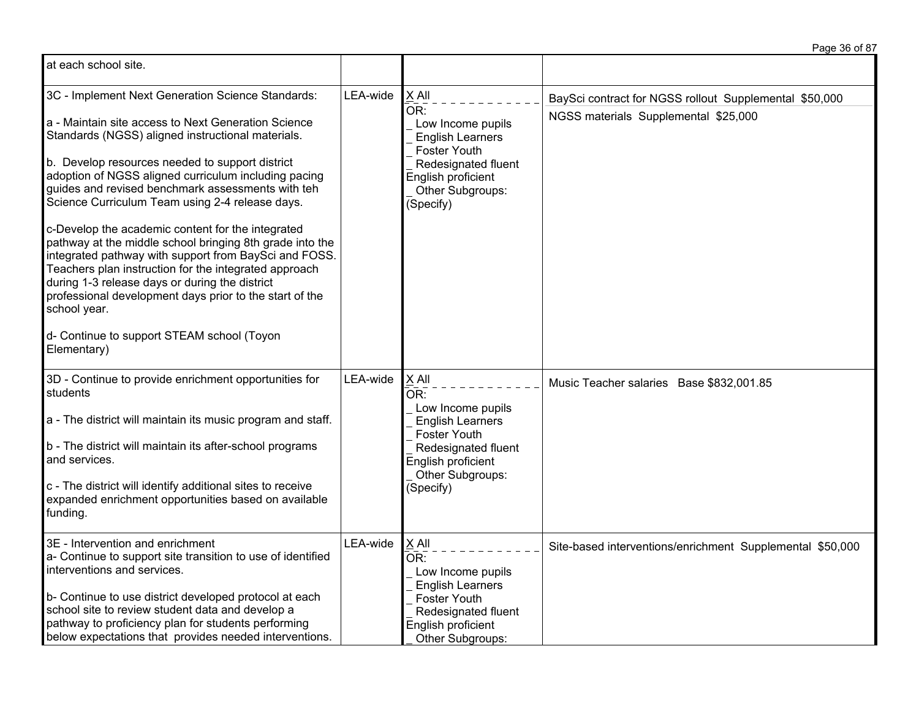| | | | |
|---|---|---|---|
| at each school site. | | | |
| 3C - Implement Next Generation Science Standards:<br><br>a - Maintain site access to Next Generation Science Standards (NGSS) aligned instructional materials.<br><br>b. Develop resources needed to support district adoption of NGSS aligned curriculum including pacing guides and revised benchmark assessments with teh Science Curriculum Team using 2-4 release days.<br><br>c-Develop the academic content for the integrated pathway at the middle school bringing 8th grade into the integrated pathway with support from BaySci and FOSS. Teachers plan instruction for the integrated approach during 1-3 release days or during the district professional development days prior to the start of the school year.<br><br>d- Continue to support STEAM school (Toyon Elementary) | LEA-wide | X All<br>OR:<br>_ Low Income pupils<br>_ English Learners<br>_ Foster Youth<br>_ Redesignated fluent English proficient<br>_ Other Subgroups: (Specify) | BaySci contract for NGSS rollout Supplemental $50,000<br><br>NGSS materials Supplemental $25,000 |
| 3D - Continue to provide enrichment opportunities for students<br><br>a - The district will maintain its music program and staff.<br><br>b - The district will maintain its after-school programs and services.<br><br>c - The district will identify additional sites to receive expanded enrichment opportunities based on available funding. | LEA-wide | X All<br>OR:<br>_ Low Income pupils<br>_ English Learners<br>_ Foster Youth<br>_ Redesignated fluent English proficient<br>_ Other Subgroups: (Specify) | Music Teacher salaries Base $832,001.85 |
| 3E - Intervention and enrichment<br>a- Continue to support site transition to use of identified interventions and services.<br><br>b- Continue to use district developed protocol at each school site to review student data and develop a pathway to proficiency plan for students performing below expectations that provides needed interventions. | LEA-wide | X All<br>OR:<br>_ Low Income pupils<br>_ English Learners<br>_ Foster Youth<br>_ Redesignated fluent English proficient<br>_ Other Subgroups: | Site-based interventions/enrichment Supplemental $50,000 |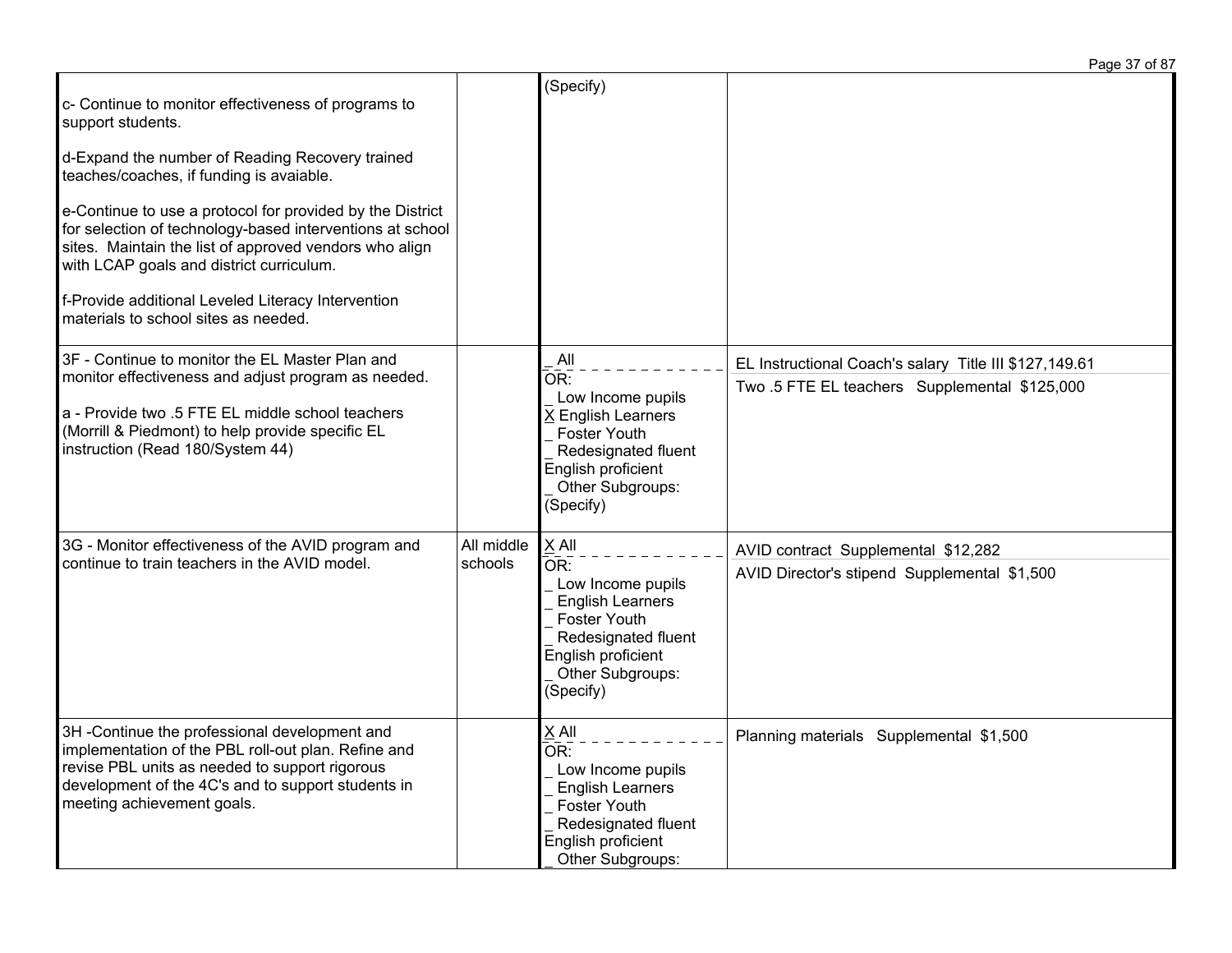| | | | |
|---|---|---|---|
| c- Continue to monitor effectiveness of programs to support students.<br><br>d-Expand the number of Reading Recovery trained teaches/coaches, if funding is avaiable.<br><br>e-Continue to use a protocol for provided by the District for selection of technology-based interventions at school sites. Maintain the list of approved vendors who align with LCAP goals and district curriculum.<br><br>f-Provide additional Leveled Literacy Intervention materials to school sites as needed. | | (Specify) | |
| 3F - Continue to monitor the EL Master Plan and monitor effectiveness and adjust program as needed.<br><br>a - Provide two .5 FTE EL middle school teachers (Morrill & Piedmont) to help provide specific EL instruction (Read 180/System 44) | | _ All<br>OR:<br>_ Low Income pupils<br>X English Learners<br>_ Foster Youth<br>_ Redesignated fluent English proficient<br>_ Other Subgroups: (Specify) | EL Instructional Coach's salary Title III $127,149.61<br>Two .5 FTE EL teachers Supplemental $125,000 |
| 3G - Monitor effectiveness of the AVID program and continue to train teachers in the AVID model. | All middle schools | X All<br>OR:<br>_ Low Income pupils<br>_ English Learners<br>_ Foster Youth<br>_ Redesignated fluent English proficient<br>_ Other Subgroups: (Specify) | AVID contract Supplemental $12,282<br>AVID Director's stipend Supplemental $1,500 |
| 3H -Continue the professional development and implementation of the PBL roll-out plan. Refine and revise PBL units as needed to support rigorous development of the 4C's and to support students in meeting achievement goals. | | X All<br>OR:<br>_ Low Income pupils<br>_ English Learners<br>_ Foster Youth<br>_ Redesignated fluent English proficient<br>_ Other Subgroups: | Planning materials Supplemental $1,500 |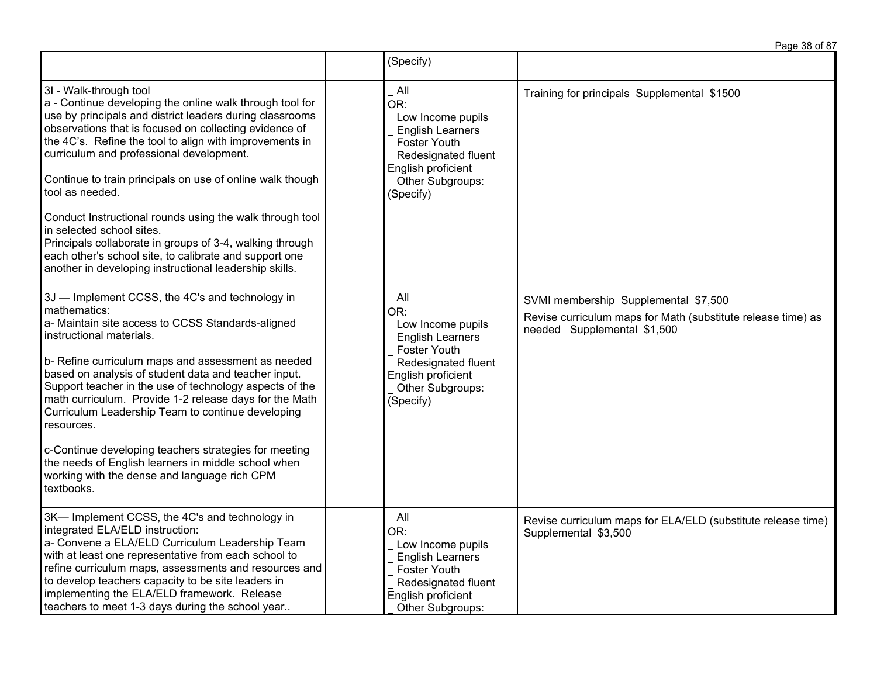| | | | |
|---|---|---|---|
| | | (Specify) | |
| 3I - Walk-through tool<br>a - Continue developing the online walk through tool for use by principals and district leaders during classrooms observations that is focused on collecting evidence of the 4C's. Refine the tool to align with improvements in curriculum and professional development.<br><br>Continue to train principals on use of online walk though tool as needed.<br><br>Conduct Instructional rounds using the walk through tool in selected school sites.<br>Principals collaborate in groups of 3-4, walking through each other's school site, to calibrate and support one another in developing instructional leadership skills. | | _ All<br>OR:<br>_ Low Income pupils<br>_ English Learners<br>_ Foster Youth<br>_ Redesignated fluent English proficient<br>_ Other Subgroups: (Specify) | Training for principals Supplemental $1500 |
| 3J — Implement CCSS, the 4C's and technology in mathematics:<br>a- Maintain site access to CCSS Standards-aligned instructional materials.<br><br>b- Refine curriculum maps and assessment as needed based on analysis of student data and teacher input. Support teacher in the use of technology aspects of the math curriculum. Provide 1-2 release days for the Math Curriculum Leadership Team to continue developing resources.<br><br>c-Continue developing teachers strategies for meeting the needs of English learners in middle school when working with the dense and language rich CPM textbooks. | | _ All<br>OR:<br>_ Low Income pupils<br>_ English Learners<br>_ Foster Youth<br>_ Redesignated fluent English proficient<br>_ Other Subgroups: (Specify) | SVMI membership Supplemental $7,500<br><br>Revise curriculum maps for Math (substitute release time) as needed Supplemental $1,500 |
| 3K— Implement CCSS, the 4C's and technology in integrated ELA/ELD instruction:<br>a- Convene a ELA/ELD Curriculum Leadership Team with at least one representative from each school to refine curriculum maps, assessments and resources and to develop teachers capacity to be site leaders in implementing the ELA/ELD framework. Release teachers to meet 1-3 days during the school year.. | | _ All<br>OR:<br>_ Low Income pupils<br>_ English Learners<br>_ Foster Youth<br>_ Redesignated fluent English proficient<br>_ Other Subgroups: | Revise curriculum maps for ELA/ELD (substitute release time) Supplemental $3,500 |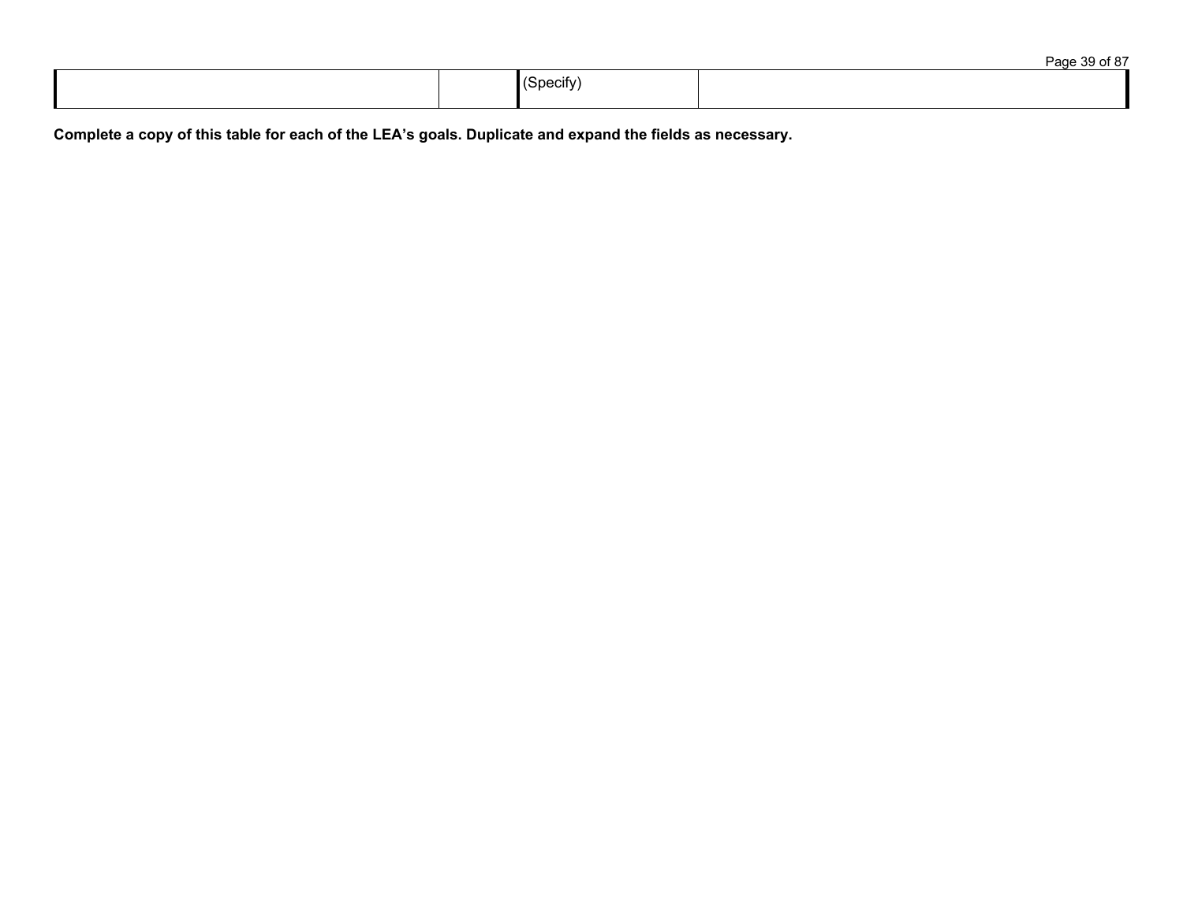| | | | |
|---|---|---|---|
| | | (Specify) | |

**Complete a copy of this table for each of the LEA's goals. Duplicate and expand the fields as necessary.**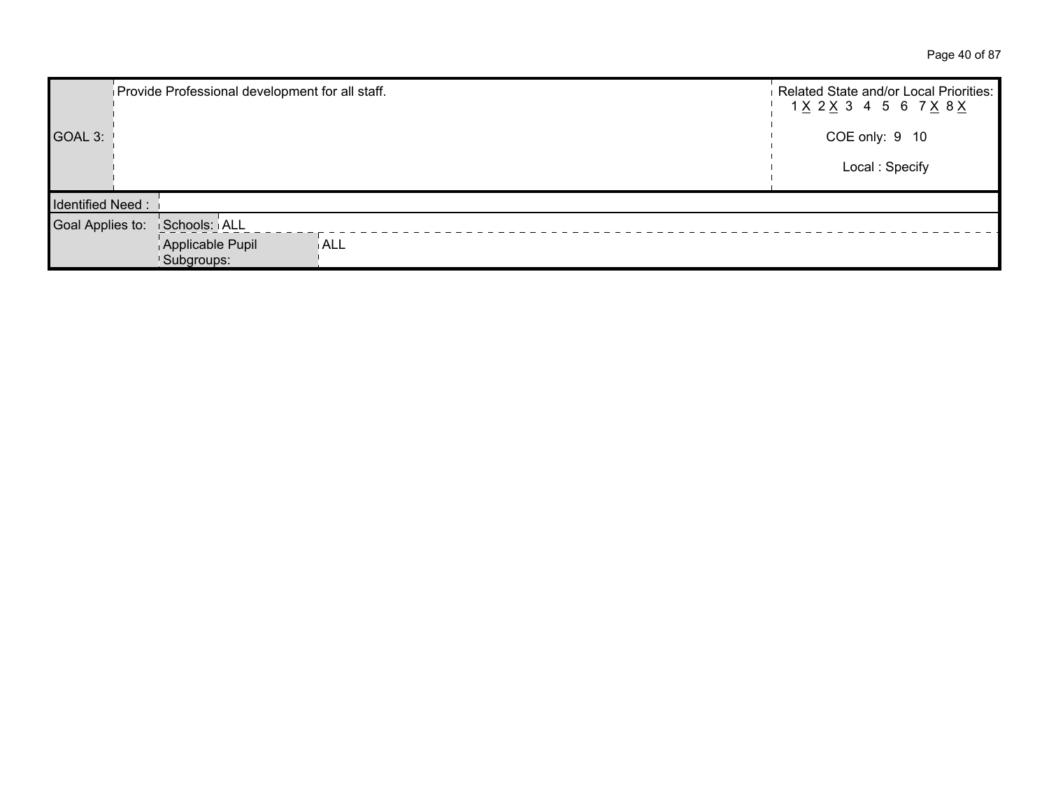| GOAL 3: | Provide Professional development for all staff. | | Related State and/or Local Priorities: 1 X 2 X 3 4 5 6 7 X 8 X<br><br>COE only: 9 10<br><br>Local : Specify |
|---|---|---|---|
| Identified Need : | | | |
| Goal Applies to: | Schools: | ALL | |
| | Applicable Pupil Subgroups: | ALL | |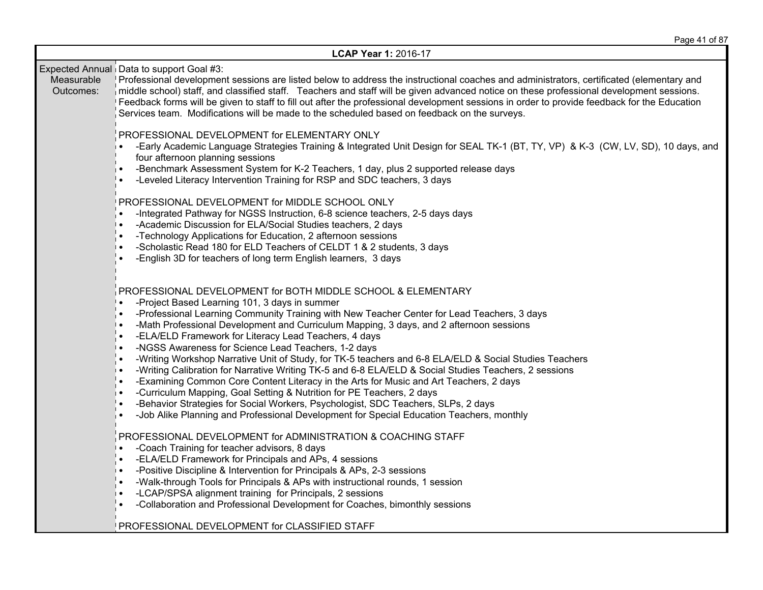| LCAP Year 1: 2016-17 | |
|---|---|
| Expected Annual Measurable Outcomes: | Data to support Goal #3:<br>Professional development sessions are listed below to address the instructional coaches and administrators, certificated (elementary and middle school) staff, and classified staff. Teachers and staff will be given advanced notice on these professional development sessions. Feedback forms will be given to staff to fill out after the professional development sessions in order to provide feedback for the Education Services team. Modifications will be made to the scheduled based on feedback on the surveys.<br><br>PROFESSIONAL DEVELOPMENT for ELEMENTARY ONLY<br>• -Early Academic Language Strategies Training & Integrated Unit Design for SEAL TK-1 (BT, TY, VP) & K-3 (CW, LV, SD), 10 days, and four afternoon planning sessions<br>• -Benchmark Assessment System for K-2 Teachers, 1 day, plus 2 supported release days<br>• -Leveled Literacy Intervention Training for RSP and SDC teachers, 3 days<br><br>PROFESSIONAL DEVELOPMENT for MIDDLE SCHOOL ONLY<br>• -Integrated Pathway for NGSS Instruction, 6-8 science teachers, 2-5 days days<br>• -Academic Discussion for ELA/Social Studies teachers, 2 days<br>• -Technology Applications for Education, 2 afternoon sessions<br>• -Scholastic Read 180 for ELD Teachers of CELDT 1 & 2 students, 3 days<br>• -English 3D for teachers of long term English learners, 3 days<br><br>PROFESSIONAL DEVELOPMENT for BOTH MIDDLE SCHOOL & ELEMENTARY<br>• -Project Based Learning 101, 3 days in summer<br>• -Professional Learning Community Training with New Teacher Center for Lead Teachers, 3 days<br>• -Math Professional Development and Curriculum Mapping, 3 days, and 2 afternoon sessions<br>• -ELA/ELD Framework for Literacy Lead Teachers, 4 days<br>• -NGSS Awareness for Science Lead Teachers, 1-2 days<br>• -Writing Workshop Narrative Unit of Study, for TK-5 teachers and 6-8 ELA/ELD & Social Studies Teachers<br>• -Writing Calibration for Narrative Writing TK-5 and 6-8 ELA/ELD & Social Studies Teachers, 2 sessions<br>• -Examining Common Core Content Literacy in the Arts for Music and Art Teachers, 2 days<br>• -Curriculum Mapping, Goal Setting & Nutrition for PE Teachers, 2 days<br>• -Behavior Strategies for Social Workers, Psychologist, SDC Teachers, SLPs, 2 days<br>• -Job Alike Planning and Professional Development for Special Education Teachers, monthly<br><br>PROFESSIONAL DEVELOPMENT for ADMINISTRATION & COACHING STAFF<br>• -Coach Training for teacher advisors, 8 days<br>• -ELA/ELD Framework for Principals and APs, 4 sessions<br>• -Positive Discipline & Intervention for Principals & APs, 2-3 sessions<br>• -Walk-through Tools for Principals & APs with instructional rounds, 1 session<br>• -LCAP/SPSA alignment training for Principals, 2 sessions<br>• -Collaboration and Professional Development for Coaches, bimonthly sessions<br><br>PROFESSIONAL DEVELOPMENT for CLASSIFIED STAFF |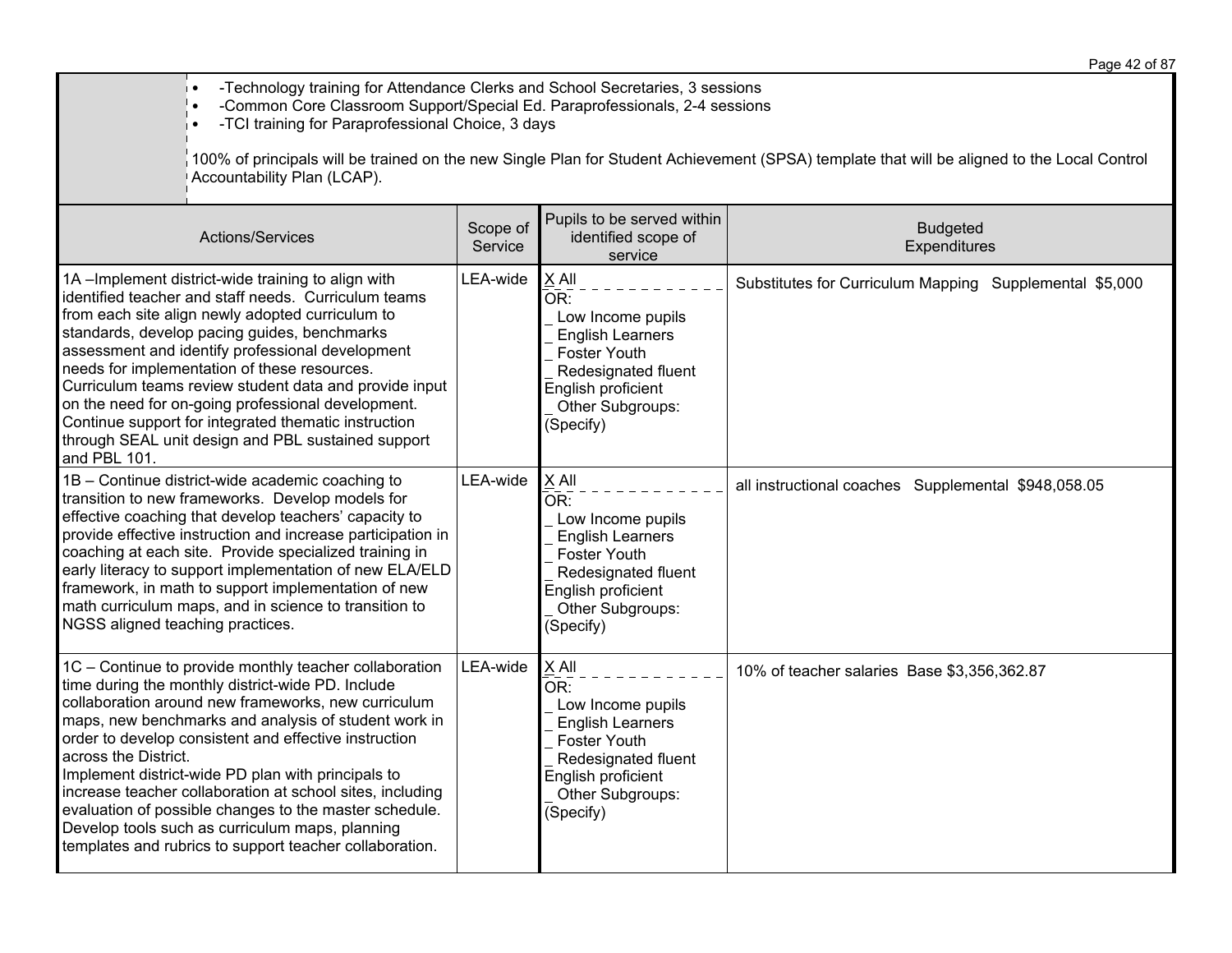- -Technology training for Attendance Clerks and School Secretaries, 3 sessions
- -Common Core Classroom Support/Special Ed. Paraprofessionals, 2-4 sessions
- -TCI training for Paraprofessional Choice, 3 days

100% of principals will be trained on the new Single Plan for Student Achievement (SPSA) template that will be aligned to the Local Control Accountability Plan (LCAP).

| Actions/Services | Scope of Service | Pupils to be served within identified scope of service | Budgeted Expenditures |
|---|---|---|---|
| 1A –Implement district-wide training to align with identified teacher and staff needs. Curriculum teams from each site align newly adopted curriculum to standards, develop pacing guides, benchmarks assessment and identify professional development needs for implementation of these resources. Curriculum teams review student data and provide input on the need for on-going professional development. Continue support for integrated thematic instruction through SEAL unit design and PBL sustained support and PBL 101. | LEA-wide | X All<br>OR:<br>_ Low Income pupils<br>_ English Learners<br>_ Foster Youth<br>_ Redesignated fluent English proficient<br>_ Other Subgroups: (Specify) | Substitutes for Curriculum Mapping Supplemental $5,000 |
| 1B – Continue district-wide academic coaching to transition to new frameworks. Develop models for effective coaching that develop teachers' capacity to provide effective instruction and increase participation in coaching at each site. Provide specialized training in early literacy to support implementation of new ELA/ELD framework, in math to support implementation of new math curriculum maps, and in science to transition to NGSS aligned teaching practices. | LEA-wide | X All<br>OR:<br>_ Low Income pupils<br>_ English Learners<br>_ Foster Youth<br>_ Redesignated fluent English proficient<br>_ Other Subgroups: (Specify) | all instructional coaches Supplemental $948,058.05 |
| 1C – Continue to provide monthly teacher collaboration time during the monthly district-wide PD. Include collaboration around new frameworks, new curriculum maps, new benchmarks and analysis of student work in order to develop consistent and effective instruction across the District.<br>Implement district-wide PD plan with principals to increase teacher collaboration at school sites, including evaluation of possible changes to the master schedule. Develop tools such as curriculum maps, planning templates and rubrics to support teacher collaboration. | LEA-wide | X All<br>OR:<br>_ Low Income pupils<br>_ English Learners<br>_ Foster Youth<br>_ Redesignated fluent English proficient<br>_ Other Subgroups: (Specify) | 10% of teacher salaries Base $3,356,362.87 |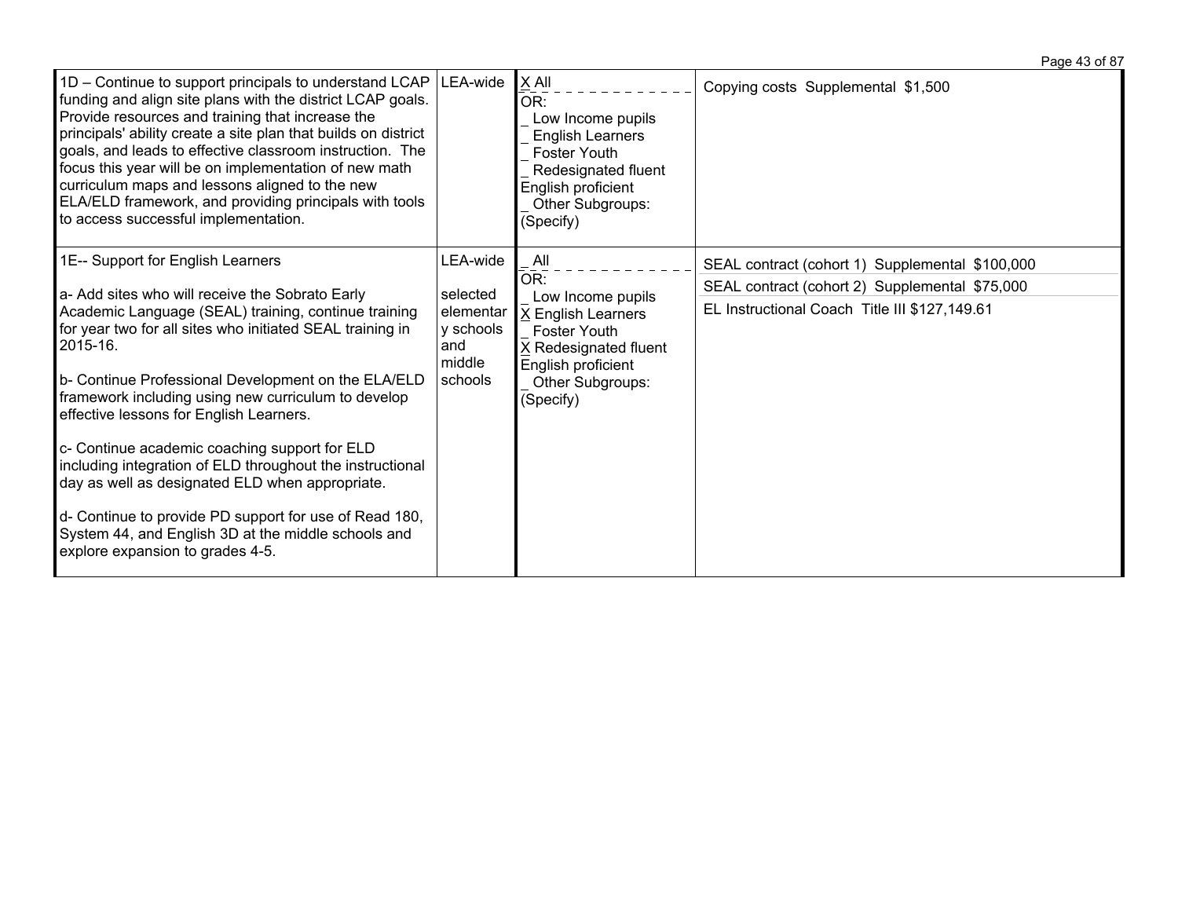| | | | |
|---|---|---|---|
| 1D – Continue to support principals to understand LCAP funding and align site plans with the district LCAP goals. Provide resources and training that increase the principals' ability create a site plan that builds on district goals, and leads to effective classroom instruction. The focus this year will be on implementation of new math curriculum maps and lessons aligned to the new ELA/ELD framework, and providing principals with tools to access successful implementation. | LEA-wide | X All<br>OR:<br>_ Low Income pupils<br>_ English Learners<br>_ Foster Youth<br>_ Redesignated fluent English proficient<br>_ Other Subgroups: (Specify) | Copying costs Supplemental $1,500 |
| 1E-- Support for English Learners<br><br>a- Add sites who will receive the Sobrato Early Academic Language (SEAL) training, continue training for year two for all sites who initiated SEAL training in 2015-16.<br><br>b- Continue Professional Development on the ELA/ELD framework including using new curriculum to develop effective lessons for English Learners.<br><br>c- Continue academic coaching support for ELD including integration of ELD throughout the instructional day as well as designated ELD when appropriate.<br><br>d- Continue to provide PD support for use of Read 180, System 44, and English 3D at the middle schools and explore expansion to grades 4-5. | LEA-wide<br><br>selected elementary schools and middle schools | _ All<br>OR:<br>_ Low Income pupils<br>X English Learners<br>_ Foster Youth<br>X Redesignated fluent English proficient<br>_ Other Subgroups: (Specify) | SEAL contract (cohort 1) Supplemental $100,000<br>SEAL contract (cohort 2) Supplemental $75,000<br>EL Instructional Coach Title III $127,149.61 |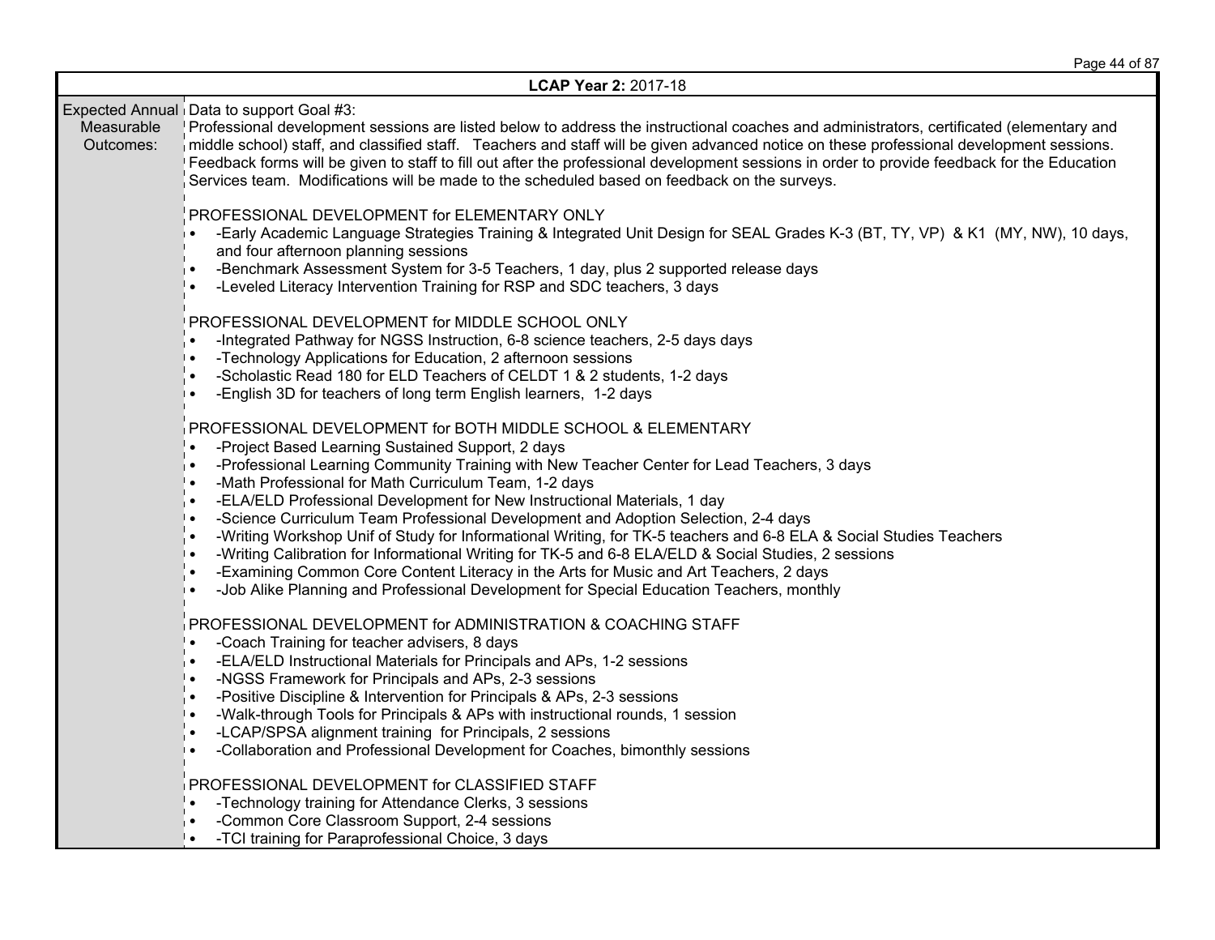**LCAP Year 2:** 2017-18

| Expected Annual Measurable Outcomes: | |
|---|---|

Data to support Goal #3:
Professional development sessions are listed below to address the instructional coaches and administrators, certificated (elementary and middle school) staff, and classified staff. Teachers and staff will be given advanced notice on these professional development sessions. Feedback forms will be given to staff to fill out after the professional development sessions in order to provide feedback for the Education Services team. Modifications will be made to the scheduled based on feedback on the surveys.

PROFESSIONAL DEVELOPMENT for ELEMENTARY ONLY

- -Early Academic Language Strategies Training & Integrated Unit Design for SEAL Grades K-3 (BT, TY, VP) & K1 (MY, NW), 10 days, and four afternoon planning sessions
- -Benchmark Assessment System for 3-5 Teachers, 1 day, plus 2 supported release days
- -Leveled Literacy Intervention Training for RSP and SDC teachers, 3 days

PROFESSIONAL DEVELOPMENT for MIDDLE SCHOOL ONLY

- -Integrated Pathway for NGSS Instruction, 6-8 science teachers, 2-5 days days
- -Technology Applications for Education, 2 afternoon sessions
- -Scholastic Read 180 for ELD Teachers of CELDT 1 & 2 students, 1-2 days
- -English 3D for teachers of long term English learners, 1-2 days

PROFESSIONAL DEVELOPMENT for BOTH MIDDLE SCHOOL & ELEMENTARY

- -Project Based Learning Sustained Support, 2 days
- -Professional Learning Community Training with New Teacher Center for Lead Teachers, 3 days
- -Math Professional for Math Curriculum Team, 1-2 days
- -ELA/ELD Professional Development for New Instructional Materials, 1 day
- -Science Curriculum Team Professional Development and Adoption Selection, 2-4 days
- -Writing Workshop Unif of Study for Informational Writing, for TK-5 teachers and 6-8 ELA & Social Studies Teachers
- -Writing Calibration for Informational Writing for TK-5 and 6-8 ELA/ELD & Social Studies, 2 sessions
- -Examining Common Core Content Literacy in the Arts for Music and Art Teachers, 2 days
- -Job Alike Planning and Professional Development for Special Education Teachers, monthly

PROFESSIONAL DEVELOPMENT for ADMINISTRATION & COACHING STAFF

- -Coach Training for teacher advisers, 8 days
- -ELA/ELD Instructional Materials for Principals and APs, 1-2 sessions
- -NGSS Framework for Principals and APs, 2-3 sessions
- -Positive Discipline & Intervention for Principals & APs, 2-3 sessions
- -Walk-through Tools for Principals & APs with instructional rounds, 1 session
- -LCAP/SPSA alignment training for Principals, 2 sessions
- -Collaboration and Professional Development for Coaches, bimonthly sessions

PROFESSIONAL DEVELOPMENT for CLASSIFIED STAFF

- -Technology training for Attendance Clerks, 3 sessions
- -Common Core Classroom Support, 2-4 sessions
- -TCI training for Paraprofessional Choice, 3 days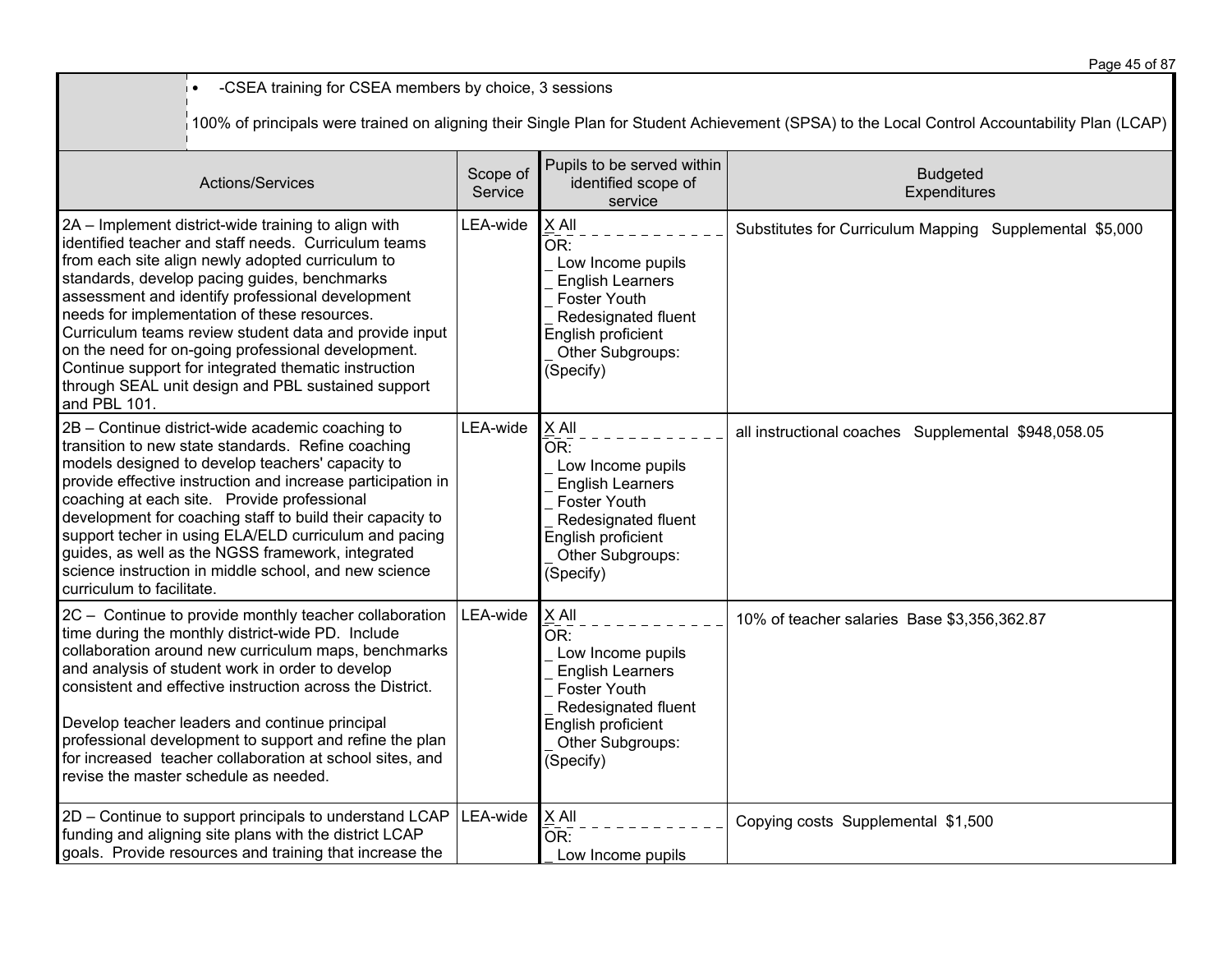- -CSEA training for CSEA members by choice, 3 sessions

100% of principals were trained on aligning their Single Plan for Student Achievement (SPSA) to the Local Control Accountability Plan (LCAP)

| Actions/Services | Scope of Service | Pupils to be served within identified scope of service | Budgeted Expenditures |
|---|---|---|---|
| 2A – Implement district-wide training to align with identified teacher and staff needs. Curriculum teams from each site align newly adopted curriculum to standards, develop pacing guides, benchmarks assessment and identify professional development needs for implementation of these resources. Curriculum teams review student data and provide input on the need for on-going professional development. Continue support for integrated thematic instruction through SEAL unit design and PBL sustained support and PBL 101. | LEA-wide | X All<br>OR:<br>_ Low Income pupils<br>_ English Learners<br>_ Foster Youth<br>_ Redesignated fluent English proficient<br>_ Other Subgroups: (Specify) | Substitutes for Curriculum Mapping Supplemental $5,000 |
| 2B – Continue district-wide academic coaching to transition to new state standards. Refine coaching models designed to develop teachers' capacity to provide effective instruction and increase participation in coaching at each site. Provide professional development for coaching staff to build their capacity to support techer in using ELA/ELD curriculum and pacing guides, as well as the NGSS framework, integrated science instruction in middle school, and new science curriculum to facilitate. | LEA-wide | X All<br>OR:<br>_ Low Income pupils<br>_ English Learners<br>_ Foster Youth<br>_ Redesignated fluent English proficient<br>_ Other Subgroups: (Specify) | all instructional coaches Supplemental $948,058.05 |
| 2C – Continue to provide monthly teacher collaboration time during the monthly district-wide PD. Include collaboration around new curriculum maps, benchmarks and analysis of student work in order to develop consistent and effective instruction across the District.<br><br>Develop teacher leaders and continue principal professional development to support and refine the plan for increased teacher collaboration at school sites, and revise the master schedule as needed. | LEA-wide | X All<br>OR:<br>_ Low Income pupils<br>_ English Learners<br>_ Foster Youth<br>_ Redesignated fluent English proficient<br>_ Other Subgroups: (Specify) | 10% of teacher salaries Base $3,356,362.87 |
| 2D – Continue to support principals to understand LCAP funding and aligning site plans with the district LCAP goals. Provide resources and training that increase the | LEA-wide | X All<br>OR:<br>_ Low Income pupils | Copying costs Supplemental $1,500 |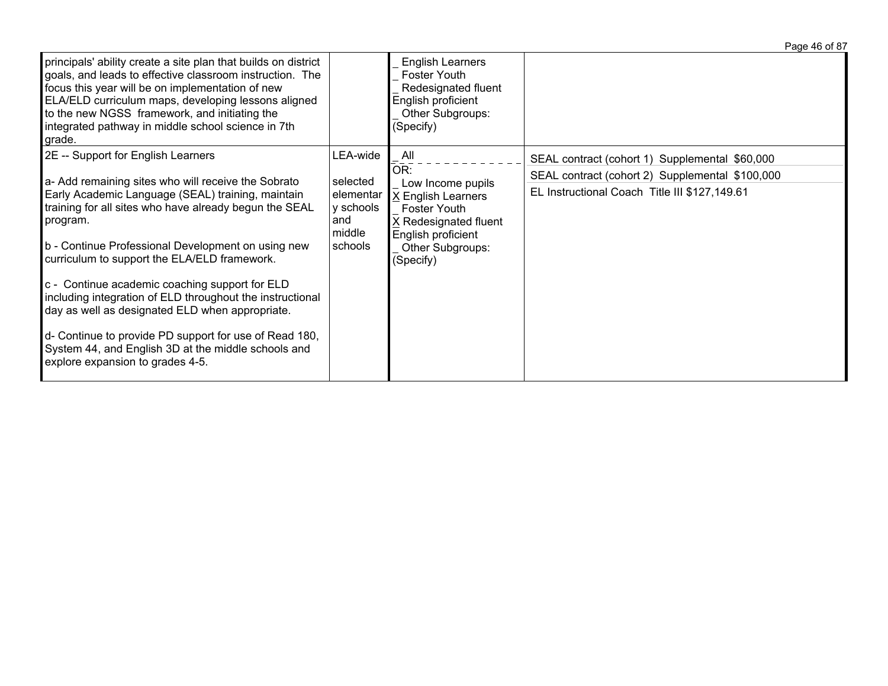| | | | |
|---|---|---|---|
| principals' ability create a site plan that builds on district goals, and leads to effective classroom instruction. The focus this year will be on implementation of new ELA/ELD curriculum maps, developing lessons aligned to the new NGSS framework, and initiating the integrated pathway in middle school science in 7th grade. | | _ English Learners<br>_ Foster Youth<br>_ Redesignated fluent English proficient<br>_ Other Subgroups: (Specify) | |
| 2E -- Support for English Learners<br><br>a- Add remaining sites who will receive the Sobrato Early Academic Language (SEAL) training, maintain training for all sites who have already begun the SEAL program.<br><br>b - Continue Professional Development on using new curriculum to support the ELA/ELD framework.<br><br>c - Continue academic coaching support for ELD including integration of ELD throughout the instructional day as well as designated ELD when appropriate.<br><br>d- Continue to provide PD support for use of Read 180, System 44, and English 3D at the middle schools and explore expansion to grades 4-5. | LEA-wide<br><br>selected elementary schools and middle schools | _ All<br>OR:<br>_ Low Income pupils<br>X English Learners<br>_ Foster Youth<br>X Redesignated fluent English proficient<br>_ Other Subgroups: (Specify) | SEAL contract (cohort 1) Supplemental $60,000<br>SEAL contract (cohort 2) Supplemental $100,000<br>EL Instructional Coach Title III $127,149.61 |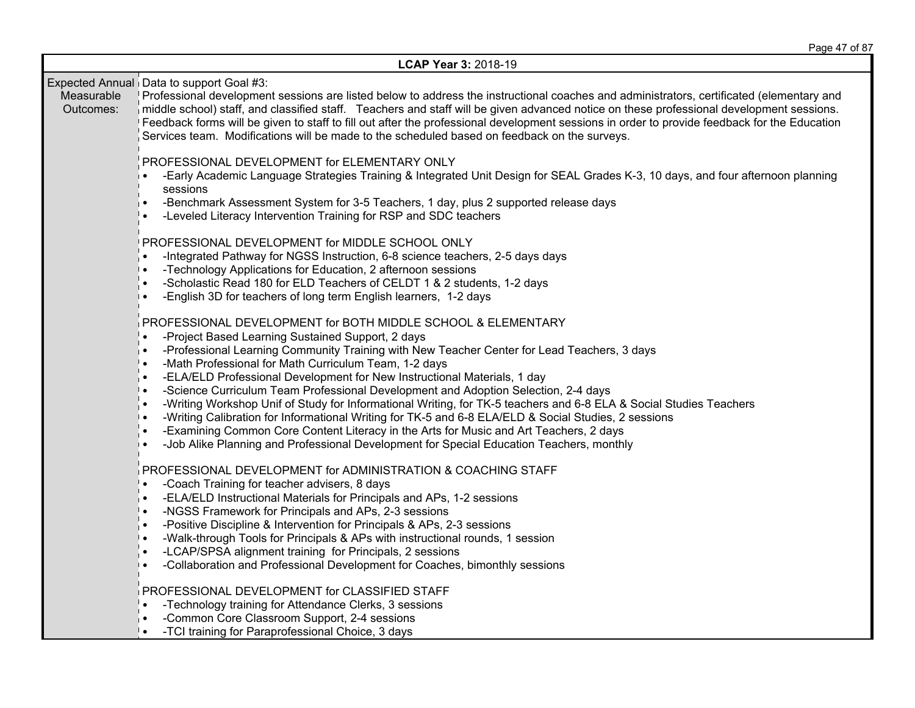| LCAP Year 3: 2018-19 | |
|---|---|
| Expected Annual Measurable Outcomes: | Data to support Goal #3:<br>Professional development sessions are listed below to address the instructional coaches and administrators, certificated (elementary and middle school) staff, and classified staff. Teachers and staff will be given advanced notice on these professional development sessions. Feedback forms will be given to staff to fill out after the professional development sessions in order to provide feedback for the Education Services team. Modifications will be made to the scheduled based on feedback on the surveys.<br><br>PROFESSIONAL DEVELOPMENT for ELEMENTARY ONLY<br>• -Early Academic Language Strategies Training & Integrated Unit Design for SEAL Grades K-3, 10 days, and four afternoon planning sessions<br>• -Benchmark Assessment System for 3-5 Teachers, 1 day, plus 2 supported release days<br>• -Leveled Literacy Intervention Training for RSP and SDC teachers<br><br>PROFESSIONAL DEVELOPMENT for MIDDLE SCHOOL ONLY<br>• -Integrated Pathway for NGSS Instruction, 6-8 science teachers, 2-5 days days<br>• -Technology Applications for Education, 2 afternoon sessions<br>• -Scholastic Read 180 for ELD Teachers of CELDT 1 & 2 students, 1-2 days<br>• -English 3D for teachers of long term English learners, 1-2 days<br><br>PROFESSIONAL DEVELOPMENT for BOTH MIDDLE SCHOOL & ELEMENTARY<br>• -Project Based Learning Sustained Support, 2 days<br>• -Professional Learning Community Training with New Teacher Center for Lead Teachers, 3 days<br>• -Math Professional for Math Curriculum Team, 1-2 days<br>• -ELA/ELD Professional Development for New Instructional Materials, 1 day<br>• -Science Curriculum Team Professional Development and Adoption Selection, 2-4 days<br>• -Writing Workshop Unif of Study for Informational Writing, for TK-5 teachers and 6-8 ELA & Social Studies Teachers<br>• -Writing Calibration for Informational Writing for TK-5 and 6-8 ELA/ELD & Social Studies, 2 sessions<br>• -Examining Common Core Content Literacy in the Arts for Music and Art Teachers, 2 days<br>• -Job Alike Planning and Professional Development for Special Education Teachers, monthly<br><br>PROFESSIONAL DEVELOPMENT for ADMINISTRATION & COACHING STAFF<br>• -Coach Training for teacher advisers, 8 days<br>• -ELA/ELD Instructional Materials for Principals and APs, 1-2 sessions<br>• -NGSS Framework for Principals and APs, 2-3 sessions<br>• -Positive Discipline & Intervention for Principals & APs, 2-3 sessions<br>• -Walk-through Tools for Principals & APs with instructional rounds, 1 session<br>• -LCAP/SPSA alignment training for Principals, 2 sessions<br>• -Collaboration and Professional Development for Coaches, bimonthly sessions<br><br>PROFESSIONAL DEVELOPMENT for CLASSIFIED STAFF<br>• -Technology training for Attendance Clerks, 3 sessions<br>• -Common Core Classroom Support, 2-4 sessions<br>• -TCI training for Paraprofessional Choice, 3 days |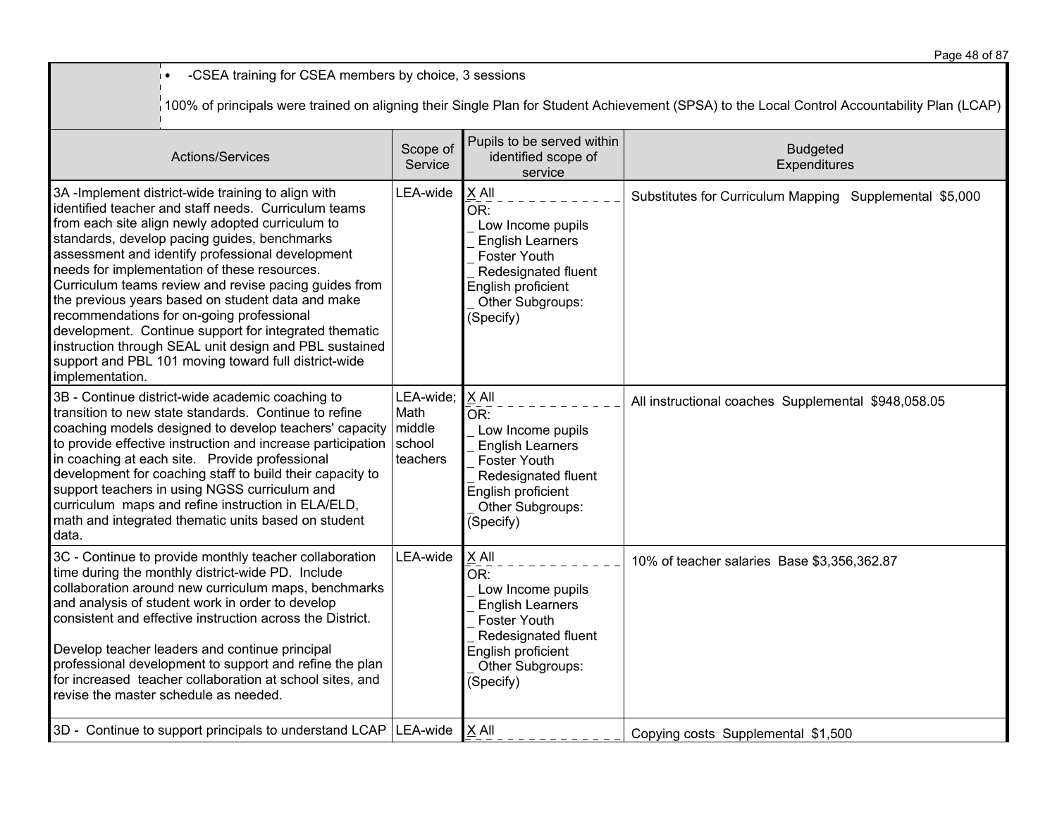| | |
|---|---|
| | • -CSEA training for CSEA members by choice, 3 sessions<br><br>100% of principals were trained on aligning their Single Plan for Student Achievement (SPSA) to the Local Control Accountability Plan (LCAP) |

| Actions/Services | Scope of Service | Pupils to be served within identified scope of service | Budgeted Expenditures |
|---|---|---|---|
| 3A -Implement district-wide training to align with identified teacher and staff needs. Curriculum teams from each site align newly adopted curriculum to standards, develop pacing guides, benchmarks assessment and identify professional development needs for implementation of these resources. Curriculum teams review and revise pacing guides from the previous years based on student data and make recommendations for on-going professional development. Continue support for integrated thematic instruction through SEAL unit design and PBL sustained support and PBL 101 moving toward full district-wide implementation. | LEA-wide | X All<br>OR:<br>_ Low Income pupils<br>_ English Learners<br>_ Foster Youth<br>_ Redesignated fluent English proficient<br>_ Other Subgroups: (Specify) | Substitutes for Curriculum Mapping Supplemental $5,000 |
| 3B - Continue district-wide academic coaching to transition to new state standards. Continue to refine coaching models designed to develop teachers' capacity to provide effective instruction and increase participation in coaching at each site. Provide professional development for coaching staff to build their capacity to support teachers in using NGSS curriculum and curriculum maps and refine instruction in ELA/ELD, math and integrated thematic units based on student data. | LEA-wide; Math middle school teachers | X All<br>OR:<br>_ Low Income pupils<br>_ English Learners<br>_ Foster Youth<br>_ Redesignated fluent English proficient<br>_ Other Subgroups: (Specify) | All instructional coaches Supplemental $948,058.05 |
| 3C - Continue to provide monthly teacher collaboration time during the monthly district-wide PD. Include collaboration around new curriculum maps, benchmarks and analysis of student work in order to develop consistent and effective instruction across the District.<br><br>Develop teacher leaders and continue principal professional development to support and refine the plan for increased teacher collaboration at school sites, and revise the master schedule as needed. | LEA-wide | X All<br>OR:<br>_ Low Income pupils<br>_ English Learners<br>_ Foster Youth<br>_ Redesignated fluent English proficient<br>_ Other Subgroups: (Specify) | 10% of teacher salaries Base $3,356,362.87 |
| 3D - Continue to support principals to understand LCAP | LEA-wide | X All | Copying costs Supplemental $1,500 |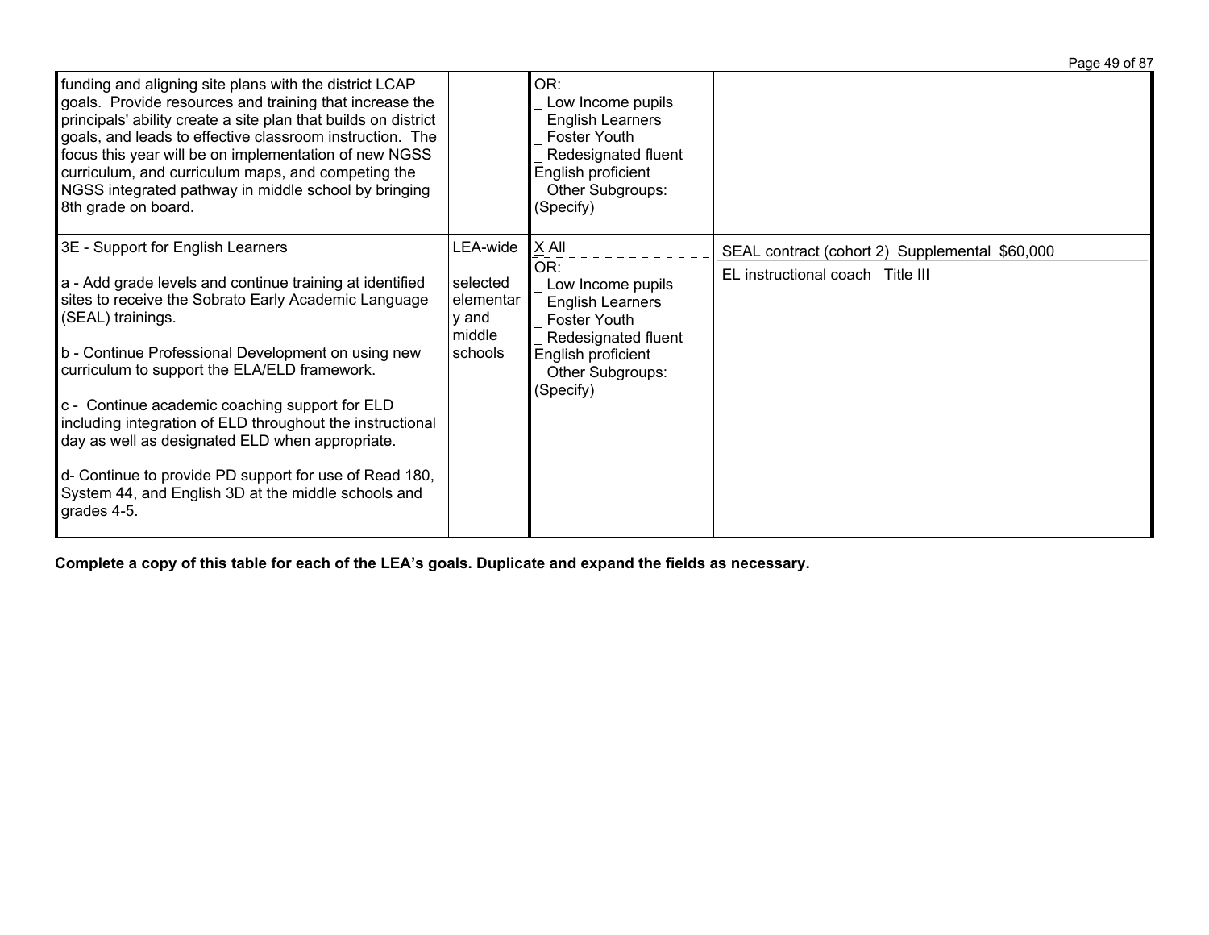| | | | |
|---|---|---|---|
| funding and aligning site plans with the district LCAP goals. Provide resources and training that increase the principals' ability create a site plan that builds on district goals, and leads to effective classroom instruction. The focus this year will be on implementation of new NGSS curriculum, and curriculum maps, and competing the NGSS integrated pathway in middle school by bringing 8th grade on board. | | OR:<br>_ Low Income pupils<br>_ English Learners<br>_ Foster Youth<br>_ Redesignated fluent English proficient<br>_ Other Subgroups: (Specify) | |
| 3E - Support for English Learners<br><br>a - Add grade levels and continue training at identified sites to receive the Sobrato Early Academic Language (SEAL) trainings.<br><br>b - Continue Professional Development on using new curriculum to support the ELA/ELD framework.<br><br>c - Continue academic coaching support for ELD including integration of ELD throughout the instructional day as well as designated ELD when appropriate.<br><br>d- Continue to provide PD support for use of Read 180, System 44, and English 3D at the middle schools and grades 4-5. | LEA-wide<br><br>selected elementary and middle schools | X All<br>OR:<br>_ Low Income pupils<br>_ English Learners<br>_ Foster Youth<br>_ Redesignated fluent English proficient<br>_ Other Subgroups: (Specify) | SEAL contract (cohort 2) Supplemental $60,000<br>EL instructional coach Title III |

**Complete a copy of this table for each of the LEA's goals. Duplicate and expand the fields as necessary.**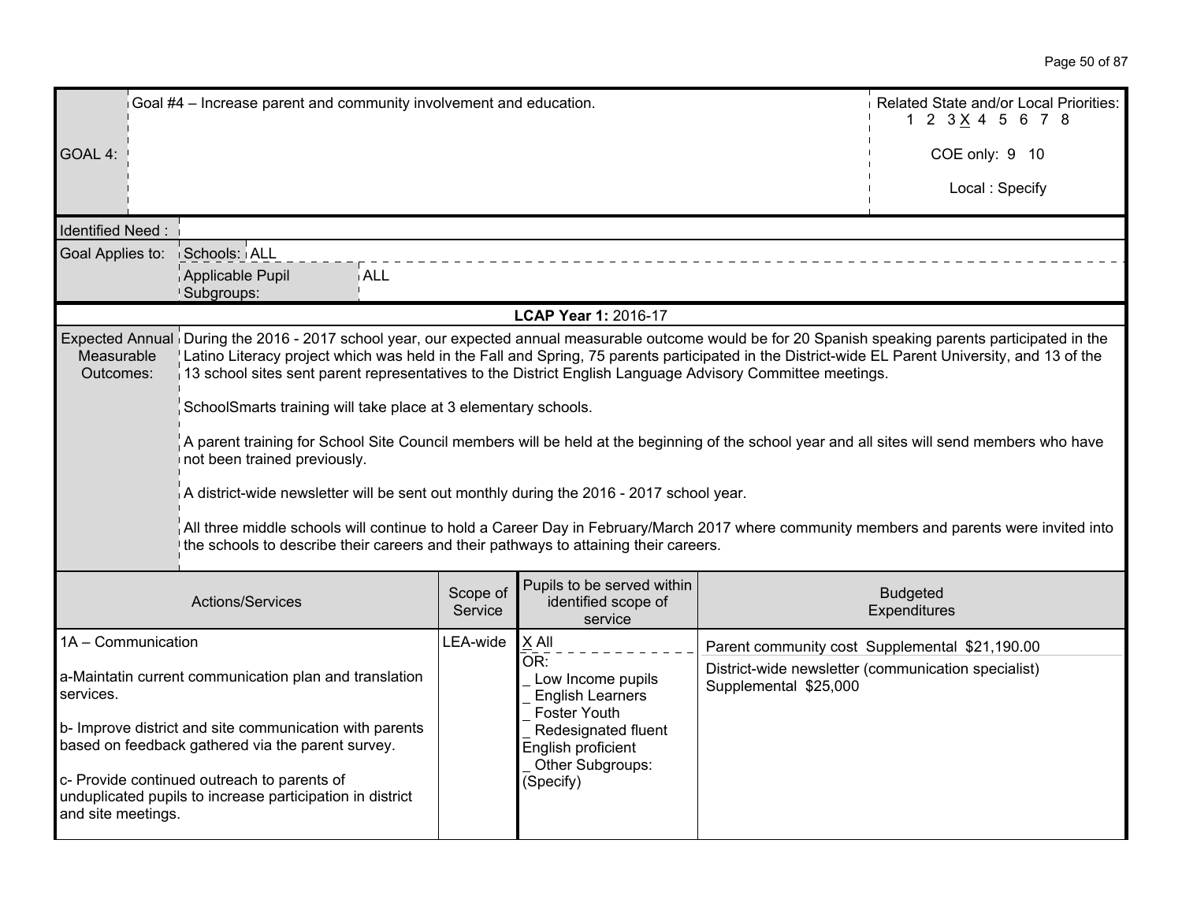| GOAL 4: | Goal #4 – Increase parent and community involvement and education. | Related State and/or Local Priorities: 1 2 3 X 4 5 6 7 8 <br> COE only: 9 10 <br> Local : Specify |
|---|---|---|

| | | |
|---|---|---|
| Identified Need : | | |
| Goal Applies to: | Schools: | ALL |
| | Applicable Pupil Subgroups: | ALL |

**LCAP Year 1:** 2016-17

| | |
|---|---|
| Expected Annual Measurable Outcomes: | During the 2016 - 2017 school year, our expected annual measurable outcome would be for 20 Spanish speaking parents participated in the Latino Literacy project which was held in the Fall and Spring, 75 parents participated in the District-wide EL Parent University, and 13 of the 13 school sites sent parent representatives to the District English Language Advisory Committee meetings.<br><br>SchoolSmarts training will take place at 3 elementary schools.<br><br>A parent training for School Site Council members will be held at the beginning of the school year and all sites will send members who have not been trained previously.<br><br>A district-wide newsletter will be sent out monthly during the 2016 - 2017 school year.<br><br>All three middle schools will continue to hold a Career Day in February/March 2017 where community members and parents were invited into the schools to describe their careers and their pathways to attaining their careers. |

| Actions/Services | Scope of Service | Pupils to be served within identified scope of service | Budgeted Expenditures |
|---|---|---|---|
| 1A – Communication<br><br>a-Maintatin current communication plan and translation services.<br><br>b- Improve district and site communication with parents based on feedback gathered via the parent survey.<br><br>c- Provide continued outreach to parents of unduplicated pupils to increase participation in district and site meetings. | LEA-wide | X All<br>OR:<br>_ Low Income pupils<br>_ English Learners<br>_ Foster Youth<br>_ Redesignated fluent English proficient<br>_ Other Subgroups: (Specify) | Parent community cost Supplemental $21,190.00<br><br>District-wide newsletter (communication specialist) Supplemental $25,000 |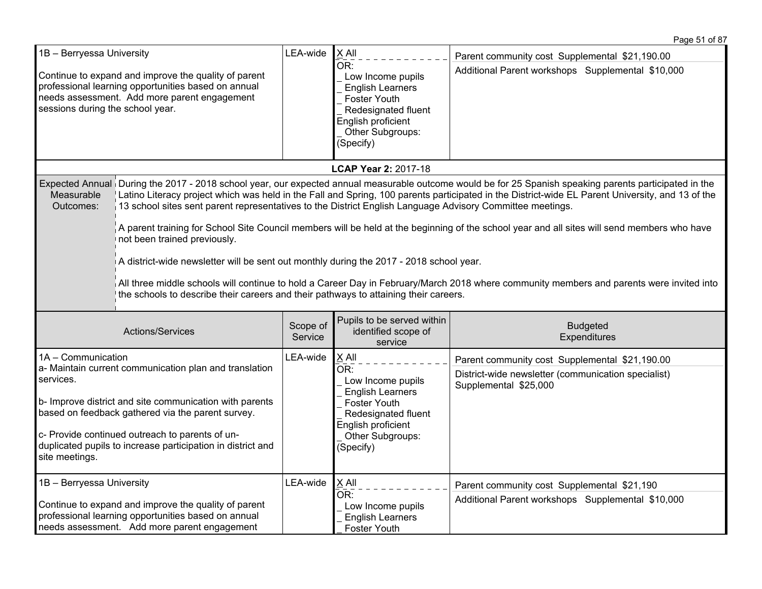| Actions/Services | Scope of Service | Pupils to be served within identified scope of service | Budgeted Expenditures |
|---|---|---|---|
| 1B – Berryessa University<br><br>Continue to expand and improve the quality of parent professional learning opportunities based on annual needs assessment. Add more parent engagement sessions during the school year. | LEA-wide | X All<br>OR:<br>_ Low Income pupils<br>_ English Learners<br>_ Foster Youth<br>_ Redesignated fluent English proficient<br>_ Other Subgroups: (Specify) | Parent community cost Supplemental $21,190.00<br>Additional Parent workshops Supplemental $10,000 |

**LCAP Year 2:** 2017-18

| Expected Annual Measurable Outcomes: | |
|---|---|
| | During the 2017 - 2018 school year, our expected annual measurable outcome would be for 25 Spanish speaking parents participated in the Latino Literacy project which was held in the Fall and Spring, 100 parents participated in the District-wide EL Parent University, and 13 of the 13 school sites sent parent representatives to the District English Language Advisory Committee meetings.<br><br>A parent training for School Site Council members will be held at the beginning of the school year and all sites will send members who have not been trained previously.<br><br>A district-wide newsletter will be sent out monthly during the 2017 - 2018 school year.<br><br>All three middle schools will continue to hold a Career Day in February/March 2018 where community members and parents were invited into the schools to describe their careers and their pathways to attaining their careers. |

| Actions/Services | Scope of Service | Pupils to be served within identified scope of service | Budgeted Expenditures |
|---|---|---|---|
| 1A – Communication<br>a- Maintain current communication plan and translation services.<br><br>b- Improve district and site communication with parents based on feedback gathered via the parent survey.<br><br>c- Provide continued outreach to parents of un-duplicated pupils to increase participation in district and site meetings. | LEA-wide | X All<br>OR:<br>_ Low Income pupils<br>_ English Learners<br>_ Foster Youth<br>_ Redesignated fluent English proficient<br>_ Other Subgroups: (Specify) | Parent community cost Supplemental $21,190.00<br>District-wide newsletter (communication specialist) Supplemental $25,000 |
| 1B – Berryessa University<br><br>Continue to expand and improve the quality of parent professional learning opportunities based on annual needs assessment. Add more parent engagement | LEA-wide | X All<br>OR:<br>_ Low Income pupils<br>_ English Learners<br>_ Foster Youth | Parent community cost Supplemental $21,190<br>Additional Parent workshops Supplemental $10,000 |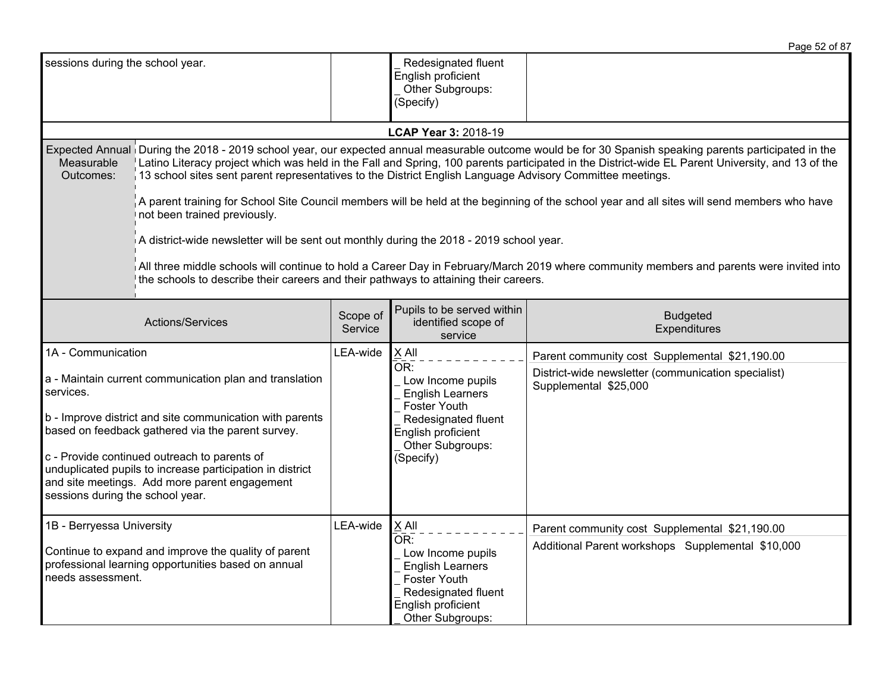| | | | |
|---|---|---|---|
| sessions during the school year. | | _ Redesignated fluent English proficient<br>_ Other Subgroups: (Specify) | |

**LCAP Year 3:** 2018-19

| | |
|---|---|
| Expected Annual Measurable Outcomes: | During the 2018 - 2019 school year, our expected annual measurable outcome would be for 30 Spanish speaking parents participated in the Latino Literacy project which was held in the Fall and Spring, 100 parents participated in the District-wide EL Parent University, and 13 of the 13 school sites sent parent representatives to the District English Language Advisory Committee meetings.<br><br>A parent training for School Site Council members will be held at the beginning of the school year and all sites will send members who have not been trained previously.<br><br>A district-wide newsletter will be sent out monthly during the 2018 - 2019 school year.<br><br>All three middle schools will continue to hold a Career Day in February/March 2019 where community members and parents were invited into the schools to describe their careers and their pathways to attaining their careers. |

| Actions/Services | Scope of Service | Pupils to be served within identified scope of service | Budgeted Expenditures |
|---|---|---|---|
| 1A - Communication<br><br>a - Maintain current communication plan and translation services.<br><br>b - Improve district and site communication with parents based on feedback gathered via the parent survey.<br><br>c - Provide continued outreach to parents of unduplicated pupils to increase participation in district and site meetings. Add more parent engagement sessions during the school year. | LEA-wide | X All<br>OR:<br>_ Low Income pupils<br>_ English Learners<br>_ Foster Youth<br>_ Redesignated fluent English proficient<br>_ Other Subgroups: (Specify) | Parent community cost Supplemental $21,190.00<br>District-wide newsletter (communication specialist) Supplemental $25,000 |
| 1B - Berryessa University<br><br>Continue to expand and improve the quality of parent professional learning opportunities based on annual needs assessment. | LEA-wide | X All<br>OR:<br>_ Low Income pupils<br>_ English Learners<br>_ Foster Youth<br>_ Redesignated fluent English proficient<br>_ Other Subgroups: | Parent community cost Supplemental $21,190.00<br>Additional Parent workshops Supplemental $10,000 |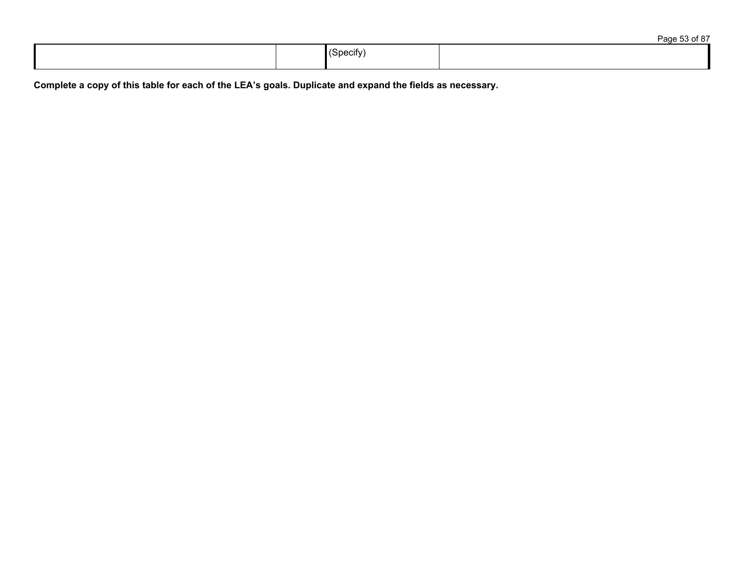| | | | |
|---|---|---|---|
| | | (Specify) | |

**Complete a copy of this table for each of the LEA's goals. Duplicate and expand the fields as necessary.**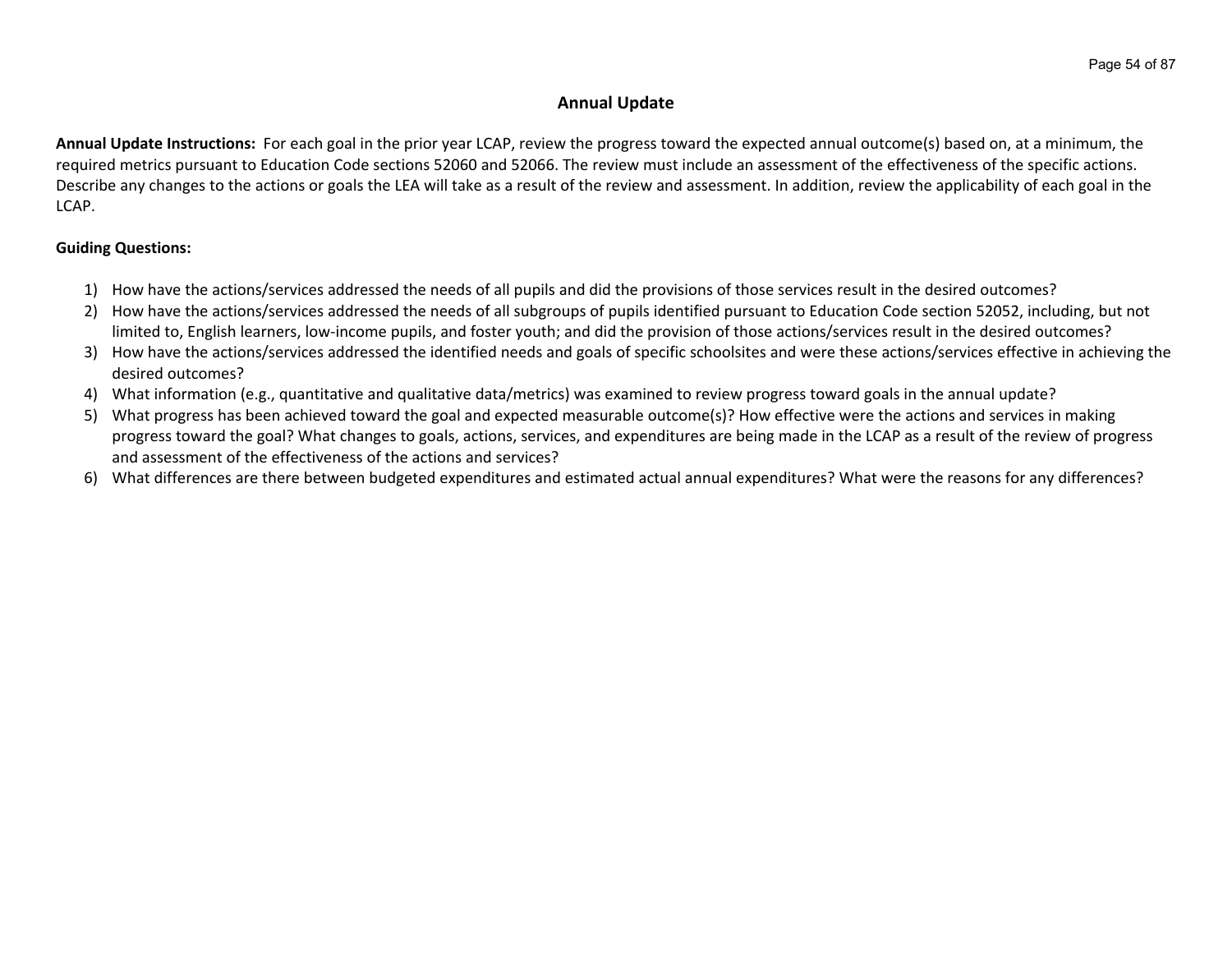## Annual Update

**Annual Update Instructions:** For each goal in the prior year LCAP, review the progress toward the expected annual outcome(s) based on, at a minimum, the required metrics pursuant to Education Code sections 52060 and 52066. The review must include an assessment of the effectiveness of the specific actions. Describe any changes to the actions or goals the LEA will take as a result of the review and assessment. In addition, review the applicability of each goal in the LCAP.

**Guiding Questions:**

1) How have the actions/services addressed the needs of all pupils and did the provisions of those services result in the desired outcomes?
2) How have the actions/services addressed the needs of all subgroups of pupils identified pursuant to Education Code section 52052, including, but not limited to, English learners, low-income pupils, and foster youth; and did the provision of those actions/services result in the desired outcomes?
3) How have the actions/services addressed the identified needs and goals of specific schoolsites and were these actions/services effective in achieving the desired outcomes?
4) What information (e.g., quantitative and qualitative data/metrics) was examined to review progress toward goals in the annual update?
5) What progress has been achieved toward the goal and expected measurable outcome(s)? How effective were the actions and services in making progress toward the goal? What changes to goals, actions, services, and expenditures are being made in the LCAP as a result of the review of progress and assessment of the effectiveness of the actions and services?
6) What differences are there between budgeted expenditures and estimated actual annual expenditures? What were the reasons for any differences?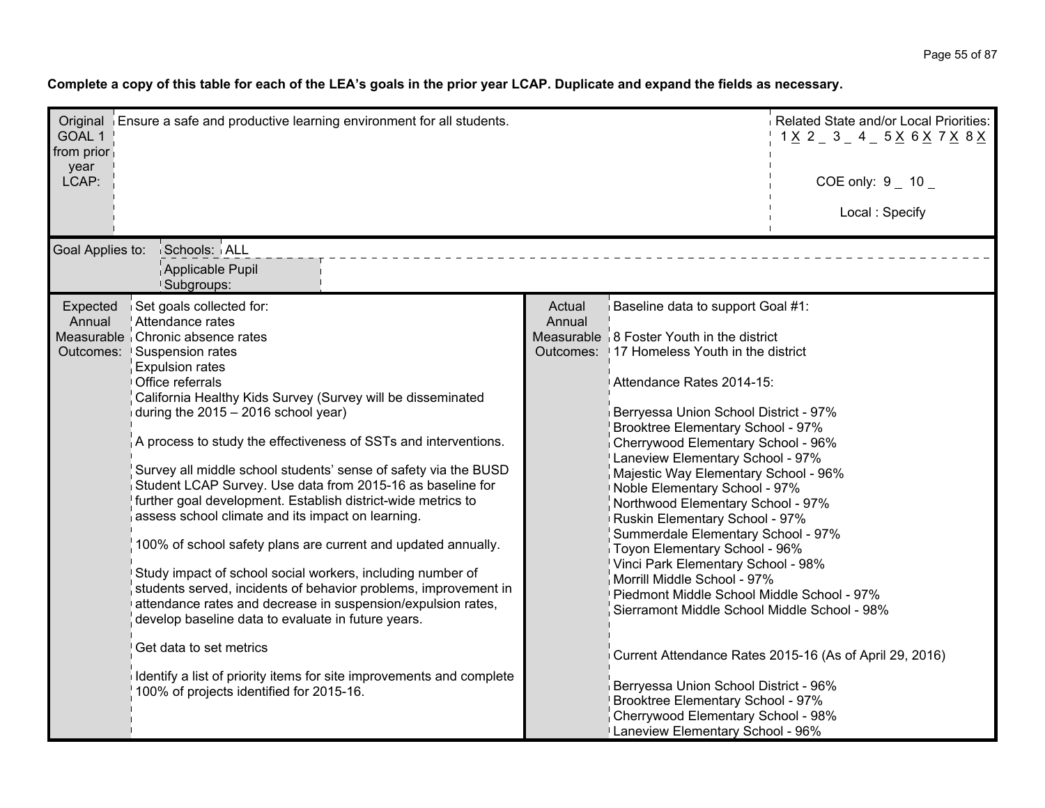**Complete a copy of this table for each of the LEA's goals in the prior year LCAP. Duplicate and expand the fields as necessary.**

| Original GOAL 1 from prior year LCAP: | Ensure a safe and productive learning environment for all students. | Related State and/or Local Priorities: 1 X 2 _ 3 _ 4 _ 5 X 6 X 7 X 8 X<br><br>COE only: 9 _ 10 _<br><br>Local : Specify |
|---|---|---|

| Goal Applies to: | Schools: | ALL |
|---|---|---|
| | Applicable Pupil Subgroups: | |

| Expected Annual Measurable Outcomes: | | Actual Annual Measurable Outcomes: | |
|---|---|---|---|
| | Set goals collected for:<br>Attendance rates<br>Chronic absence rates<br>Suspension rates<br>Expulsion rates<br>Office referrals<br>California Healthy Kids Survey (Survey will be disseminated during the 2015 – 2016 school year)<br><br>A process to study the effectiveness of SSTs and interventions.<br><br>Survey all middle school students' sense of safety via the BUSD Student LCAP Survey. Use data from 2015-16 as baseline for further goal development. Establish district-wide metrics to assess school climate and its impact on learning.<br><br>100% of school safety plans are current and updated annually.<br><br>Study impact of school social workers, including number of students served, incidents of behavior problems, improvement in attendance rates and decrease in suspension/expulsion rates, develop baseline data to evaluate in future years.<br><br>Get data to set metrics<br><br>Identify a list of priority items for site improvements and complete 100% of projects identified for 2015-16. | | Baseline data to support Goal #1:<br><br>8 Foster Youth in the district<br>17 Homeless Youth in the district<br><br>Attendance Rates 2014-15:<br><br>Berryessa Union School District - 97%<br>Brooktree Elementary School - 97%<br>Cherrywood Elementary School - 96%<br>Laneview Elementary School - 97%<br>Majestic Way Elementary School - 96%<br>Noble Elementary School - 97%<br>Northwood Elementary School - 97%<br>Ruskin Elementary School - 97%<br>Summerdale Elementary School - 97%<br>Toyon Elementary School - 96%<br>Vinci Park Elementary School - 98%<br>Morrill Middle School - 97%<br>Piedmont Middle School Middle School - 97%<br>Sierramont Middle School Middle School - 98%<br><br>Current Attendance Rates 2015-16 (As of April 29, 2016)<br><br>Berryessa Union School District - 96%<br>Brooktree Elementary School - 97%<br>Cherrywood Elementary School - 98%<br>Laneview Elementary School - 96% |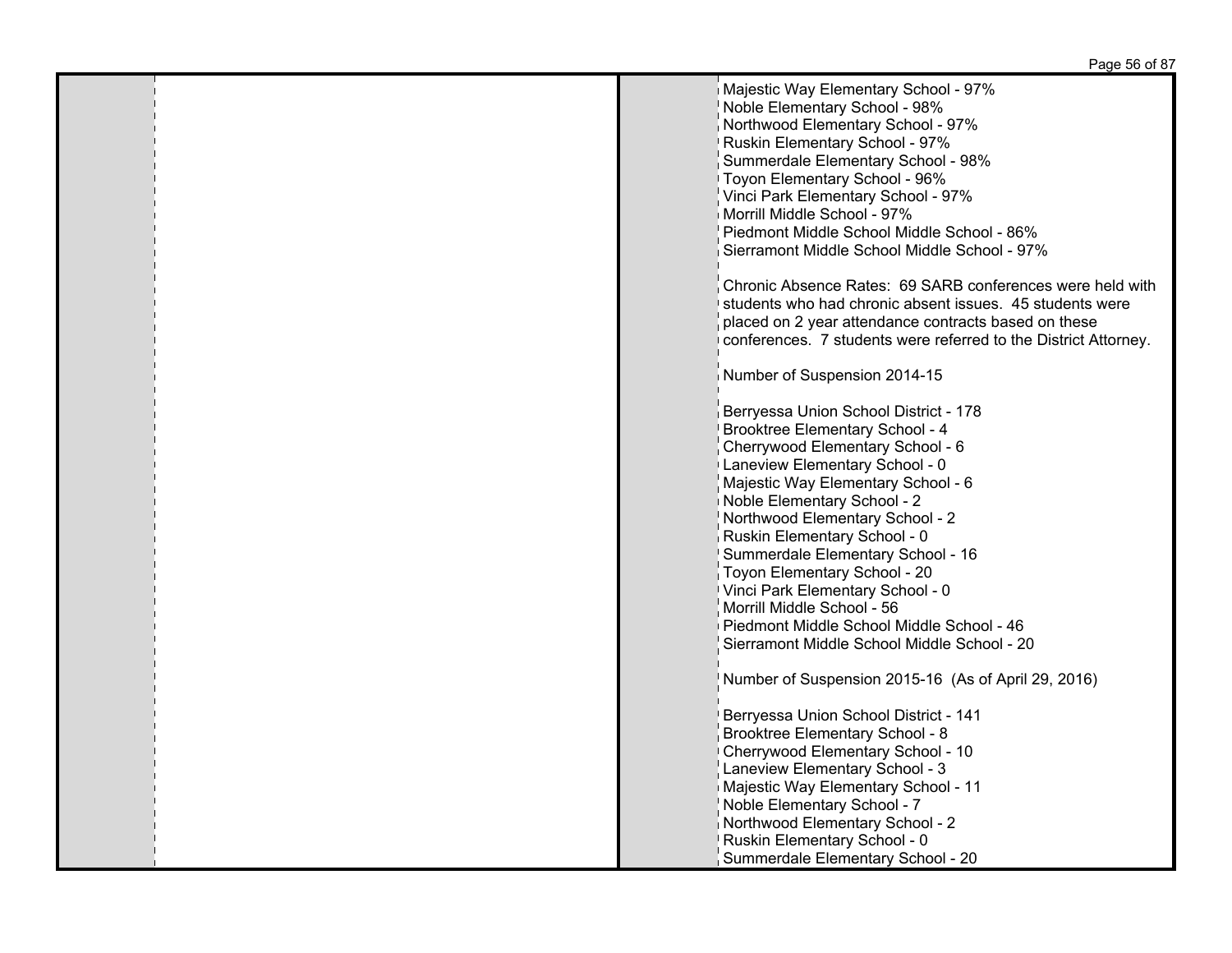Majestic Way Elementary School - 97%
Noble Elementary School - 98%
Northwood Elementary School - 97%
Ruskin Elementary School - 97%
Summerdale Elementary School - 98%
Toyon Elementary School - 96%
Vinci Park Elementary School - 97%
Morrill Middle School - 97%
Piedmont Middle School Middle School - 86%
Sierramont Middle School Middle School - 97%

Chronic Absence Rates: 69 SARB conferences were held with students who had chronic absent issues. 45 students were placed on 2 year attendance contracts based on these conferences. 7 students were referred to the District Attorney.

Number of Suspension 2014-15

Berryessa Union School District - 178
Brooktree Elementary School - 4
Cherrywood Elementary School - 6
Laneview Elementary School - 0
Majestic Way Elementary School - 6
Noble Elementary School - 2
Northwood Elementary School - 2
Ruskin Elementary School - 0
Summerdale Elementary School - 16
Toyon Elementary School - 20
Vinci Park Elementary School - 0
Morrill Middle School - 56
Piedmont Middle School Middle School - 46
Sierramont Middle School Middle School - 20

Number of Suspension 2015-16 (As of April 29, 2016)

Berryessa Union School District - 141
Brooktree Elementary School - 8
Cherrywood Elementary School - 10
Laneview Elementary School - 3
Majestic Way Elementary School - 11
Noble Elementary School - 7
Northwood Elementary School - 2
Ruskin Elementary School - 0
Summerdale Elementary School - 20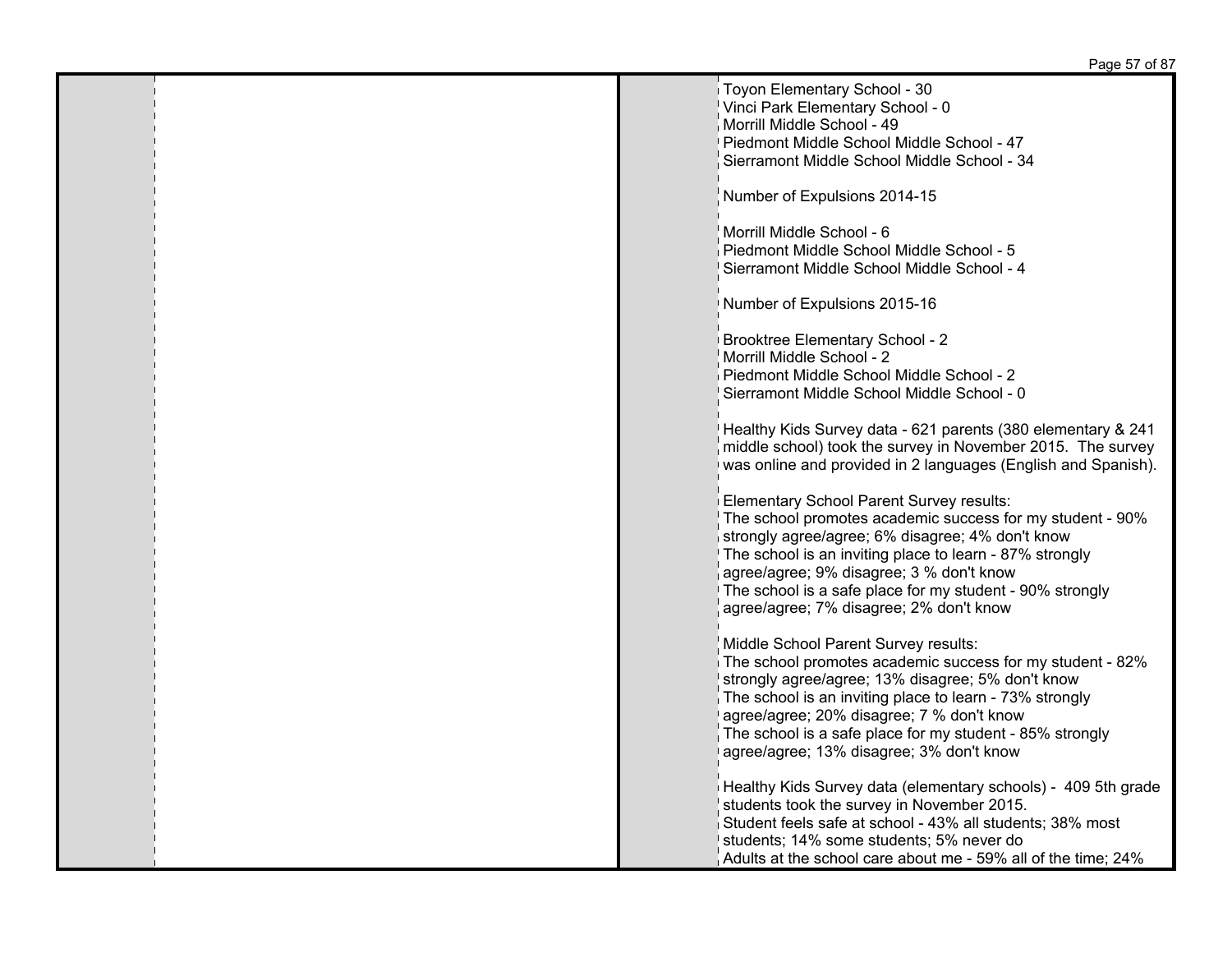Toyon Elementary School - 30
Vinci Park Elementary School - 0
Morrill Middle School - 49
Piedmont Middle School Middle School - 47
Sierramont Middle School Middle School - 34

Number of Expulsions 2014-15

Morrill Middle School - 6
Piedmont Middle School Middle School - 5
Sierramont Middle School Middle School - 4

Number of Expulsions 2015-16

Brooktree Elementary School - 2
Morrill Middle School - 2
Piedmont Middle School Middle School - 2
Sierramont Middle School Middle School - 0

Healthy Kids Survey data - 621 parents (380 elementary & 241 middle school) took the survey in November 2015. The survey was online and provided in 2 languages (English and Spanish).

Elementary School Parent Survey results:
The school promotes academic success for my student - 90% strongly agree/agree; 6% disagree; 4% don't know
The school is an inviting place to learn - 87% strongly agree/agree; 9% disagree; 3 % don't know
The school is a safe place for my student - 90% strongly agree/agree; 7% disagree; 2% don't know

Middle School Parent Survey results:
The school promotes academic success for my student - 82% strongly agree/agree; 13% disagree; 5% don't know
The school is an inviting place to learn - 73% strongly agree/agree; 20% disagree; 7 % don't know
The school is a safe place for my student - 85% strongly agree/agree; 13% disagree; 3% don't know

Healthy Kids Survey data (elementary schools) - 409 5th grade students took the survey in November 2015.
Student feels safe at school - 43% all students; 38% most students; 14% some students; 5% never do
Adults at the school care about me - 59% all of the time; 24%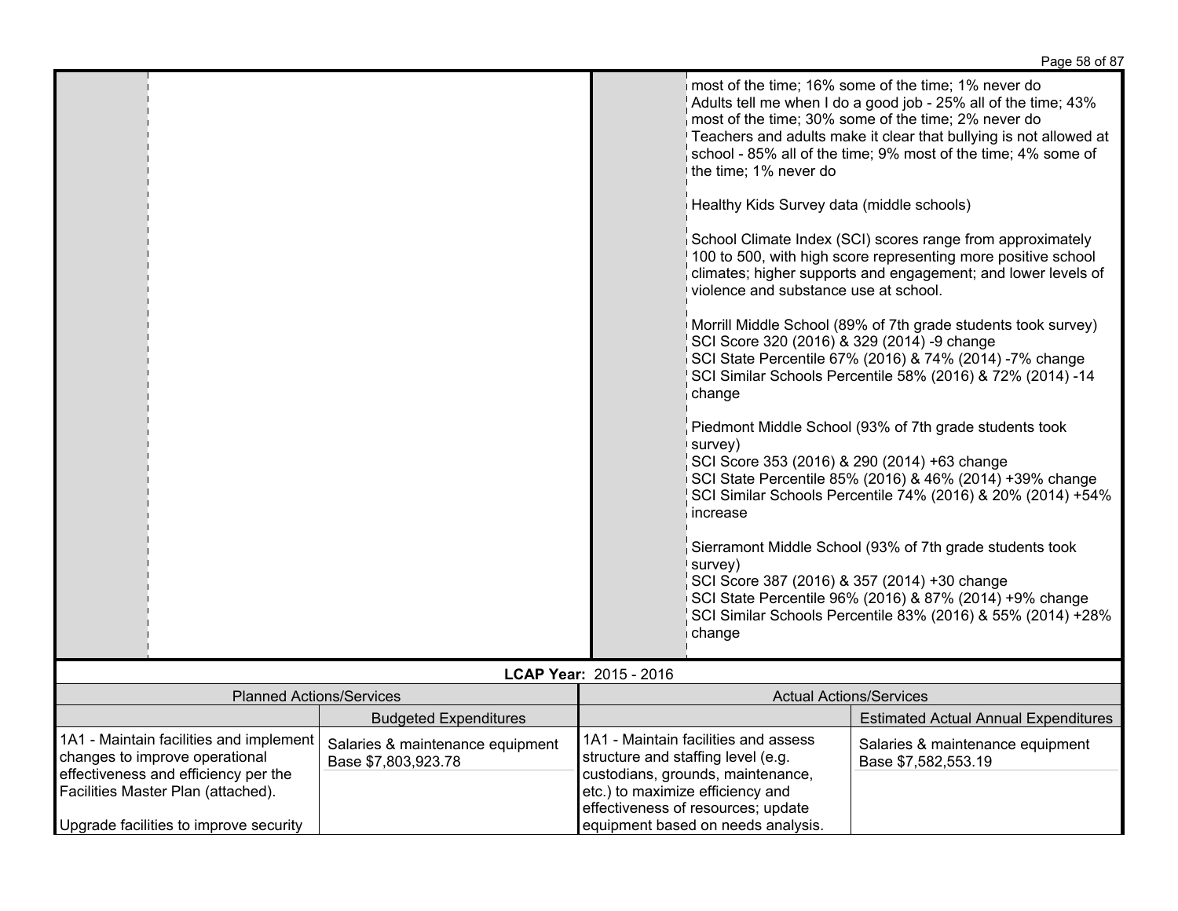most of the time; 16% some of the time; 1% never do
Adults tell me when I do a good job - 25% all of the time; 43% most of the time; 30% some of the time; 2% never do
Teachers and adults make it clear that bullying is not allowed at school - 85% all of the time; 9% most of the time; 4% some of the time; 1% never do

Healthy Kids Survey data (middle schools)

School Climate Index (SCI) scores range from approximately 100 to 500, with high score representing more positive school climates; higher supports and engagement; and lower levels of violence and substance use at school.

Morrill Middle School (89% of 7th grade students took survey)
SCI Score 320 (2016) & 329 (2014) -9 change
SCI State Percentile 67% (2016) & 74% (2014) -7% change
SCI Similar Schools Percentile 58% (2016) & 72% (2014) -14 change

Piedmont Middle School (93% of 7th grade students took survey)
SCI Score 353 (2016) & 290 (2014) +63 change
SCI State Percentile 85% (2016) & 46% (2014) +39% change
SCI Similar Schools Percentile 74% (2016) & 20% (2014) +54% increase

Sierramont Middle School (93% of 7th grade students took survey)
SCI Score 387 (2016) & 357 (2014) +30 change
SCI State Percentile 96% (2016) & 87% (2014) +9% change
SCI Similar Schools Percentile 83% (2016) & 55% (2014) +28% change

**LCAP Year:** 2015 - 2016

| Planned Actions/Services | | Actual Actions/Services | |
|---|---|---|---|
| | Budgeted Expenditures | | Estimated Actual Annual Expenditures |
| 1A1 - Maintain facilities and implement changes to improve operational effectiveness and efficiency per the Facilities Master Plan (attached).<br><br>Upgrade facilities to improve security | Salaries & maintenance equipment Base $7,803,923.78 | 1A1 - Maintain facilities and assess structure and staffing level (e.g. custodians, grounds, maintenance, etc.) to maximize efficiency and effectiveness of resources; update equipment based on needs analysis. | Salaries & maintenance equipment Base $7,582,553.19 |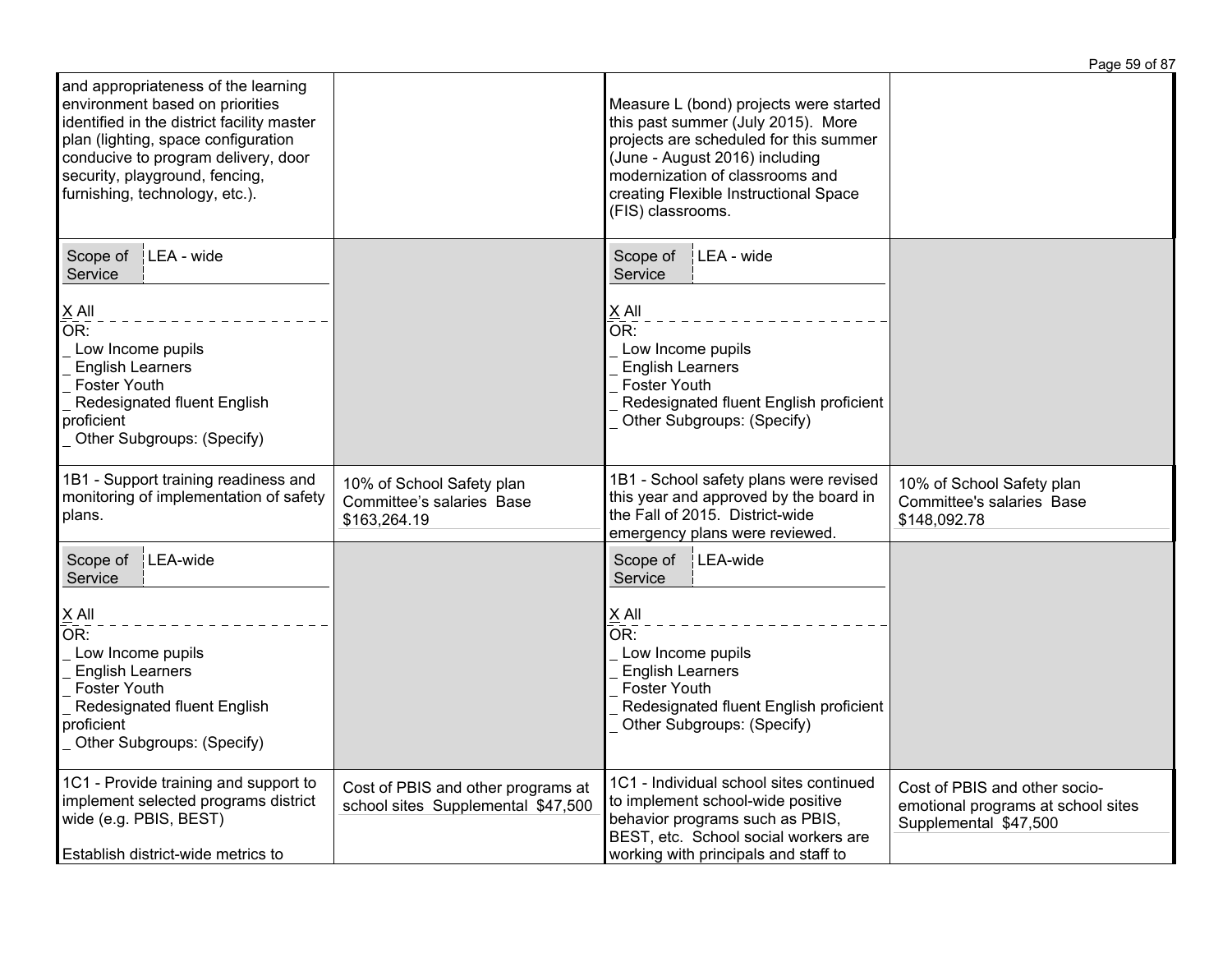| | | | |
|---|---|---|---|
| and appropriateness of the learning environment based on priorities identified in the district facility master plan (lighting, space configuration conducive to program delivery, door security, playground, fencing, furnishing, technology, etc.). | | Measure L (bond) projects were started this past summer (July 2015). More projects are scheduled for this summer (June - August 2016) including modernization of classrooms and creating Flexible Instructional Space (FIS) classrooms. | |
| Scope of Service: LEA - wide<br><br>X All<br>OR:<br>_ Low Income pupils<br>_ English Learners<br>_ Foster Youth<br>_ Redesignated fluent English proficient<br>_ Other Subgroups: (Specify) | | Scope of Service: LEA - wide<br><br>X All<br>OR:<br>_ Low Income pupils<br>_ English Learners<br>_ Foster Youth<br>_ Redesignated fluent English proficient<br>_ Other Subgroups: (Specify) | |
| 1B1 - Support training readiness and monitoring of implementation of safety plans. | 10% of School Safety plan Committee's salaries Base $163,264.19 | 1B1 - School safety plans were revised this year and approved by the board in the Fall of 2015. District-wide emergency plans were reviewed. | 10% of School Safety plan Committee's salaries Base $148,092.78 |
| Scope of Service: LEA-wide<br><br>X All<br>OR:<br>_ Low Income pupils<br>_ English Learners<br>_ Foster Youth<br>_ Redesignated fluent English proficient<br>_ Other Subgroups: (Specify) | | Scope of Service: LEA-wide<br><br>X All<br>OR:<br>_ Low Income pupils<br>_ English Learners<br>_ Foster Youth<br>_ Redesignated fluent English proficient<br>_ Other Subgroups: (Specify) | |
| 1C1 - Provide training and support to implement selected programs district wide (e.g. PBIS, BEST)<br><br>Establish district-wide metrics to | Cost of PBIS and other programs at school sites Supplemental $47,500 | 1C1 - Individual school sites continued to implement school-wide positive behavior programs such as PBIS, BEST, etc. School social workers are working with principals and staff to | Cost of PBIS and other socio-emotional programs at school sites Supplemental $47,500 |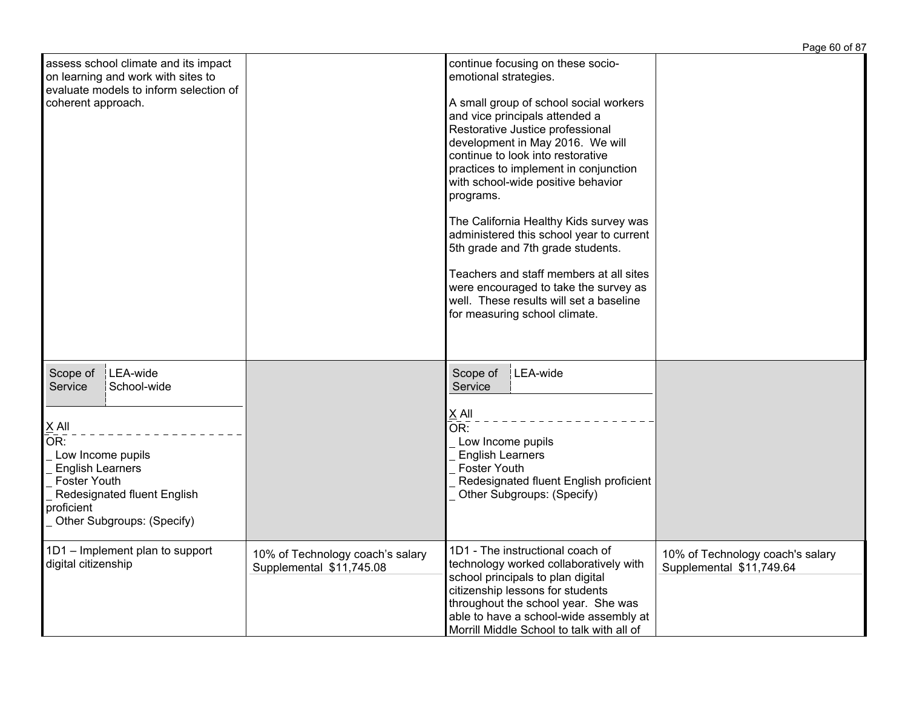| | | | |
|---|---|---|---|
| assess school climate and its impact on learning and work with sites to evaluate models to inform selection of coherent approach. | | continue focusing on these socio-emotional strategies.<br><br>A small group of school social workers and vice principals attended a Restorative Justice professional development in May 2016. We will continue to look into restorative practices to implement in conjunction with school-wide positive behavior programs.<br><br>The California Healthy Kids survey was administered this school year to current 5th grade and 7th grade students.<br><br>Teachers and staff members at all sites were encouraged to take the survey as well. These results will set a baseline for measuring school climate. | |
| Scope of Service: LEA-wide, School-wide<br><br>X All<br>OR:<br>_ Low Income pupils<br>_ English Learners<br>_ Foster Youth<br>_ Redesignated fluent English proficient<br>_ Other Subgroups: (Specify) | | Scope of Service: LEA-wide<br><br>X All<br>OR:<br>_ Low Income pupils<br>_ English Learners<br>_ Foster Youth<br>_ Redesignated fluent English proficient<br>_ Other Subgroups: (Specify) | |
| 1D1 – Implement plan to support digital citizenship | 10% of Technology coach's salary Supplemental $11,745.08 | 1D1 - The instructional coach of technology worked collaboratively with school principals to plan digital citizenship lessons for students throughout the school year. She was able to have a school-wide assembly at Morrill Middle School to talk with all of | 10% of Technology coach's salary Supplemental $11,749.64 |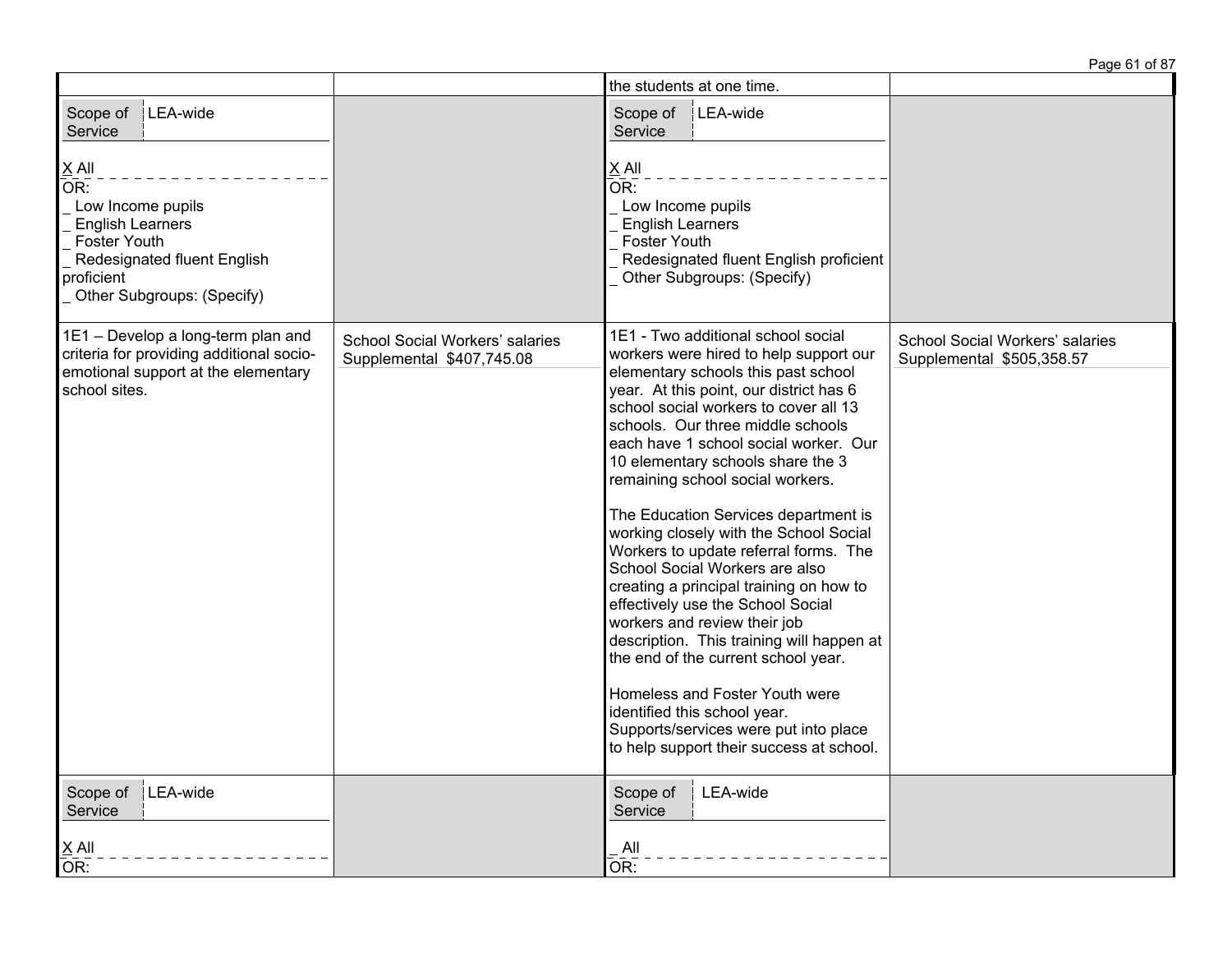| | | | |
|---|---|---|---|
| | | the students at one time. | |
| Scope of Service: LEA-wide<br><br>X All<br>OR:<br>_ Low Income pupils<br>_ English Learners<br>_ Foster Youth<br>_ Redesignated fluent English proficient<br>_ Other Subgroups: (Specify) | | Scope of Service: LEA-wide<br><br>X All<br>OR:<br>_ Low Income pupils<br>_ English Learners<br>_ Foster Youth<br>_ Redesignated fluent English proficient<br>_ Other Subgroups: (Specify) | |
| 1E1 – Develop a long-term plan and criteria for providing additional socio-emotional support at the elementary school sites. | School Social Workers' salaries Supplemental $407,745.08 | 1E1 - Two additional school social workers were hired to help support our elementary schools this past school year. At this point, our district has 6 school social workers to cover all 13 schools. Our three middle schools each have 1 school social worker. Our 10 elementary schools share the 3 remaining school social workers.<br><br>The Education Services department is working closely with the School Social Workers to update referral forms. The School Social Workers are also creating a principal training on how to effectively use the School Social workers and review their job description. This training will happen at the end of the current school year.<br><br>Homeless and Foster Youth were identified this school year. Supports/services were put into place to help support their success at school. | School Social Workers' salaries Supplemental $505,358.57 |
| Scope of Service: LEA-wide<br><br>X All<br>OR: | | Scope of Service: LEA-wide<br><br>_ All<br>OR: | |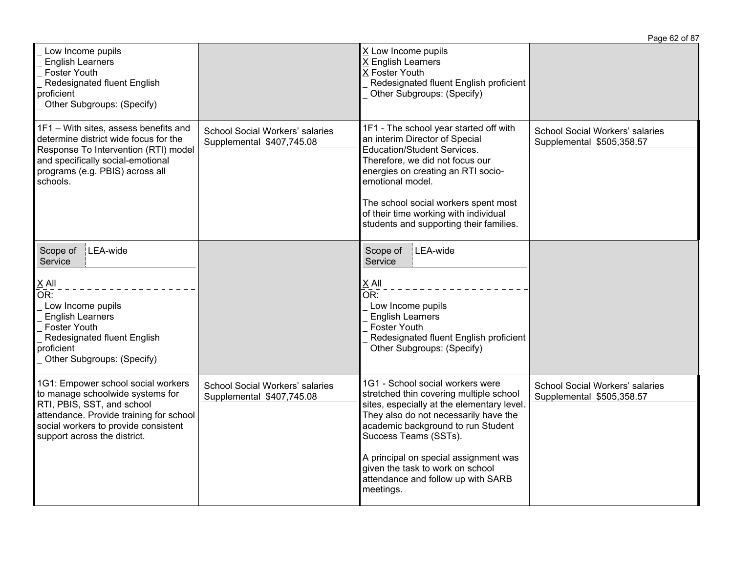| | | | |
|---|---|---|---|
| _ Low Income pupils<br>_ English Learners<br>_ Foster Youth<br>_ Redesignated fluent English proficient<br>_ Other Subgroups: (Specify) | | X Low Income pupils<br>X English Learners<br>X Foster Youth<br>_ Redesignated fluent English proficient<br>_ Other Subgroups: (Specify) | |
| 1F1 – With sites, assess benefits and determine district wide focus for the Response To Intervention (RTI) model and specifically social-emotional programs (e.g. PBIS) across all schools. | School Social Workers' salaries Supplemental $407,745.08 | 1F1 - The school year started off with an interim Director of Special Education/Student Services. Therefore, we did not focus our energies on creating an RTI socio-emotional model.<br><br>The school social workers spent most of their time working with individual students and supporting their families. | School Social Workers' salaries Supplemental $505,358.57 |
| Scope of Service: LEA-wide<br><br>X All<br>OR:<br>_ Low Income pupils<br>_ English Learners<br>_ Foster Youth<br>_ Redesignated fluent English proficient<br>_ Other Subgroups: (Specify) | | Scope of Service: LEA-wide<br><br>X All<br>OR:<br>_ Low Income pupils<br>_ English Learners<br>_ Foster Youth<br>_ Redesignated fluent English proficient<br>_ Other Subgroups: (Specify) | |
| 1G1: Empower school social workers to manage schoolwide systems for RTI, PBIS, SST, and school attendance. Provide training for school social workers to provide consistent support across the district. | School Social Workers' salaries Supplemental $407,745.08 | 1G1 - School social workers were stretched thin covering multiple school sites, especially at the elementary level. They also do not necessarily have the academic background to run Student Success Teams (SSTs).<br><br>A principal on special assignment was given the task to work on school attendance and follow up with SARB meetings. | School Social Workers' salaries Supplemental $505,358.57 |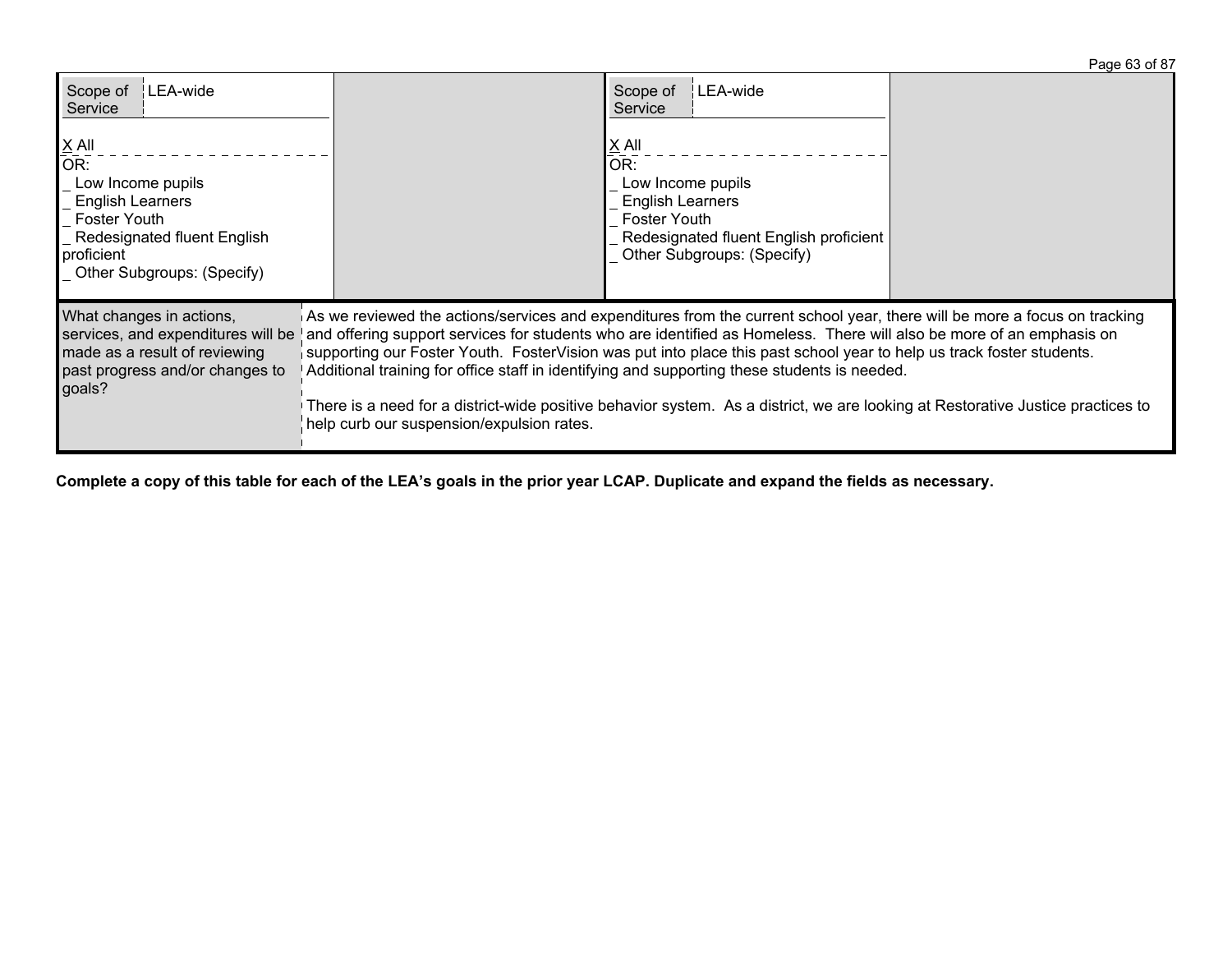| Scope of Service | LEA-wide | | Scope of Service | LEA-wide | |
|---|---|---|---|---|---|
| X All<br>OR:<br>_ Low Income pupils<br>_ English Learners<br>_ Foster Youth<br>_ Redesignated fluent English proficient<br>_ Other Subgroups: (Specify) | | | X All<br>OR:<br>_ Low Income pupils<br>_ English Learners<br>_ Foster Youth<br>_ Redesignated fluent English proficient<br>_ Other Subgroups: (Specify) | | |

| What changes in actions, services, and expenditures will be made as a result of reviewing past progress and/or changes to goals? | As we reviewed the actions/services and expenditures from the current school year, there will be more a focus on tracking and offering support services for students who are identified as Homeless. There will also be more of an emphasis on supporting our Foster Youth. FosterVision was put into place this past school year to help us track foster students. Additional training for office staff in identifying and supporting these students is needed.<br><br>There is a need for a district-wide positive behavior system. As a district, we are looking at Restorative Justice practices to help curb our suspension/expulsion rates. |
|---|---|

**Complete a copy of this table for each of the LEA's goals in the prior year LCAP. Duplicate and expand the fields as necessary.**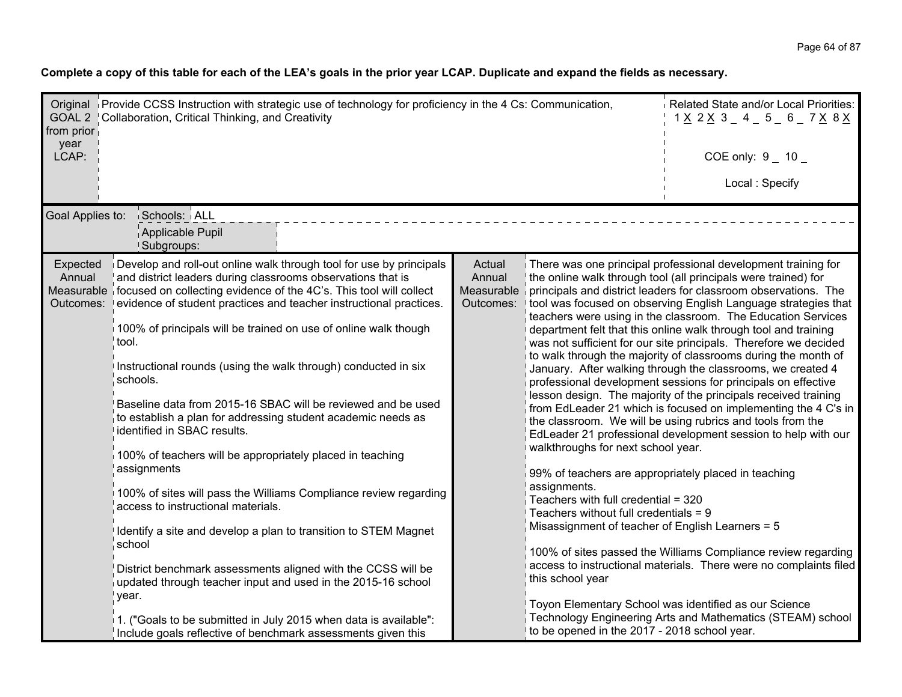**Complete a copy of this table for each of the LEA's goals in the prior year LCAP. Duplicate and expand the fields as necessary.**

| Original GOAL 2 from prior year LCAP: | Provide CCSS Instruction with strategic use of technology for proficiency in the 4 Cs: Communication, Collaboration, Critical Thinking, and Creativity | Related State and/or Local Priorities: 1 X 2 X 3 _ 4 _ 5 _ 6 _ 7 X 8 X<br><br>COE only: 9 _ 10 _<br><br>Local : Specify |
|---|---|---|
| Goal Applies to: | Schools: ALL<br>Applicable Pupil Subgroups: | |

| Expected Annual Measurable Outcomes: | | Actual Annual Measurable Outcomes: | |
|---|---|---|---|
| | Develop and roll-out online walk through tool for use by principals and district leaders during classrooms observations that is focused on collecting evidence of the 4C's. This tool will collect evidence of student practices and teacher instructional practices.<br><br>100% of principals will be trained on use of online walk though tool.<br><br>Instructional rounds (using the walk through) conducted in six schools.<br><br>Baseline data from 2015-16 SBAC will be reviewed and be used to establish a plan for addressing student academic needs as identified in SBAC results.<br><br>100% of teachers will be appropriately placed in teaching assignments<br><br>100% of sites will pass the Williams Compliance review regarding access to instructional materials.<br><br>Identify a site and develop a plan to transition to STEM Magnet school<br><br>District benchmark assessments aligned with the CCSS will be updated through teacher input and used in the 2015-16 school year.<br><br>1. ("Goals to be submitted in July 2015 when data is available": Include goals reflective of benchmark assessments given this | | There was one principal professional development training for the online walk through tool (all principals were trained) for principals and district leaders for classroom observations. The tool was focused on observing English Language strategies that teachers were using in the classroom. The Education Services department felt that this online walk through tool and training was not sufficient for our site principals. Therefore we decided to walk through the majority of classrooms during the month of January. After walking through the classrooms, we created 4 professional development sessions for principals on effective lesson design. The majority of the principals received training from EdLeader 21 which is focused on implementing the 4 C's in the classroom. We will be using rubrics and tools from the EdLeader 21 professional development session to help with our walkthroughs for next school year.<br><br>99% of teachers are appropriately placed in teaching assignments.<br>Teachers with full credential = 320<br>Teachers without full credentials = 9<br>Misassignment of teacher of English Learners = 5<br><br>100% of sites passed the Williams Compliance review regarding access to instructional materials. There were no complaints filed this school year<br><br>Toyon Elementary School was identified as our Science Technology Engineering Arts and Mathematics (STEAM) school to be opened in the 2017 - 2018 school year. |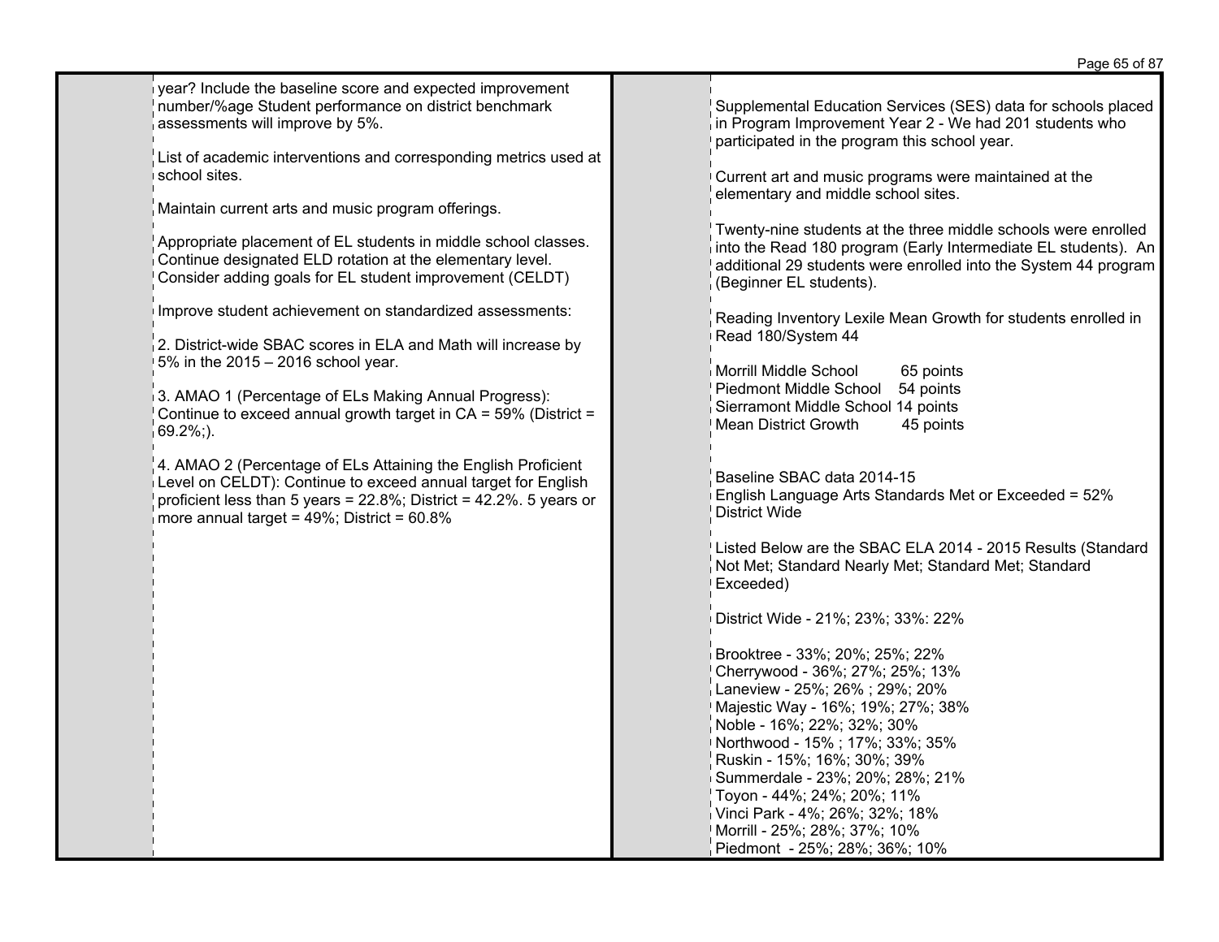year? Include the baseline score and expected improvement number/%age Student performance on district benchmark assessments will improve by 5%.

List of academic interventions and corresponding metrics used at school sites.

Maintain current arts and music program offerings.

Appropriate placement of EL students in middle school classes. Continue designated ELD rotation at the elementary level. Consider adding goals for EL student improvement (CELDT)

Improve student achievement on standardized assessments:

2. District-wide SBAC scores in ELA and Math will increase by 5% in the 2015 – 2016 school year.

3. AMAO 1 (Percentage of ELs Making Annual Progress): Continue to exceed annual growth target in CA = 59% (District = 69.2%;).

4. AMAO 2 (Percentage of ELs Attaining the English Proficient Level on CELDT): Continue to exceed annual target for English proficient less than 5 years = 22.8%; District = 42.2%. 5 years or more annual target = 49%; District = 60.8%

Supplemental Education Services (SES) data for schools placed in Program Improvement Year 2 - We had 201 students who participated in the program this school year.

Current art and music programs were maintained at the elementary and middle school sites.

Twenty-nine students at the three middle schools were enrolled into the Read 180 program (Early Intermediate EL students). An additional 29 students were enrolled into the System 44 program (Beginner EL students).

Reading Inventory Lexile Mean Growth for students enrolled in Read 180/System 44

Morrill Middle School 65 points
Piedmont Middle School 54 points
Sierramont Middle School 14 points
Mean District Growth 45 points

Baseline SBAC data 2014-15
English Language Arts Standards Met or Exceeded = 52% District Wide

Listed Below are the SBAC ELA 2014 - 2015 Results (Standard Not Met; Standard Nearly Met; Standard Met; Standard Exceeded)

District Wide - 21%; 23%; 33%: 22%

Brooktree - 33%; 20%; 25%; 22%
Cherrywood - 36%; 27%; 25%; 13%
Laneview - 25%; 26% ; 29%; 20%
Majestic Way - 16%; 19%; 27%; 38%
Noble - 16%; 22%; 32%; 30%
Northwood - 15% ; 17%; 33%; 35%
Ruskin - 15%; 16%; 30%; 39%
Summerdale - 23%; 20%; 28%; 21%
Toyon - 44%; 24%; 20%; 11%
Vinci Park - 4%; 26%; 32%; 18%
Morrill - 25%; 28%; 37%; 10%
Piedmont - 25%; 28%; 36%; 10%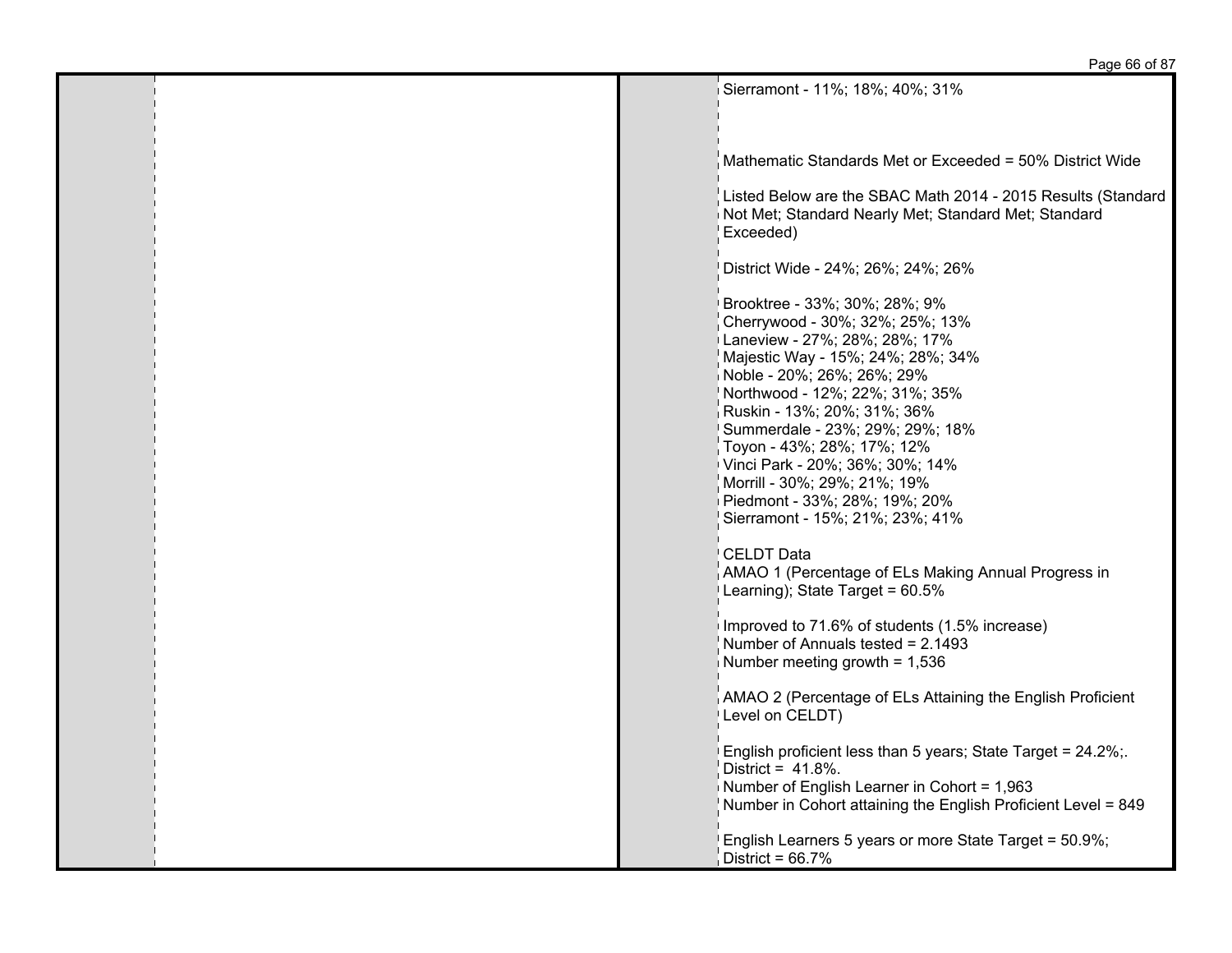Sierramont - 11%; 18%; 40%; 31%

Mathematic Standards Met or Exceeded = 50% District Wide

Listed Below are the SBAC Math 2014 - 2015 Results (Standard Not Met; Standard Nearly Met; Standard Met; Standard Exceeded)

District Wide - 24%; 26%; 24%; 26%

Brooktree - 33%; 30%; 28%; 9%
Cherrywood - 30%; 32%; 25%; 13%
Laneview - 27%; 28%; 28%; 17%
Majestic Way - 15%; 24%; 28%; 34%
Noble - 20%; 26%; 26%; 29%
Northwood - 12%; 22%; 31%; 35%
Ruskin - 13%; 20%; 31%; 36%
Summerdale - 23%; 29%; 29%; 18%
Toyon - 43%; 28%; 17%; 12%
Vinci Park - 20%; 36%; 30%; 14%
Morrill - 30%; 29%; 21%; 19%
Piedmont - 33%; 28%; 19%; 20%
Sierramont - 15%; 21%; 23%; 41%

CELDT Data
AMAO 1 (Percentage of ELs Making Annual Progress in Learning); State Target = 60.5%

Improved to 71.6% of students (1.5% increase)
Number of Annuals tested = 2.1493
Number meeting growth = 1,536

AMAO 2 (Percentage of ELs Attaining the English Proficient Level on CELDT)

English proficient less than 5 years; State Target = 24.2%;.
District = 41.8%.
Number of English Learner in Cohort = 1,963
Number in Cohort attaining the English Proficient Level = 849

English Learners 5 years or more State Target = 50.9%;
District = 66.7%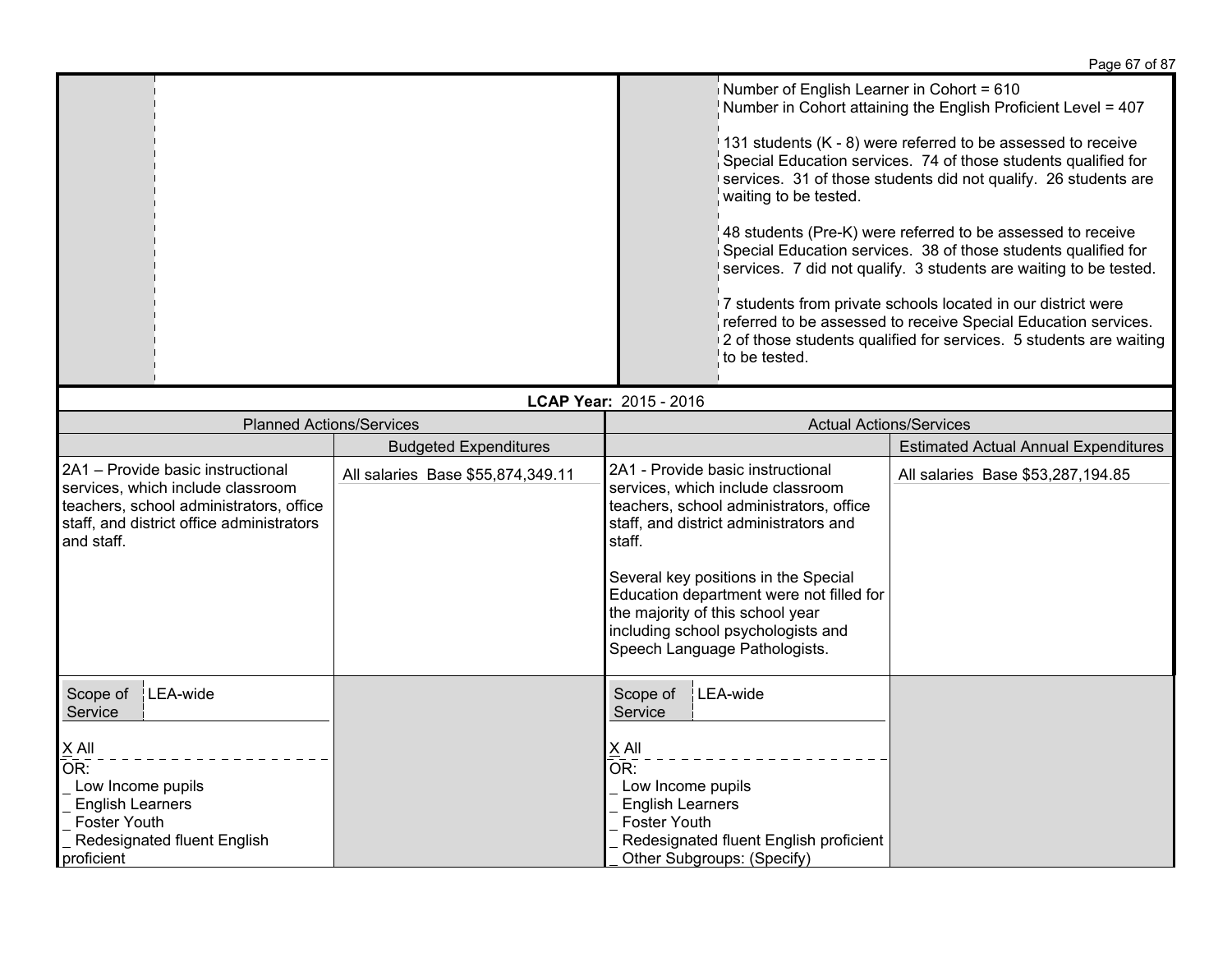| | | | |
|---|---|---|---|
| | | | Number of English Learner in Cohort = 610<br>Number in Cohort attaining the English Proficient Level = 407<br><br>131 students (K - 8) were referred to be assessed to receive Special Education services. 74 of those students qualified for services. 31 of those students did not qualify. 26 students are waiting to be tested.<br><br>48 students (Pre-K) were referred to be assessed to receive Special Education services. 38 of those students qualified for services. 7 did not qualify. 3 students are waiting to be tested.<br><br>7 students from private schools located in our district were referred to be assessed to receive Special Education services. 2 of those students qualified for services. 5 students are waiting to be tested. |

**LCAP Year:** 2015 - 2016

| Planned Actions/Services | | Actual Actions/Services | |
|---|---|---|---|
| | Budgeted Expenditures | | Estimated Actual Annual Expenditures |
| 2A1 – Provide basic instructional services, which include classroom teachers, school administrators, office staff, and district office administrators and staff. | All salaries Base $55,874,349.11 | 2A1 - Provide basic instructional services, which include classroom teachers, school administrators, office staff, and district administrators and staff.<br><br>Several key positions in the Special Education department were not filled for the majority of this school year including school psychologists and Speech Language Pathologists. | All salaries Base $53,287,194.85 |
| Scope of Service: LEA-wide<br><br>X All<br>OR:<br>_ Low Income pupils<br>_ English Learners<br>_ Foster Youth<br>_ Redesignated fluent English proficient | | Scope of Service: LEA-wide<br><br>X All<br>OR:<br>_ Low Income pupils<br>_ English Learners<br>_ Foster Youth<br>_ Redesignated fluent English proficient<br>_ Other Subgroups: (Specify) | |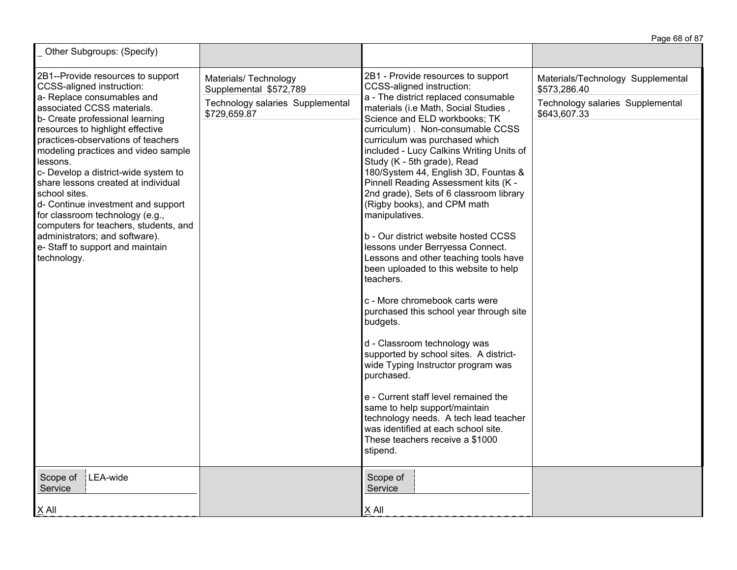| | | | |
|---|---|---|---|
| _ Other Subgroups: (Specify) | | | |
| 2B1--Provide resources to support CCSS-aligned instruction:<br>a- Replace consumables and associated CCSS materials.<br>b- Create professional learning resources to highlight effective practices-observations of teachers modeling practices and video sample lessons.<br>c- Develop a district-wide system to share lessons created at individual school sites.<br>d- Continue investment and support for classroom technology (e.g., computers for teachers, students, and administrators; and software).<br>e- Staff to support and maintain technology. | Materials/ Technology Supplemental $572,789<br><br>Technology salaries Supplemental $729,659.87 | 2B1 - Provide resources to support CCSS-aligned instruction:<br>a - The district replaced consumable materials (i.e Math, Social Studies , Science and ELD workbooks; TK curriculum) . Non-consumable CCSS curriculum was purchased which included - Lucy Calkins Writing Units of Study (K - 5th grade), Read 180/System 44, English 3D, Fountas & Pinnell Reading Assessment kits (K - 2nd grade), Sets of 6 classroom library (Rigby books), and CPM math manipulatives.<br><br>b - Our district website hosted CCSS lessons under Berryessa Connect. Lessons and other teaching tools have been uploaded to this website to help teachers.<br><br>c - More chromebook carts were purchased this school year through site budgets.<br><br>d - Classroom technology was supported by school sites. A district-wide Typing Instructor program was purchased.<br><br>e - Current staff level remained the same to help support/maintain technology needs. A tech lead teacher was identified at each school site. These teachers receive a $1000 stipend. | Materials/Technology Supplemental $573,286.40<br><br>Technology salaries Supplemental $643,607.33 |
| Scope of Service: LEA-wide<br><br>X All | | Scope of Service:<br><br>X All | |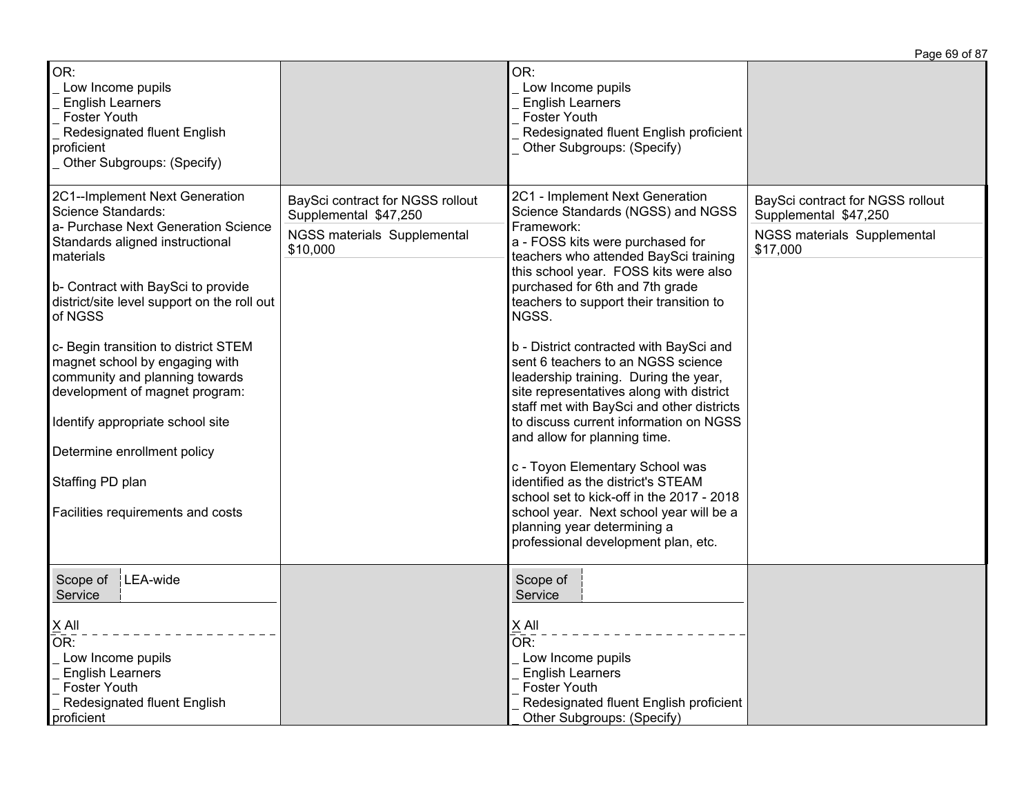| | | | |
|---|---|---|---|
| OR:<br>_ Low Income pupils<br>_ English Learners<br>_ Foster Youth<br>_ Redesignated fluent English proficient<br>_ Other Subgroups: (Specify) | | OR:<br>_ Low Income pupils<br>_ English Learners<br>_ Foster Youth<br>_ Redesignated fluent English proficient<br>_ Other Subgroups: (Specify) | |
| 2C1--Implement Next Generation Science Standards:<br>a- Purchase Next Generation Science Standards aligned instructional materials<br><br>b- Contract with BaySci to provide district/site level support on the roll out of NGSS<br><br>c- Begin transition to district STEM magnet school by engaging with community and planning towards development of magnet program:<br><br>Identify appropriate school site<br><br>Determine enrollment policy<br><br>Staffing PD plan<br><br>Facilities requirements and costs | BaySci contract for NGSS rollout Supplemental $47,250<br>NGSS materials Supplemental $10,000 | 2C1 - Implement Next Generation Science Standards (NGSS) and NGSS Framework:<br>a - FOSS kits were purchased for teachers who attended BaySci training this school year. FOSS kits were also purchased for 6th and 7th grade teachers to support their transition to NGSS.<br><br>b - District contracted with BaySci and sent 6 teachers to an NGSS science leadership training. During the year, site representatives along with district staff met with BaySci and other districts to discuss current information on NGSS and allow for planning time.<br><br>c - Toyon Elementary School was identified as the district's STEAM school set to kick-off in the 2017 - 2018 school year. Next school year will be a planning year determining a professional development plan, etc. | BaySci contract for NGSS rollout Supplemental $47,250<br>NGSS materials Supplemental $17,000 |
| Scope of Service: LEA-wide<br><br>X All<br>OR:<br>_ Low Income pupils<br>_ English Learners<br>_ Foster Youth<br>_ Redesignated fluent English proficient | | Scope of Service:<br><br>X All<br>OR:<br>_ Low Income pupils<br>_ English Learners<br>_ Foster Youth<br>_ Redesignated fluent English proficient<br>_ Other Subgroups: (Specify) | |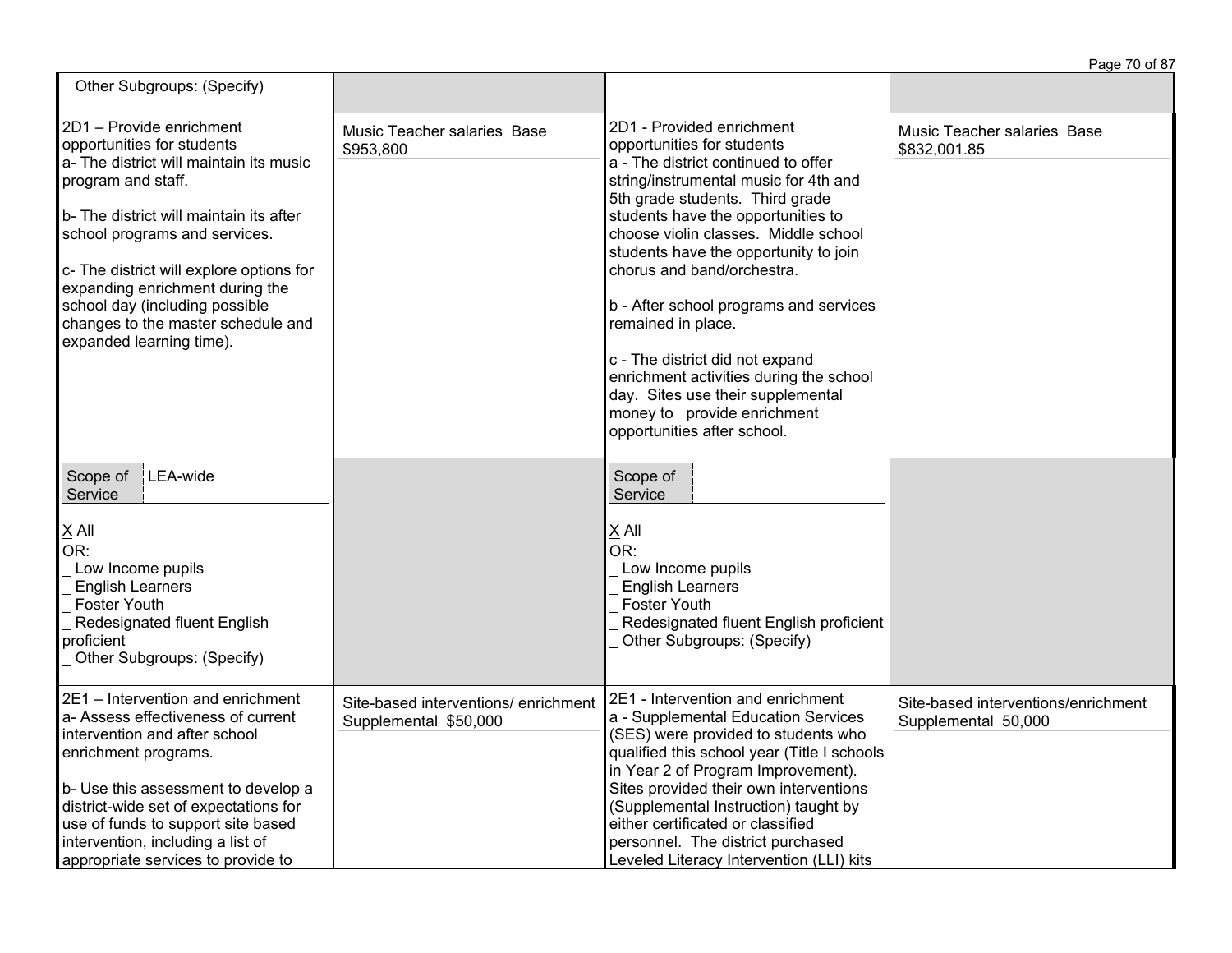| | | | |
|---|---|---|---|
| _ Other Subgroups: (Specify) | | | |
| 2D1 – Provide enrichment opportunities for students<br>a- The district will maintain its music program and staff.<br><br>b- The district will maintain its after school programs and services.<br><br>c- The district will explore options for expanding enrichment during the school day (including possible changes to the master schedule and expanded learning time). | Music Teacher salaries Base $953,800 | 2D1 - Provided enrichment opportunities for students<br>a - The district continued to offer string/instrumental music for 4th and 5th grade students. Third grade students have the opportunities to choose violin classes. Middle school students have the opportunity to join chorus and band/orchestra.<br><br>b - After school programs and services remained in place.<br><br>c - The district did not expand enrichment activities during the school day. Sites use their supplemental money to provide enrichment opportunities after school. | Music Teacher salaries Base $832,001.85 |
| Scope of Service: LEA-wide<br><br>X All<br>OR:<br>_ Low Income pupils<br>_ English Learners<br>_ Foster Youth<br>_ Redesignated fluent English proficient<br>_ Other Subgroups: (Specify) | | Scope of Service:<br><br>X All<br>OR:<br>_ Low Income pupils<br>_ English Learners<br>_ Foster Youth<br>_ Redesignated fluent English proficient<br>_ Other Subgroups: (Specify) | |
| 2E1 – Intervention and enrichment<br>a- Assess effectiveness of current intervention and after school enrichment programs.<br><br>b- Use this assessment to develop a district-wide set of expectations for use of funds to support site based intervention, including a list of appropriate services to provide to | Site-based interventions/ enrichment Supplemental $50,000 | 2E1 - Intervention and enrichment<br>a - Supplemental Education Services (SES) were provided to students who qualified this school year (Title I schools in Year 2 of Program Improvement). Sites provided their own interventions (Supplemental Instruction) taught by either certificated or classified personnel. The district purchased Leveled Literacy Intervention (LLI) kits | Site-based interventions/enrichment Supplemental 50,000 |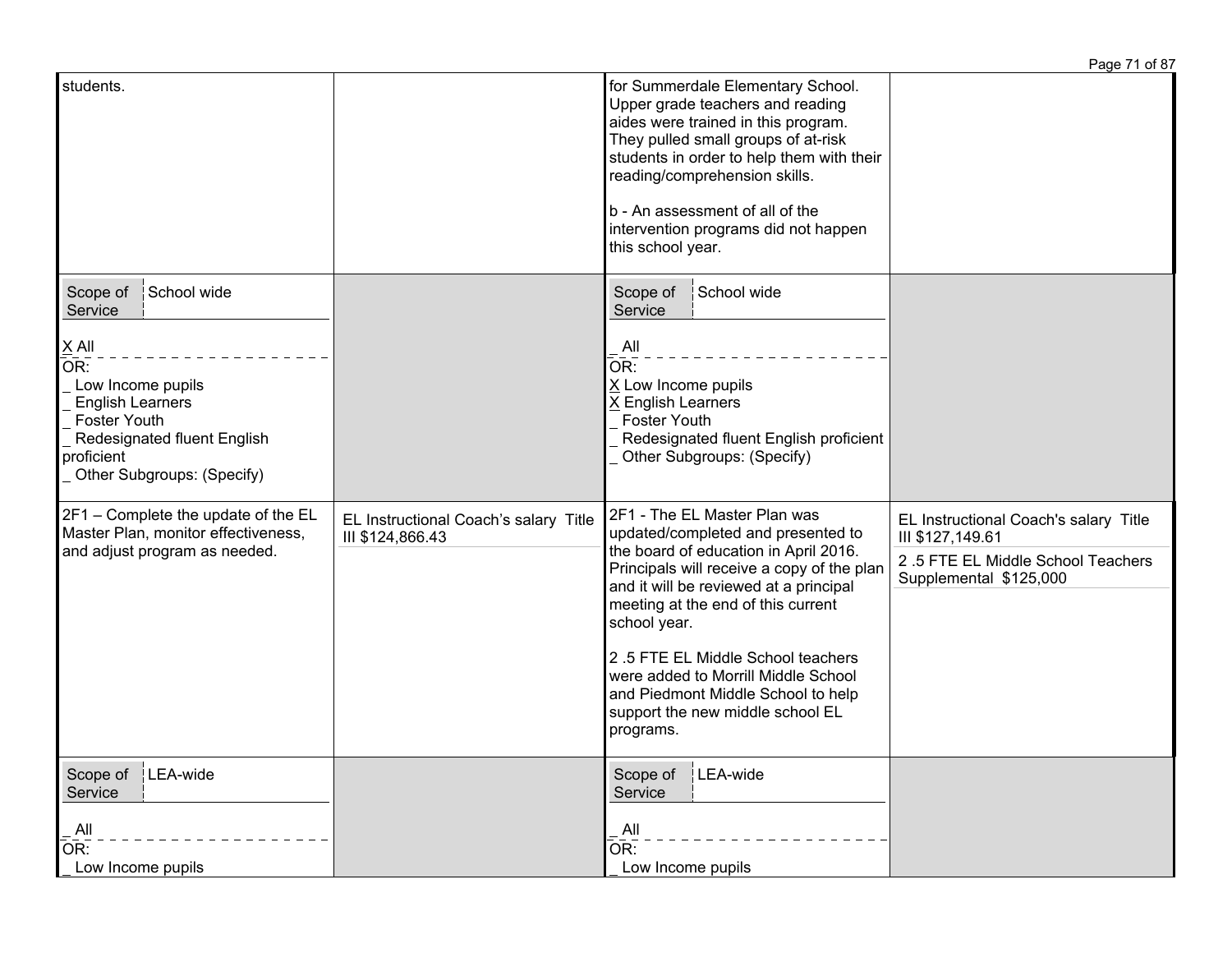| | | | |
|---|---|---|---|
| students. | | for Summerdale Elementary School. Upper grade teachers and reading aides were trained in this program. They pulled small groups of at-risk students in order to help them with their reading/comprehension skills.<br><br>b - An assessment of all of the intervention programs did not happen this school year. | |
| Scope of Service: School wide<br><br>X All<br>OR:<br>_ Low Income pupils<br>_ English Learners<br>_ Foster Youth<br>_ Redesignated fluent English proficient<br>_ Other Subgroups: (Specify) | | Scope of Service: School wide<br><br>_ All<br>OR:<br>X Low Income pupils<br>X English Learners<br>_ Foster Youth<br>_ Redesignated fluent English proficient<br>_ Other Subgroups: (Specify) | |
| 2F1 – Complete the update of the EL Master Plan, monitor effectiveness, and adjust program as needed. | EL Instructional Coach's salary Title III $124,866.43 | 2F1 - The EL Master Plan was updated/completed and presented to the board of education in April 2016. Principals will receive a copy of the plan and it will be reviewed at a principal meeting at the end of this current school year.<br><br>2 .5 FTE EL Middle School teachers were added to Morrill Middle School and Piedmont Middle School to help support the new middle school EL programs. | EL Instructional Coach's salary Title III $127,149.61<br><br>2 .5 FTE EL Middle School Teachers Supplemental $125,000 |
| Scope of Service: LEA-wide<br><br>_ All<br>OR:<br>_ Low Income pupils | | Scope of Service: LEA-wide<br><br>_ All<br>OR:<br>_ Low Income pupils | |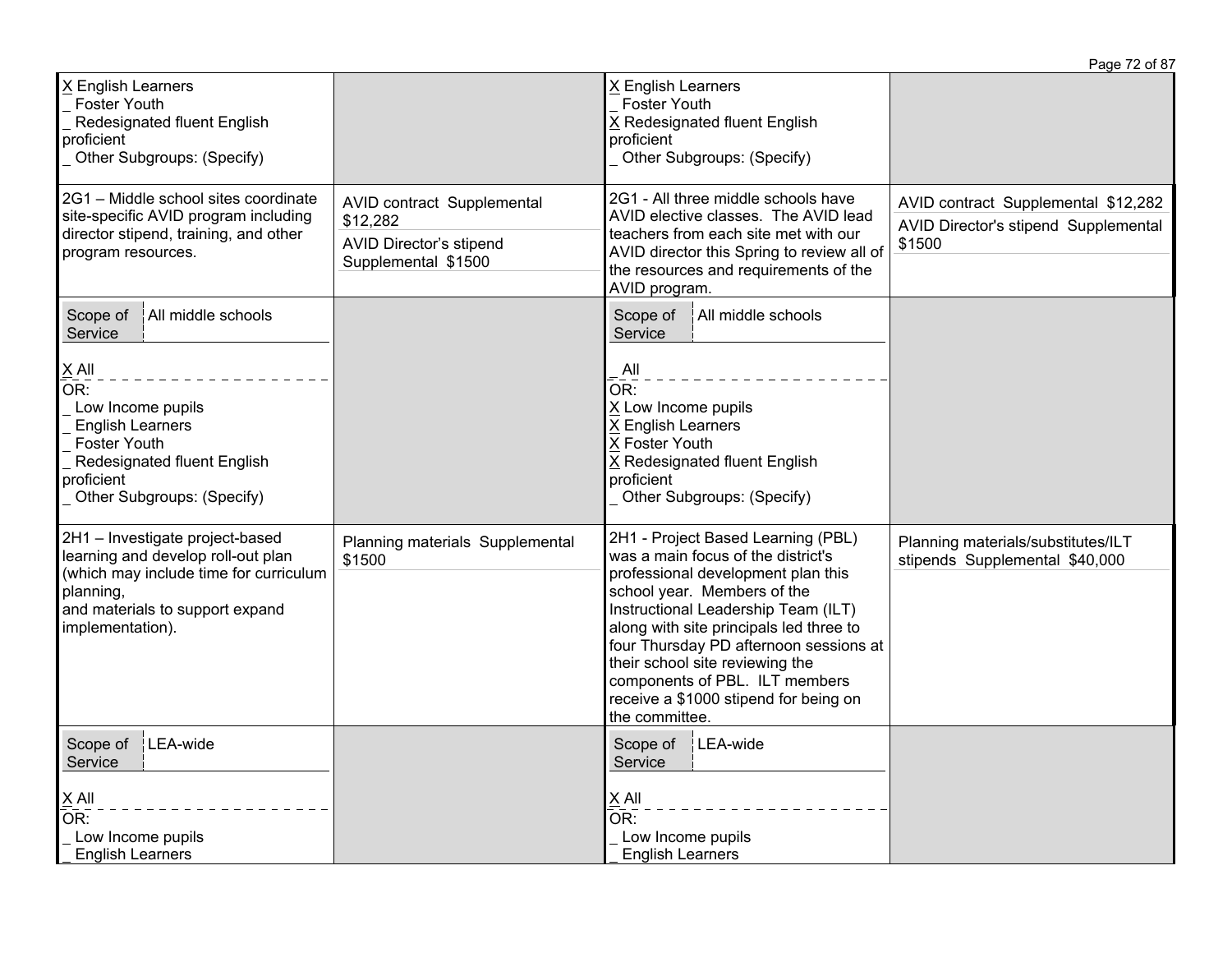| | | | |
|---|---|---|---|
| X English Learners<br>_ Foster Youth<br>_ Redesignated fluent English proficient<br>_ Other Subgroups: (Specify) | | X English Learners<br>_ Foster Youth<br>X Redesignated fluent English proficient<br>_ Other Subgroups: (Specify) | |
| 2G1 – Middle school sites coordinate site-specific AVID program including director stipend, training, and other program resources. | AVID contract Supplemental $12,282<br>AVID Director's stipend Supplemental $1500 | 2G1 - All three middle schools have AVID elective classes. The AVID lead teachers from each site met with our AVID director this Spring to review all of the resources and requirements of the AVID program. | AVID contract Supplemental $12,282<br>AVID Director's stipend Supplemental $1500 |
| Scope of Service: All middle schools<br>X All<br>OR:<br>_ Low Income pupils<br>_ English Learners<br>_ Foster Youth<br>_ Redesignated fluent English proficient<br>_ Other Subgroups: (Specify) | | Scope of Service: All middle schools<br>_ All<br>OR:<br>X Low Income pupils<br>X English Learners<br>X Foster Youth<br>X Redesignated fluent English proficient<br>_ Other Subgroups: (Specify) | |
| 2H1 – Investigate project-based learning and develop roll-out plan (which may include time for curriculum planning,<br>and materials to support expand implementation). | Planning materials Supplemental $1500 | 2H1 - Project Based Learning (PBL) was a main focus of the district's professional development plan this school year. Members of the Instructional Leadership Team (ILT) along with site principals led three to four Thursday PD afternoon sessions at their school site reviewing the components of PBL. ILT members receive a $1000 stipend for being on the committee. | Planning materials/substitutes/ILT stipends Supplemental $40,000 |
| Scope of Service: LEA-wide<br>X All<br>OR:<br>_ Low Income pupils<br>_ English Learners | | Scope of Service: LEA-wide<br>X All<br>OR:<br>_ Low Income pupils<br>_ English Learners | |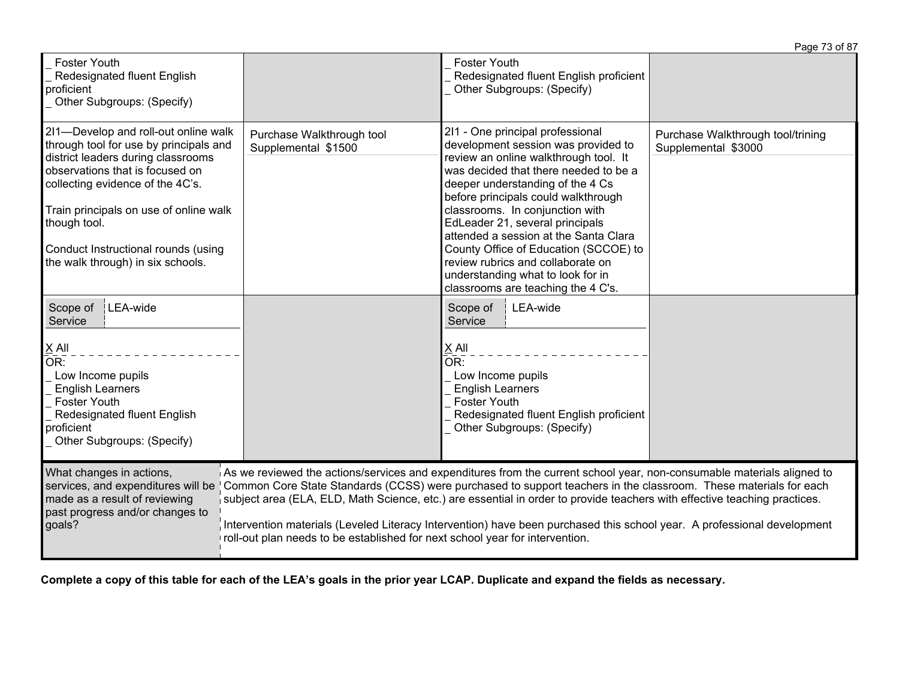| | | | |
|---|---|---|---|
| _ Foster Youth<br>_ Redesignated fluent English proficient<br>_ Other Subgroups: (Specify) | | _ Foster Youth<br>_ Redesignated fluent English proficient<br>_ Other Subgroups: (Specify) | |
| 2I1—Develop and roll-out online walk through tool for use by principals and district leaders during classrooms observations that is focused on collecting evidence of the 4C's.<br><br>Train principals on use of online walk though tool.<br><br>Conduct Instructional rounds (using the walk through) in six schools. | Purchase Walkthrough tool<br>Supplemental $1500 | 2I1 - One principal professional development session was provided to review an online walkthrough tool. It was decided that there needed to be a deeper understanding of the 4 Cs before principals could walkthrough classrooms. In conjunction with EdLeader 21, several principals attended a session at the Santa Clara County Office of Education (SCCOE) to review rubrics and collaborate on understanding what to look for in classrooms are teaching the 4 C's. | Purchase Walkthrough tool/trining<br>Supplemental $3000 |
| Scope of Service: LEA-wide<br><br>X All<br>OR:<br>_ Low Income pupils<br>_ English Learners<br>_ Foster Youth<br>_ Redesignated fluent English proficient<br>_ Other Subgroups: (Specify) | | Scope of Service: LEA-wide<br><br>X All<br>OR:<br>_ Low Income pupils<br>_ English Learners<br>_ Foster Youth<br>_ Redesignated fluent English proficient<br>_ Other Subgroups: (Specify) | |

| | |
|---|---|
| What changes in actions, services, and expenditures will be made as a result of reviewing past progress and/or changes to goals? | As we reviewed the actions/services and expenditures from the current school year, non-consumable materials aligned to Common Core State Standards (CCSS) were purchased to support teachers in the classroom. These materials for each subject area (ELA, ELD, Math Science, etc.) are essential in order to provide teachers with effective teaching practices.<br><br>Intervention materials (Leveled Literacy Intervention) have been purchased this school year. A professional development roll-out plan needs to be established for next school year for intervention. |

**Complete a copy of this table for each of the LEA's goals in the prior year LCAP. Duplicate and expand the fields as necessary.**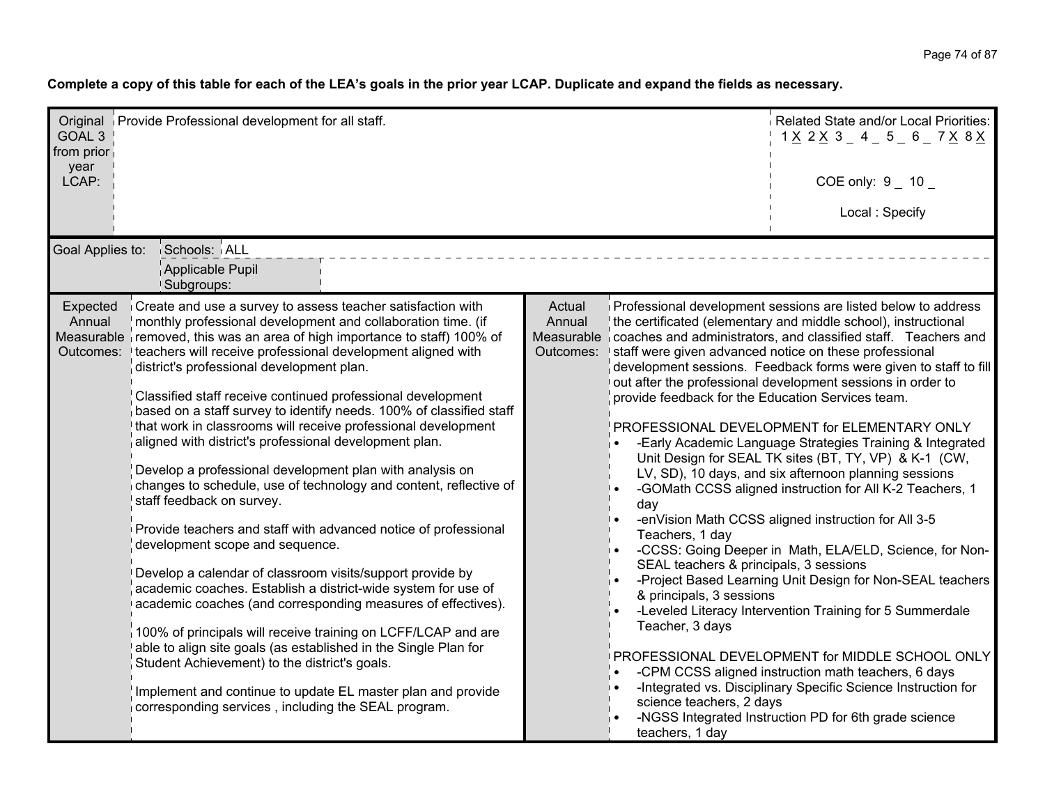**Complete a copy of this table for each of the LEA's goals in the prior year LCAP. Duplicate and expand the fields as necessary.**

| Original GOAL 3 from prior year LCAP: | Provide Professional development for all staff. | | Related State and/or Local Priorities: 1 X 2 X 3 _ 4 _ 5 _ 6 _ 7 X 8 X<br><br>COE only: 9 _ 10 _<br><br>Local : Specify |
|---|---|---|---|
| Goal Applies to: | Schools: ALL | | |
| | Applicable Pupil Subgroups: | | |

| Expected Annual Measurable Outcomes: | | Actual Annual Measurable Outcomes: | |
|---|---|---|---|
| | Create and use a survey to assess teacher satisfaction with monthly professional development and collaboration time. (if removed, this was an area of high importance to staff) 100% of teachers will receive professional development aligned with district's professional development plan.<br><br>Classified staff receive continued professional development based on a staff survey to identify needs. 100% of classified staff that work in classrooms will receive professional development aligned with district's professional development plan.<br><br>Develop a professional development plan with analysis on changes to schedule, use of technology and content, reflective of staff feedback on survey.<br><br>Provide teachers and staff with advanced notice of professional development scope and sequence.<br><br>Develop a calendar of classroom visits/support provide by academic coaches. Establish a district-wide system for use of academic coaches (and corresponding measures of effectives).<br><br>100% of principals will receive training on LCFF/LCAP and are able to align site goals (as established in the Single Plan for Student Achievement) to the district's goals.<br><br>Implement and continue to update EL master plan and provide corresponding services , including the SEAL program. | | Professional development sessions are listed below to address the certificated (elementary and middle school), instructional coaches and administrators, and classified staff. Teachers and staff were given advanced notice on these professional development sessions. Feedback forms were given to staff to fill out after the professional development sessions in order to provide feedback for the Education Services team.<br><br>PROFESSIONAL DEVELOPMENT for ELEMENTARY ONLY<br>• -Early Academic Language Strategies Training & Integrated Unit Design for SEAL TK sites (BT, TY, VP) & K-1 (CW, LV, SD), 10 days, and six afternoon planning sessions<br>• -GOMath CCSS aligned instruction for All K-2 Teachers, 1 day<br>• -enVision Math CCSS aligned instruction for All 3-5 Teachers, 1 day<br>• -CCSS: Going Deeper in Math, ELA/ELD, Science, for Non-SEAL teachers & principals, 3 sessions<br>• -Project Based Learning Unit Design for Non-SEAL teachers & principals, 3 sessions<br>• -Leveled Literacy Intervention Training for 5 Summerdale Teacher, 3 days<br><br>PROFESSIONAL DEVELOPMENT for MIDDLE SCHOOL ONLY<br>• -CPM CCSS aligned instruction math teachers, 6 days<br>• -Integrated vs. Disciplinary Specific Science Instruction for science teachers, 2 days<br>• -NGSS Integrated Instruction PD for 6th grade science teachers, 1 day |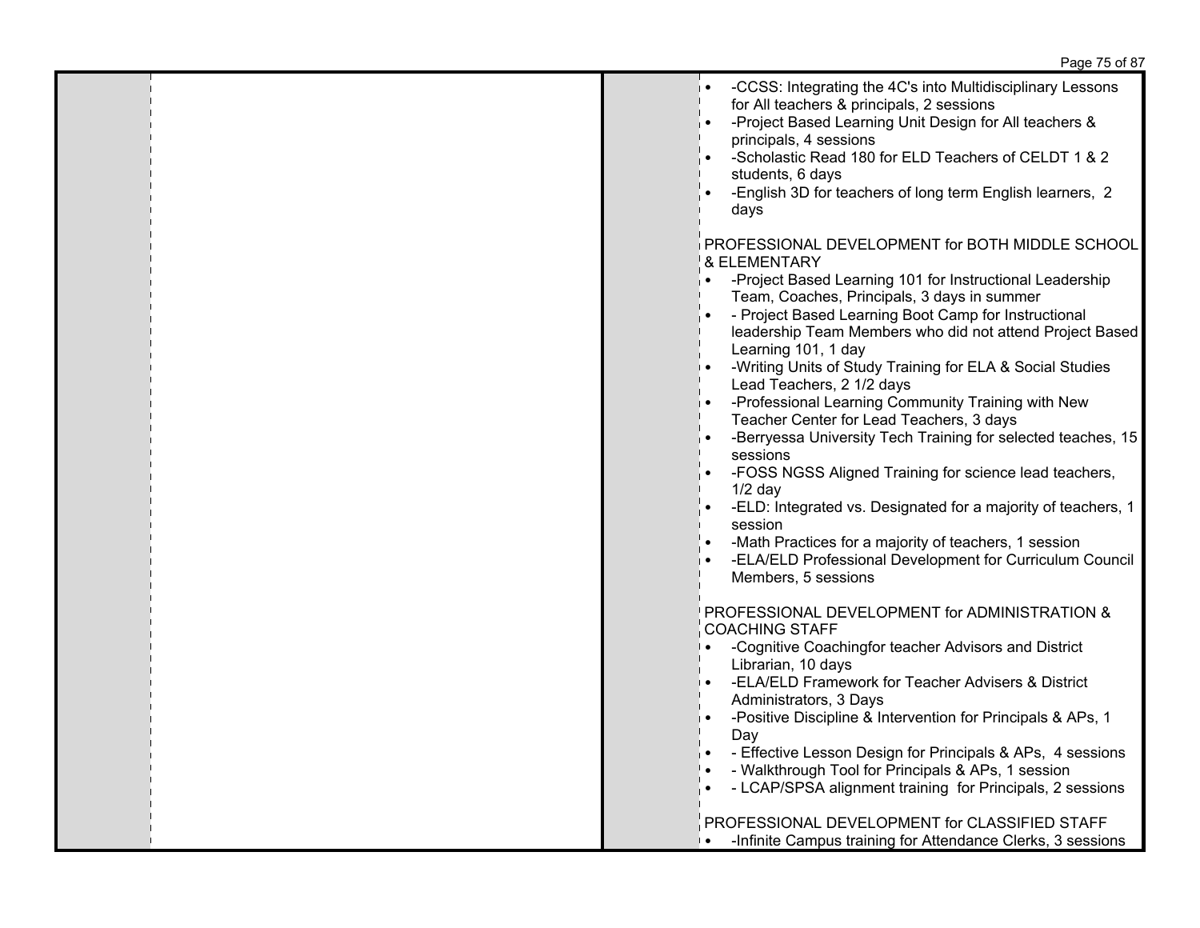- -CCSS: Integrating the 4C's into Multidisciplinary Lessons for All teachers & principals, 2 sessions
- -Project Based Learning Unit Design for All teachers & principals, 4 sessions
- -Scholastic Read 180 for ELD Teachers of CELDT 1 & 2 students, 6 days
- -English 3D for teachers of long term English learners, 2 days

PROFESSIONAL DEVELOPMENT for BOTH MIDDLE SCHOOL & ELEMENTARY

- -Project Based Learning 101 for Instructional Leadership Team, Coaches, Principals, 3 days in summer
- - Project Based Learning Boot Camp for Instructional leadership Team Members who did not attend Project Based Learning 101, 1 day
- -Writing Units of Study Training for ELA & Social Studies Lead Teachers, 2 1/2 days
- -Professional Learning Community Training with New Teacher Center for Lead Teachers, 3 days
- -Berryessa University Tech Training for selected teaches, 15 sessions
- -FOSS NGSS Aligned Training for science lead teachers, 1/2 day
- -ELD: Integrated vs. Designated for a majority of teachers, 1 session
- -Math Practices for a majority of teachers, 1 session
- -ELA/ELD Professional Development for Curriculum Council Members, 5 sessions

PROFESSIONAL DEVELOPMENT for ADMINISTRATION & COACHING STAFF

- -Cognitive Coachingfor teacher Advisors and District Librarian, 10 days
- -ELA/ELD Framework for Teacher Advisers & District Administrators, 3 Days
- -Positive Discipline & Intervention for Principals & APs, 1 Day
- - Effective Lesson Design for Principals & APs, 4 sessions
- - Walkthrough Tool for Principals & APs, 1 session
- - LCAP/SPSA alignment training for Principals, 2 sessions

PROFESSIONAL DEVELOPMENT for CLASSIFIED STAFF

- -Infinite Campus training for Attendance Clerks, 3 sessions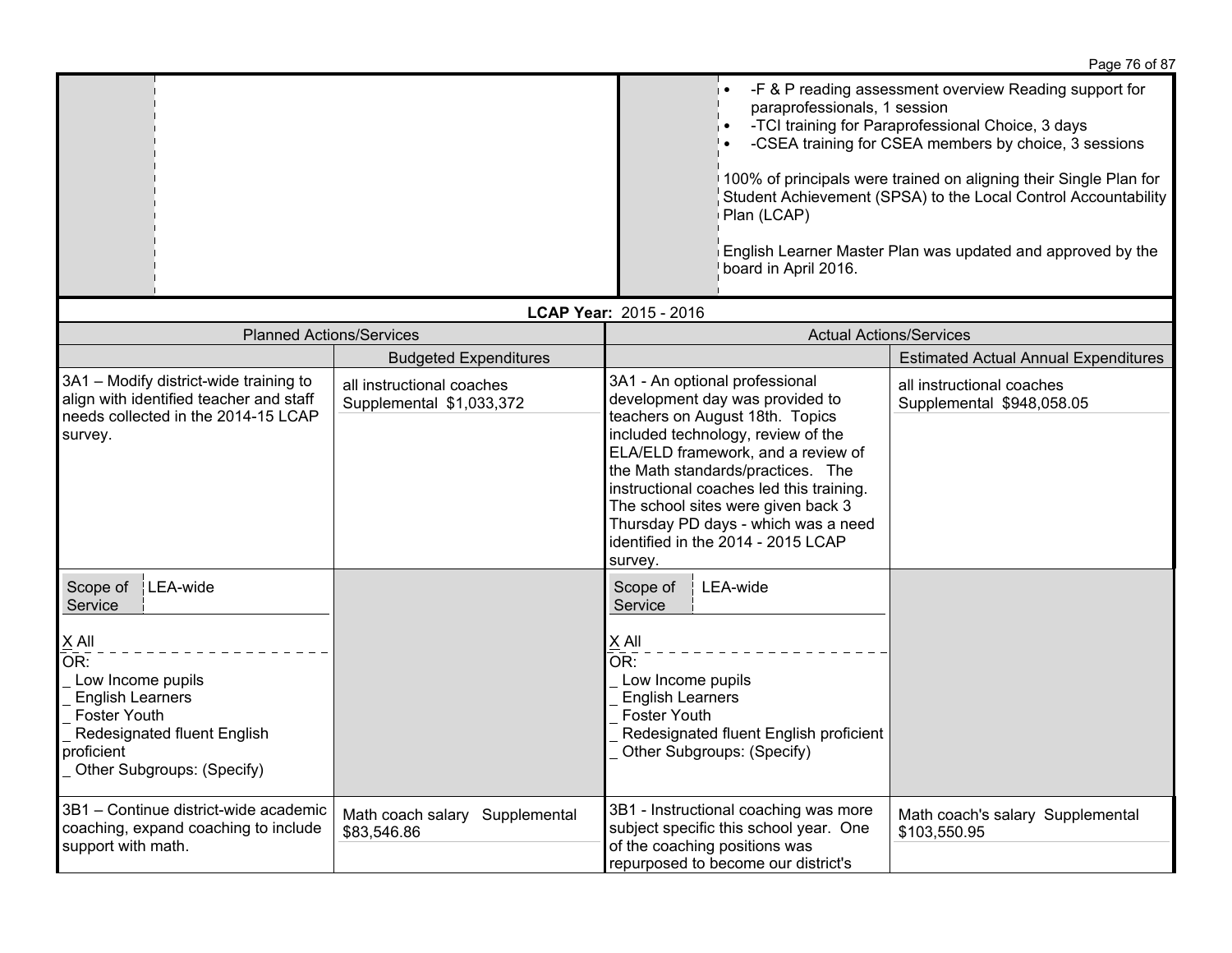| | | | |
|---|---|---|---|
| | | | • -F & P reading assessment overview Reading support for paraprofessionals, 1 session<br>• -TCI training for Paraprofessional Choice, 3 days<br>• -CSEA training for CSEA members by choice, 3 sessions<br><br>100% of principals were trained on aligning their Single Plan for Student Achievement (SPSA) to the Local Control Accountability Plan (LCAP)<br><br>English Learner Master Plan was updated and approved by the board in April 2016. |

**LCAP Year:** 2015 - 2016

| Planned Actions/Services | | Actual Actions/Services | |
|---|---|---|---|
| | Budgeted Expenditures | | Estimated Actual Annual Expenditures |
| 3A1 – Modify district-wide training to align with identified teacher and staff needs collected in the 2014-15 LCAP survey. | all instructional coaches Supplemental $1,033,372 | 3A1 - An optional professional development day was provided to teachers on August 18th. Topics included technology, review of the ELA/ELD framework, and a review of the Math standards/practices. The instructional coaches led this training. The school sites were given back 3 Thursday PD days - which was a need identified in the 2014 - 2015 LCAP survey. | all instructional coaches Supplemental $948,058.05 |
| Scope of Service: LEA-wide<br><br>X All<br>OR:<br>_ Low Income pupils<br>_ English Learners<br>_ Foster Youth<br>_ Redesignated fluent English proficient<br>_ Other Subgroups: (Specify) | | Scope of Service: LEA-wide<br><br>X All<br>OR:<br>_ Low Income pupils<br>_ English Learners<br>_ Foster Youth<br>_ Redesignated fluent English proficient<br>_ Other Subgroups: (Specify) | |
| 3B1 – Continue district-wide academic coaching, expand coaching to include support with math. | Math coach salary Supplemental $83,546.86 | 3B1 - Instructional coaching was more subject specific this school year. One of the coaching positions was repurposed to become our district's | Math coach's salary Supplemental $103,550.95 |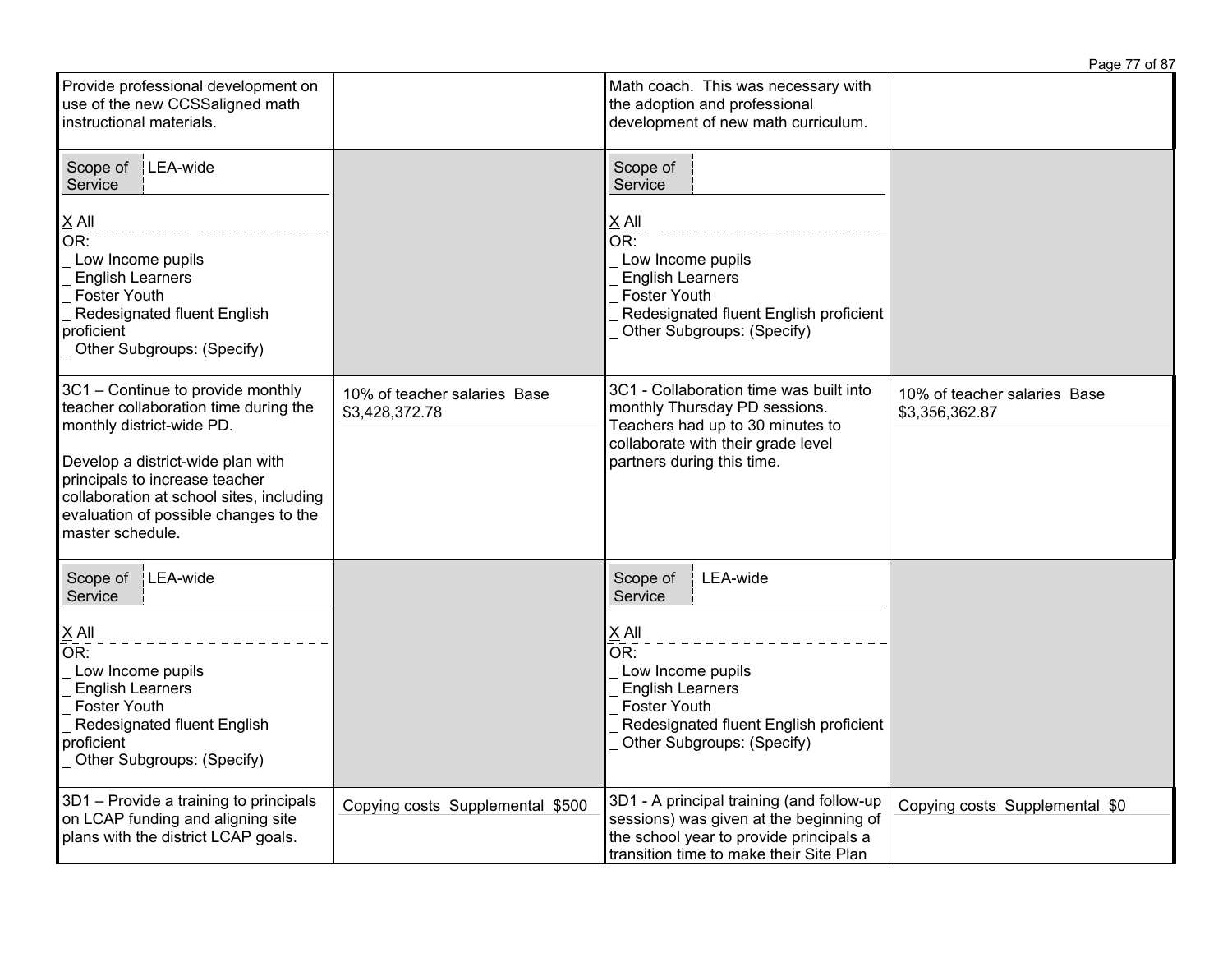| | | | |
|---|---|---|---|
| Provide professional development on use of the new CCSSaligned math instructional materials. | | Math coach. This was necessary with the adoption and professional development of new math curriculum. | |
| Scope of Service: LEA-wide<br><br>X All<br>OR:<br>_ Low Income pupils<br>_ English Learners<br>_ Foster Youth<br>_ Redesignated fluent English proficient<br>_ Other Subgroups: (Specify) | | Scope of Service:<br><br>X All<br>OR:<br>_ Low Income pupils<br>_ English Learners<br>_ Foster Youth<br>_ Redesignated fluent English proficient<br>_ Other Subgroups: (Specify) | |
| 3C1 – Continue to provide monthly teacher collaboration time during the monthly district-wide PD.<br><br>Develop a district-wide plan with principals to increase teacher collaboration at school sites, including evaluation of possible changes to the master schedule. | 10% of teacher salaries Base $3,428,372.78 | 3C1 - Collaboration time was built into monthly Thursday PD sessions. Teachers had up to 30 minutes to collaborate with their grade level partners during this time. | 10% of teacher salaries Base $3,356,362.87 |
| Scope of Service: LEA-wide<br><br>X All<br>OR:<br>_ Low Income pupils<br>_ English Learners<br>_ Foster Youth<br>_ Redesignated fluent English proficient<br>_ Other Subgroups: (Specify) | | Scope of Service: LEA-wide<br><br>X All<br>OR:<br>_ Low Income pupils<br>_ English Learners<br>_ Foster Youth<br>_ Redesignated fluent English proficient<br>_ Other Subgroups: (Specify) | |
| 3D1 – Provide a training to principals on LCAP funding and aligning site plans with the district LCAP goals. | Copying costs Supplemental $500 | 3D1 - A principal training (and follow-up sessions) was given at the beginning of the school year to provide principals a transition time to make their Site Plan | Copying costs Supplemental $0 |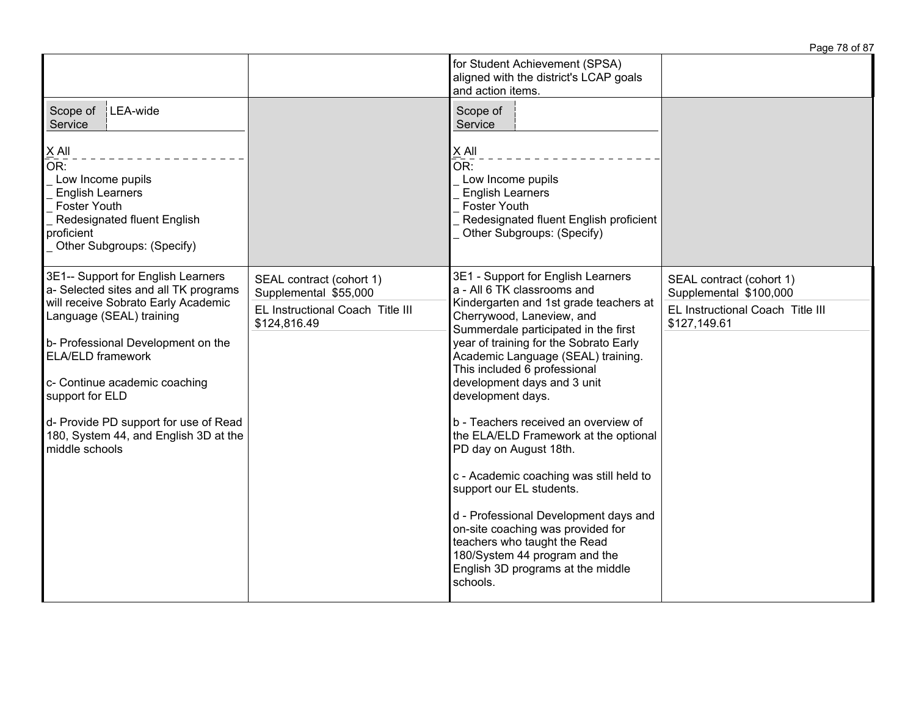| | | | |
|---|---|---|---|
| | | for Student Achievement (SPSA) aligned with the district's LCAP goals and action items. | |
| Scope of Service: LEA-wide<br><br>X All<br>OR:<br>_ Low Income pupils<br>_ English Learners<br>_ Foster Youth<br>_ Redesignated fluent English proficient<br>_ Other Subgroups: (Specify) | | Scope of Service:<br><br>X All<br>OR:<br>_ Low Income pupils<br>_ English Learners<br>_ Foster Youth<br>_ Redesignated fluent English proficient<br>_ Other Subgroups: (Specify) | |
| 3E1-- Support for English Learners<br>a- Selected sites and all TK programs will receive Sobrato Early Academic Language (SEAL) training<br><br>b- Professional Development on the ELA/ELD framework<br><br>c- Continue academic coaching support for ELD<br><br>d- Provide PD support for use of Read 180, System 44, and English 3D at the middle schools | SEAL contract (cohort 1) Supplemental $55,000<br><br>EL Instructional Coach Title III $124,816.49 | 3E1 - Support for English Learners<br>a - All 6 TK classrooms and Kindergarten and 1st grade teachers at Cherrywood, Laneview, and Summerdale participated in the first year of training for the Sobrato Early Academic Language (SEAL) training. This included 6 professional development days and 3 unit development days.<br><br>b - Teachers received an overview of the ELA/ELD Framework at the optional PD day on August 18th.<br><br>c - Academic coaching was still held to support our EL students.<br><br>d - Professional Development days and on-site coaching was provided for teachers who taught the Read 180/System 44 program and the English 3D programs at the middle schools. | SEAL contract (cohort 1) Supplemental $100,000<br><br>EL Instructional Coach Title III $127,149.61 |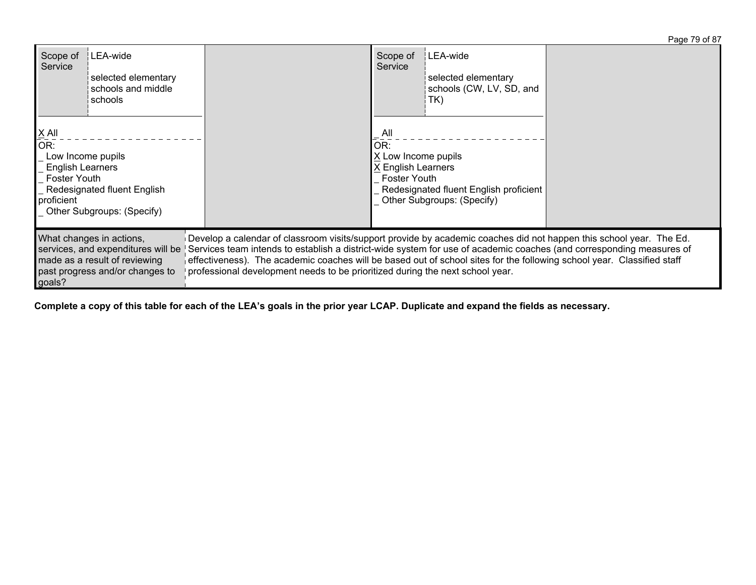| Scope of Service | LEA-wide<br><br>selected elementary schools and middle schools | | Scope of Service | LEA-wide<br><br>selected elementary schools (CW, LV, SD, and TK) | |
|---|---|---|---|---|---|
| X All<br>OR:<br>_ Low Income pupils<br>_ English Learners<br>_ Foster Youth<br>_ Redesignated fluent English proficient<br>_ Other Subgroups: (Specify) | | | _ All<br>OR:<br>X Low Income pupils<br>X English Learners<br>_ Foster Youth<br>_ Redesignated fluent English proficient<br>_ Other Subgroups: (Specify) | | |

| What changes in actions, services, and expenditures will be made as a result of reviewing past progress and/or changes to goals? | Develop a calendar of classroom visits/support provide by academic coaches did not happen this school year. The Ed. Services team intends to establish a district-wide system for use of academic coaches (and corresponding measures of effectiveness). The academic coaches will be based out of school sites for the following school year. Classified staff professional development needs to be prioritized during the next school year. |
|---|---|

**Complete a copy of this table for each of the LEA's goals in the prior year LCAP. Duplicate and expand the fields as necessary.**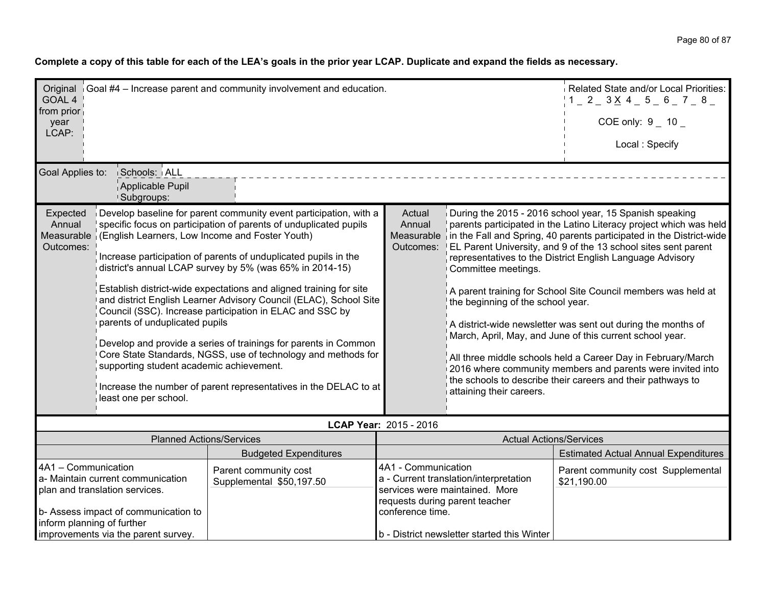**Complete a copy of this table for each of the LEA's goals in the prior year LCAP. Duplicate and expand the fields as necessary.**

| Original GOAL 4 from prior year LCAP: | Goal #4 – Increase parent and community involvement and education. | Related State and/or Local Priorities: 1 _ 2 _ 3 X 4 _ 5 _ 6 _ 7 _ 8 _ <br> COE only: 9 _ 10 _ <br> Local : Specify |
|---|---|---|

| Goal Applies to: | Schools: ALL |
|---|---|
| | Applicable Pupil Subgroups: |

| Expected Annual Measurable Outcomes: | Actual Annual Measurable Outcomes: |
|---|---|
| Develop baseline for parent community event participation, with a specific focus on participation of parents of unduplicated pupils (English Learners, Low Income and Foster Youth)<br><br>Increase participation of parents of unduplicated pupils in the district's annual LCAP survey by 5% (was 65% in 2014-15)<br><br>Establish district-wide expectations and aligned training for site and district English Learner Advisory Council (ELAC), School Site Council (SSC). Increase participation in ELAC and SSC by parents of unduplicated pupils<br><br>Develop and provide a series of trainings for parents in Common Core State Standards, NGSS, use of technology and methods for supporting student academic achievement.<br><br>Increase the number of parent representatives in the DELAC to at least one per school. | During the 2015 - 2016 school year, 15 Spanish speaking parents participated in the Latino Literacy project which was held in the Fall and Spring, 40 parents participated in the District-wide EL Parent University, and 9 of the 13 school sites sent parent representatives to the District English Language Advisory Committee meetings.<br><br>A parent training for School Site Council members was held at the beginning of the school year.<br><br>A district-wide newsletter was sent out during the months of March, April, May, and June of this current school year.<br><br>All three middle schools held a Career Day in February/March 2016 where community members and parents were invited into the schools to describe their careers and their pathways to attaining their careers. |

**LCAP Year:** 2015 - 2016

| Planned Actions/Services | Budgeted Expenditures | Actual Actions/Services | Estimated Actual Annual Expenditures |
|---|---|---|---|
| 4A1 – Communication<br>a- Maintain current communication plan and translation services.<br><br>b- Assess impact of communication to inform planning of further improvements via the parent survey. | Parent community cost Supplemental $50,197.50 | 4A1 - Communication<br>a - Current translation/interpretation services were maintained. More requests during parent teacher conference time.<br><br>b - District newsletter started this Winter | Parent community cost Supplemental $21,190.00 |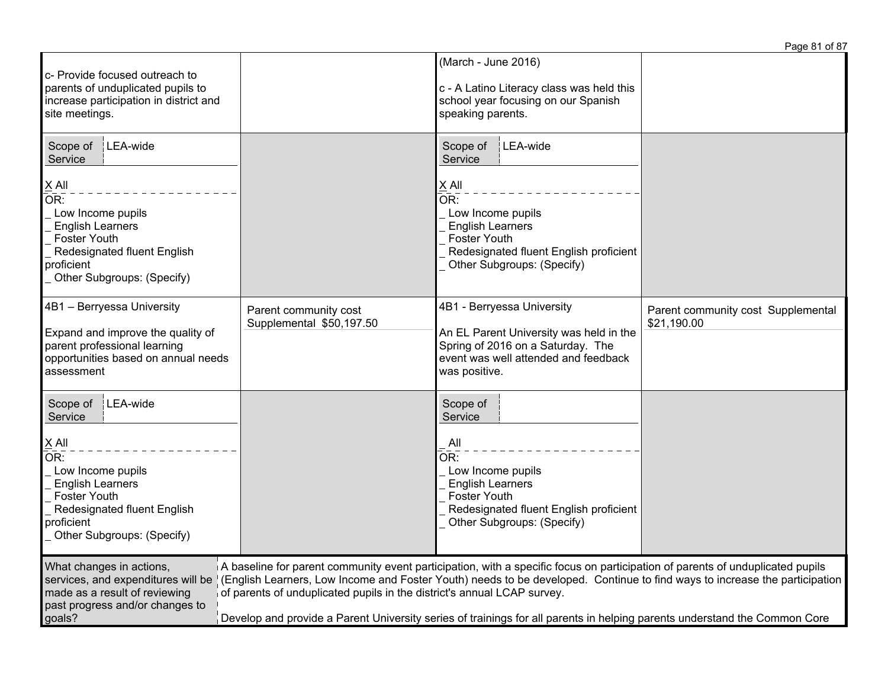| | | | |
|---|---|---|---|
| c- Provide focused outreach to parents of unduplicated pupils to increase participation in district and site meetings. | | (March - June 2016)<br><br>c - A Latino Literacy class was held this school year focusing on our Spanish speaking parents. | |
| Scope of Service: LEA-wide<br><br>X All<br>OR:<br>_ Low Income pupils<br>_ English Learners<br>_ Foster Youth<br>_ Redesignated fluent English proficient<br>_ Other Subgroups: (Specify) | | Scope of Service: LEA-wide<br><br>X All<br>OR:<br>_ Low Income pupils<br>_ English Learners<br>_ Foster Youth<br>_ Redesignated fluent English proficient<br>_ Other Subgroups: (Specify) | |
| 4B1 – Berryessa University<br><br>Expand and improve the quality of parent professional learning opportunities based on annual needs assessment | Parent community cost Supplemental $50,197.50 | 4B1 - Berryessa University<br><br>An EL Parent University was held in the Spring of 2016 on a Saturday. The event was well attended and feedback was positive. | Parent community cost Supplemental $21,190.00 |
| Scope of Service: LEA-wide<br><br>X All<br>OR:<br>_ Low Income pupils<br>_ English Learners<br>_ Foster Youth<br>_ Redesignated fluent English proficient<br>_ Other Subgroups: (Specify) | | Scope of Service:<br><br>_ All<br>OR:<br>_ Low Income pupils<br>_ English Learners<br>_ Foster Youth<br>_ Redesignated fluent English proficient<br>_ Other Subgroups: (Specify) | |

| What changes in actions, services, and expenditures will be made as a result of reviewing past progress and/or changes to goals? | A baseline for parent community event participation, with a specific focus on participation of parents of unduplicated pupils (English Learners, Low Income and Foster Youth) needs to be developed. Continue to find ways to increase the participation of parents of unduplicated pupils in the district's annual LCAP survey.<br><br>Develop and provide a Parent University series of trainings for all parents in helping parents understand the Common Core |
|---|---|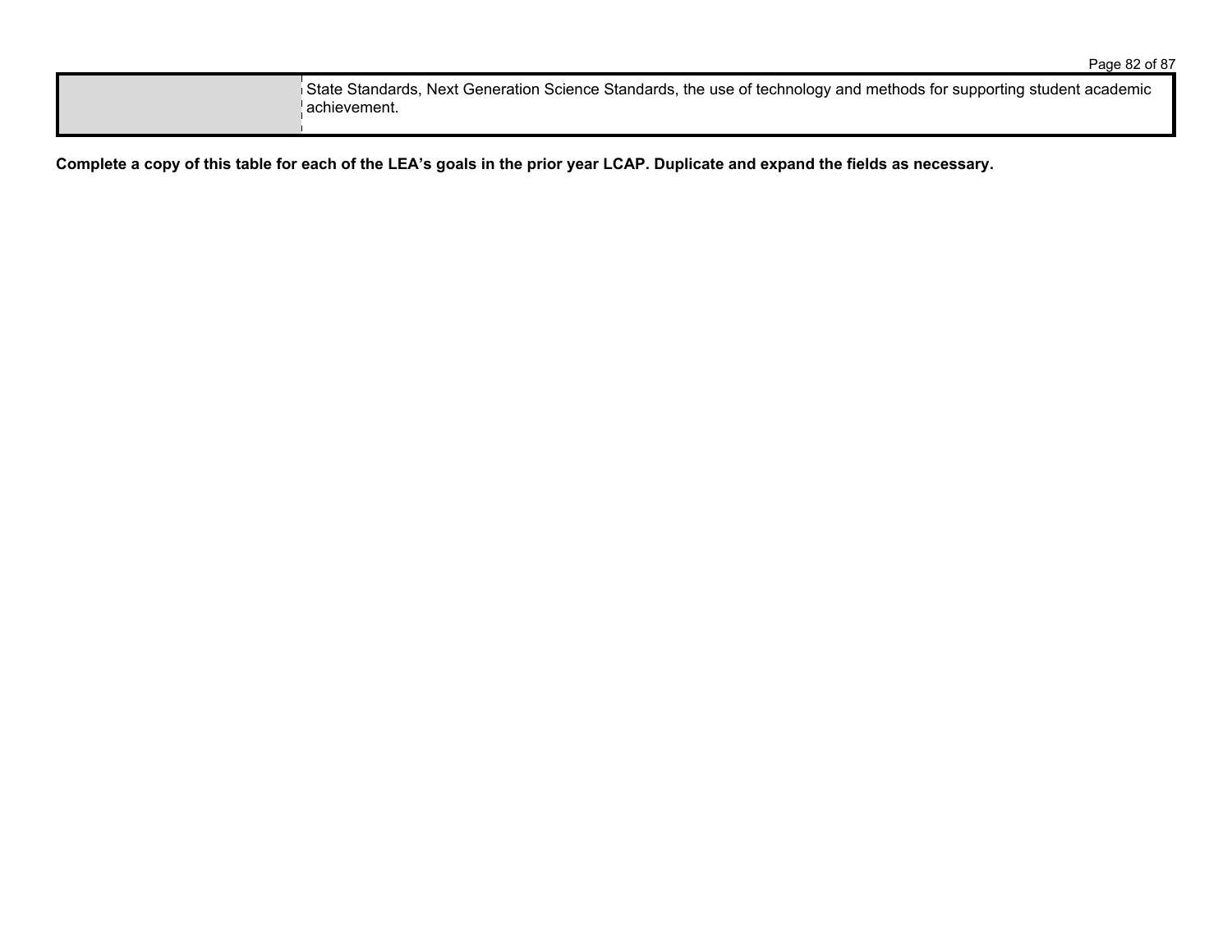| | |
|---|---|
| | State Standards, Next Generation Science Standards, the use of technology and methods for supporting student academic achievement. |

**Complete a copy of this table for each of the LEA's goals in the prior year LCAP. Duplicate and expand the fields as necessary.**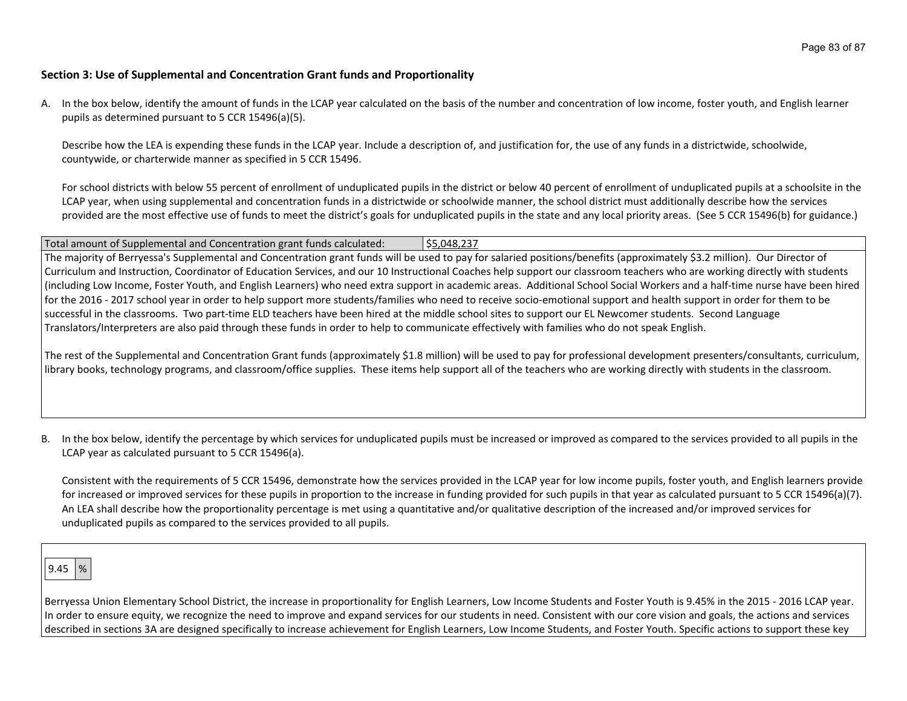## Section 3: Use of Supplemental and Concentration Grant funds and Proportionality

A. In the box below, identify the amount of funds in the LCAP year calculated on the basis of the number and concentration of low income, foster youth, and English learner pupils as determined pursuant to 5 CCR 15496(a)(5).

   Describe how the LEA is expending these funds in the LCAP year. Include a description of, and justification for, the use of any funds in a districtwide, schoolwide, countywide, or charterwide manner as specified in 5 CCR 15496.

   For school districts with below 55 percent of enrollment of unduplicated pupils in the district or below 40 percent of enrollment of unduplicated pupils at a schoolsite in the LCAP year, when using supplemental and concentration funds in a districtwide or schoolwide manner, the school district must additionally describe how the services provided are the most effective use of funds to meet the district's goals for unduplicated pupils in the state and any local priority areas. (See 5 CCR 15496(b) for guidance.)

| Total amount of Supplemental and Concentration grant funds calculated: | $5,048,237 |
|---|---|

The majority of Berryessa's Supplemental and Concentration grant funds will be used to pay for salaried positions/benefits (approximately $3.2 million). Our Director of Curriculum and Instruction, Coordinator of Education Services, and our 10 Instructional Coaches help support our classroom teachers who are working directly with students (including Low Income, Foster Youth, and English Learners) who need extra support in academic areas. Additional School Social Workers and a half-time nurse have been hired for the 2016 - 2017 school year in order to help support more students/families who need to receive socio-emotional support and health support in order for them to be successful in the classrooms. Two part-time ELD teachers have been hired at the middle school sites to support our EL Newcomer students. Second Language Translators/Interpreters are also paid through these funds in order to help to communicate effectively with families who do not speak English.

The rest of the Supplemental and Concentration Grant funds (approximately $1.8 million) will be used to pay for professional development presenters/consultants, curriculum, library books, technology programs, and classroom/office supplies. These items help support all of the teachers who are working directly with students in the classroom.

B. In the box below, identify the percentage by which services for unduplicated pupils must be increased or improved as compared to the services provided to all pupils in the LCAP year as calculated pursuant to 5 CCR 15496(a).

   Consistent with the requirements of 5 CCR 15496, demonstrate how the services provided in the LCAP year for low income pupils, foster youth, and English learners provide for increased or improved services for these pupils in proportion to the increase in funding provided for such pupils in that year as calculated pursuant to 5 CCR 15496(a)(7). An LEA shall describe how the proportionality percentage is met using a quantitative and/or qualitative description of the increased and/or improved services for unduplicated pupils as compared to the services provided to all pupils.

| 9.45 | % |
|---|---|

Berryessa Union Elementary School District, the increase in proportionality for English Learners, Low Income Students and Foster Youth is 9.45% in the 2015 - 2016 LCAP year. In order to ensure equity, we recognize the need to improve and expand services for our students in need. Consistent with our core vision and goals, the actions and services described in sections 3A are designed specifically to increase achievement for English Learners, Low Income Students, and Foster Youth. Specific actions to support these key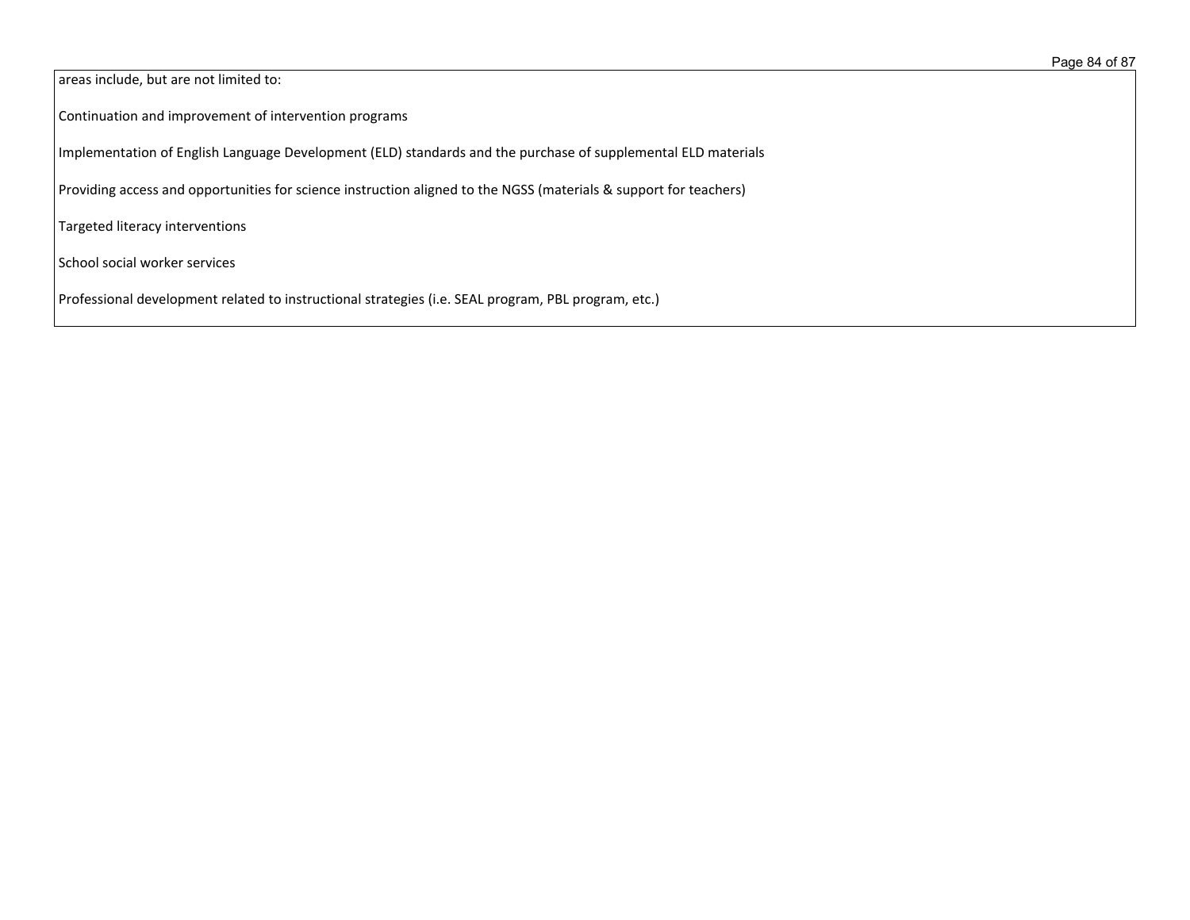areas include, but are not limited to:

Continuation and improvement of intervention programs

Implementation of English Language Development (ELD) standards and the purchase of supplemental ELD materials

Providing access and opportunities for science instruction aligned to the NGSS (materials & support for teachers)

Targeted literacy interventions

School social worker services

Professional development related to instructional strategies (i.e. SEAL program, PBL program, etc.)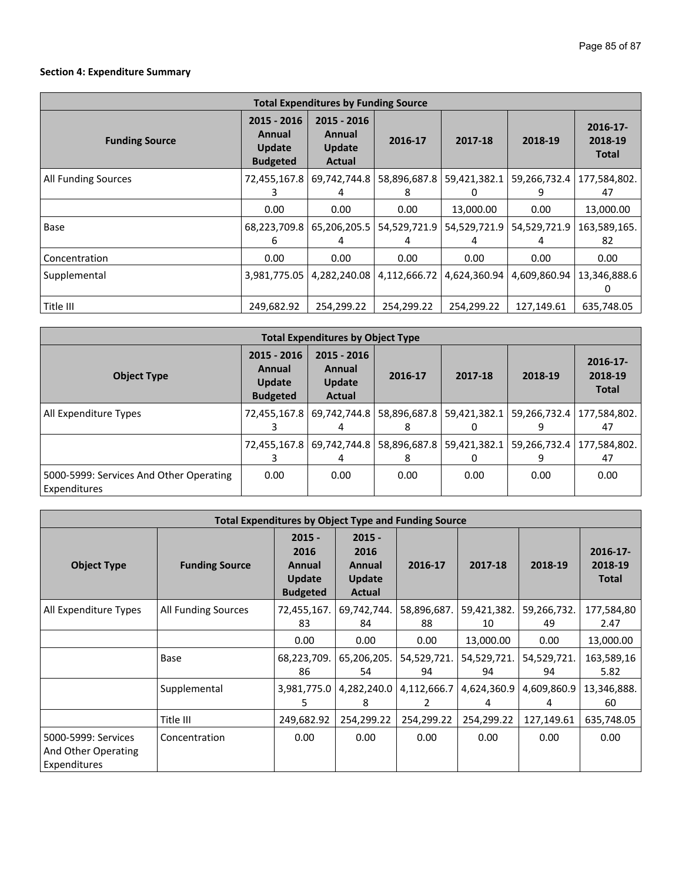**Section 4: Expenditure Summary**

| Total Expenditures by Funding Source | | | | | | |
|---|---|---|---|---|---|---|
| Funding Source | 2015 - 2016 Annual Update Budgeted | 2015 - 2016 Annual Update Actual | 2016-17 | 2017-18 | 2018-19 | 2016-17-2018-19 Total |
| All Funding Sources | 72,455,167.83 | 69,742,744.84 | 58,896,687.88 | 59,421,382.10 | 59,266,732.49 | 177,584,802.47 |
| | 0.00 | 0.00 | 0.00 | 13,000.00 | 0.00 | 13,000.00 |
| Base | 68,223,709.86 | 65,206,205.54 | 54,529,721.94 | 54,529,721.94 | 54,529,721.94 | 163,589,165.82 |
| Concentration | 0.00 | 0.00 | 0.00 | 0.00 | 0.00 | 0.00 |
| Supplemental | 3,981,775.05 | 4,282,240.08 | 4,112,666.72 | 4,624,360.94 | 4,609,860.94 | 13,346,888.60 |
| Title III | 249,682.92 | 254,299.22 | 254,299.22 | 254,299.22 | 127,149.61 | 635,748.05 |

| Total Expenditures by Object Type | | | | | | |
|---|---|---|---|---|---|---|
| Object Type | 2015 - 2016 Annual Update Budgeted | 2015 - 2016 Annual Update Actual | 2016-17 | 2017-18 | 2018-19 | 2016-17-2018-19 Total |
| All Expenditure Types | 72,455,167.83 | 69,742,744.84 | 58,896,687.88 | 59,421,382.10 | 59,266,732.49 | 177,584,802.47 |
| | 72,455,167.83 | 69,742,744.84 | 58,896,687.88 | 59,421,382.10 | 59,266,732.49 | 177,584,802.47 |
| 5000-5999: Services And Other Operating Expenditures | 0.00 | 0.00 | 0.00 | 0.00 | 0.00 | 0.00 |

| Total Expenditures by Object Type and Funding Source | | | | | | | |
|---|---|---|---|---|---|---|---|
| Object Type | Funding Source | 2015 - 2016 Annual Update Budgeted | 2015 - 2016 Annual Update Actual | 2016-17 | 2017-18 | 2018-19 | 2016-17-2018-19 Total |
| All Expenditure Types | All Funding Sources | 72,455,167.83 | 69,742,744.84 | 58,896,687.88 | 59,421,382.10 | 59,266,732.49 | 177,584,802.47 |
| | | 0.00 | 0.00 | 0.00 | 13,000.00 | 0.00 | 13,000.00 |
| | Base | 68,223,709.86 | 65,206,205.54 | 54,529,721.94 | 54,529,721.94 | 54,529,721.94 | 163,589,165.82 |
| | Supplemental | 3,981,775.05 | 4,282,240.08 | 4,112,666.72 | 4,624,360.94 | 4,609,860.94 | 13,346,888.60 |
| | Title III | 249,682.92 | 254,299.22 | 254,299.22 | 254,299.22 | 127,149.61 | 635,748.05 |
| 5000-5999: Services And Other Operating Expenditures | Concentration | 0.00 | 0.00 | 0.00 | 0.00 | 0.00 | 0.00 |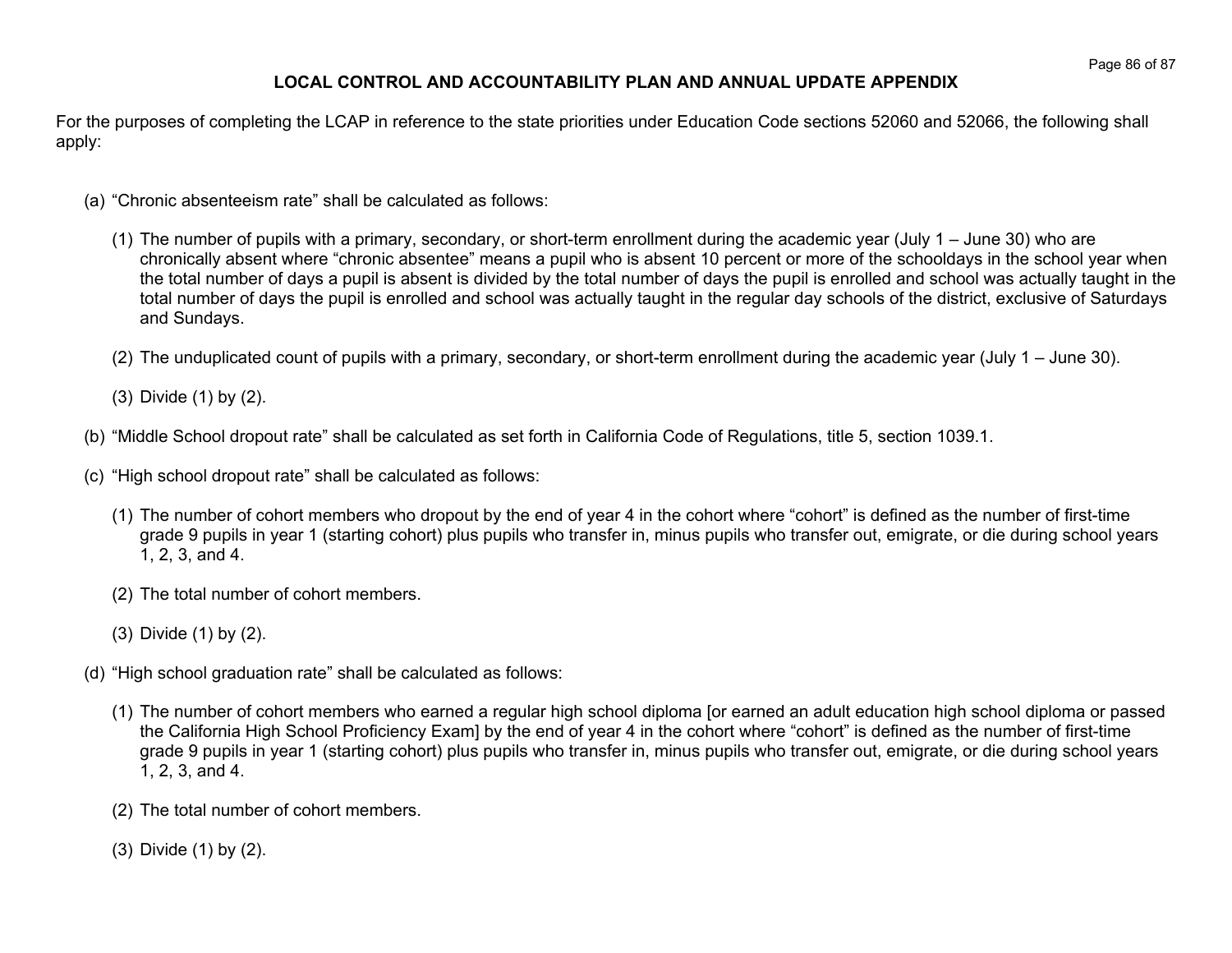# LOCAL CONTROL AND ACCOUNTABILITY PLAN AND ANNUAL UPDATE APPENDIX

For the purposes of completing the LCAP in reference to the state priorities under Education Code sections 52060 and 52066, the following shall apply:

(a) “Chronic absenteeism rate” shall be calculated as follows:

   (1) The number of pupils with a primary, secondary, or short-term enrollment during the academic year (July 1 – June 30) who are chronically absent where “chronic absentee” means a pupil who is absent 10 percent or more of the schooldays in the school year when the total number of days a pupil is absent is divided by the total number of days the pupil is enrolled and school was actually taught in the total number of days the pupil is enrolled and school was actually taught in the regular day schools of the district, exclusive of Saturdays and Sundays.

   (2) The unduplicated count of pupils with a primary, secondary, or short-term enrollment during the academic year (July 1 – June 30).

   (3) Divide (1) by (2).

(b) “Middle School dropout rate” shall be calculated as set forth in California Code of Regulations, title 5, section 1039.1.

(c) “High school dropout rate” shall be calculated as follows:

   (1) The number of cohort members who dropout by the end of year 4 in the cohort where “cohort” is defined as the number of first-time grade 9 pupils in year 1 (starting cohort) plus pupils who transfer in, minus pupils who transfer out, emigrate, or die during school years 1, 2, 3, and 4.

   (2) The total number of cohort members.

   (3) Divide (1) by (2).

(d) “High school graduation rate” shall be calculated as follows:

   (1) The number of cohort members who earned a regular high school diploma [or earned an adult education high school diploma or passed the California High School Proficiency Exam] by the end of year 4 in the cohort where “cohort” is defined as the number of first-time grade 9 pupils in year 1 (starting cohort) plus pupils who transfer in, minus pupils who transfer out, emigrate, or die during school years 1, 2, 3, and 4.

   (2) The total number of cohort members.

   (3) Divide (1) by (2).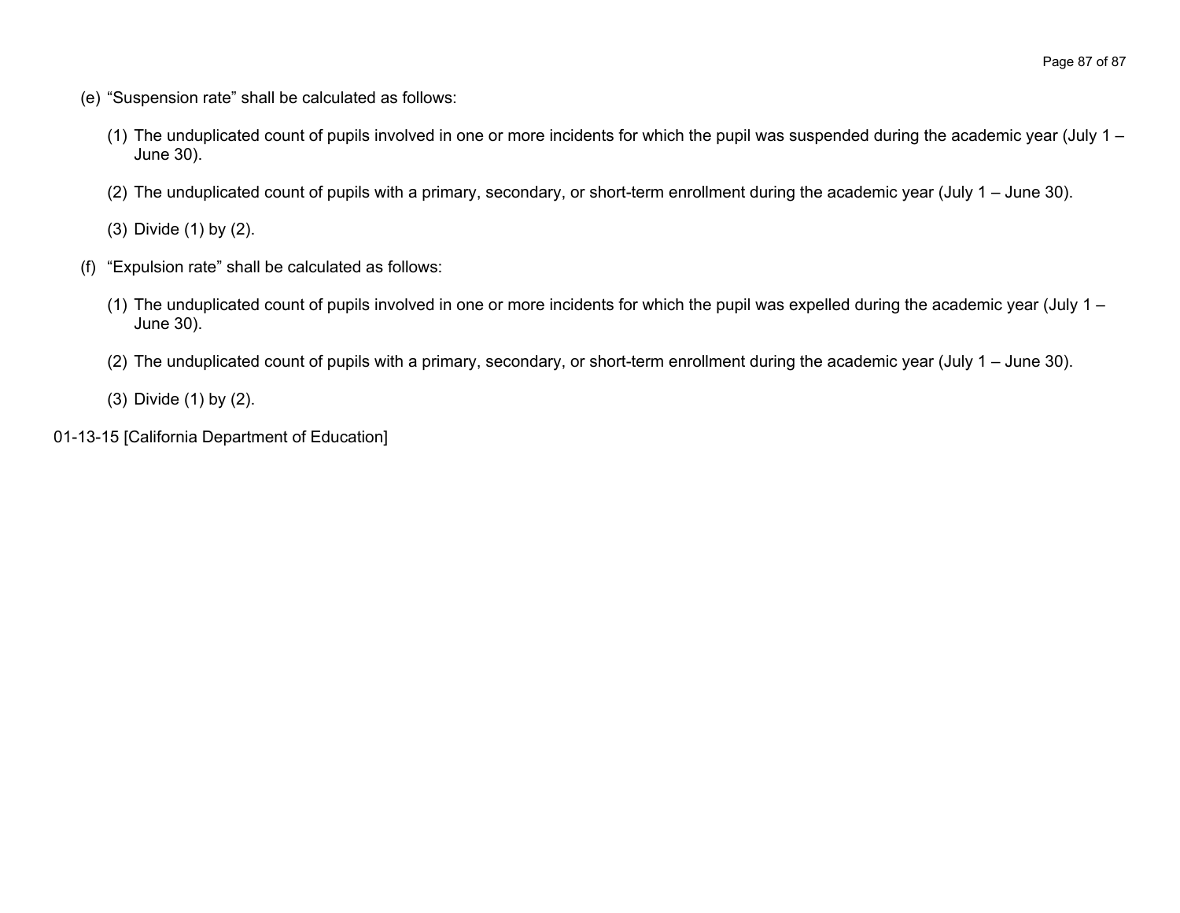(e) “Suspension rate” shall be calculated as follows:

(1) The unduplicated count of pupils involved in one or more incidents for which the pupil was suspended during the academic year (July 1 – June 30).

(2) The unduplicated count of pupils with a primary, secondary, or short-term enrollment during the academic year (July 1 – June 30).

(3) Divide (1) by (2).

(f) “Expulsion rate” shall be calculated as follows:

(1) The unduplicated count of pupils involved in one or more incidents for which the pupil was expelled during the academic year (July 1 – June 30).

(2) The unduplicated count of pupils with a primary, secondary, or short-term enrollment during the academic year (July 1 – June 30).

(3) Divide (1) by (2).

01-13-15 [California Department of Education]